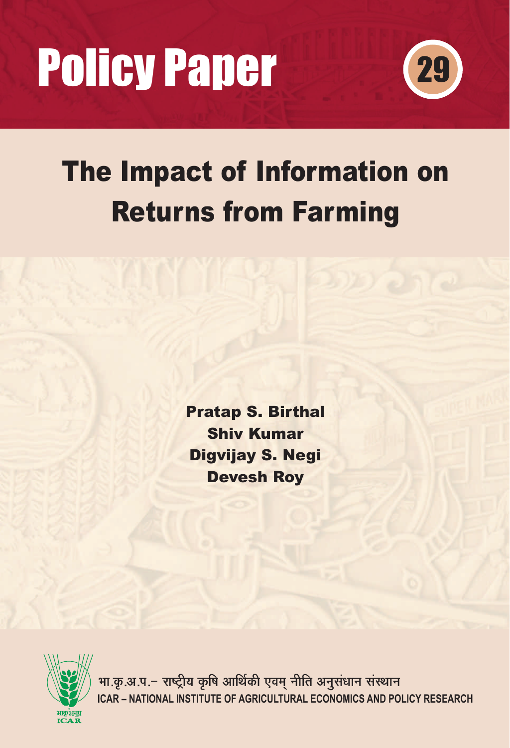# Policy Paper 29

# The Impact of Information on Returns from Farming

**Pratap S. Birthal**
**Shiv Kumar**
**Digvijay S. Negi**
**Devesh Roy**

भा.कृ.अ.प.– राष्ट्रीय कृषि आर्थिकी एवम् नीति अनुसंधान संस्थान
ICAR – NATIONAL INSTITUTE OF AGRICULTURAL ECONOMICS AND POLICY RESEARCH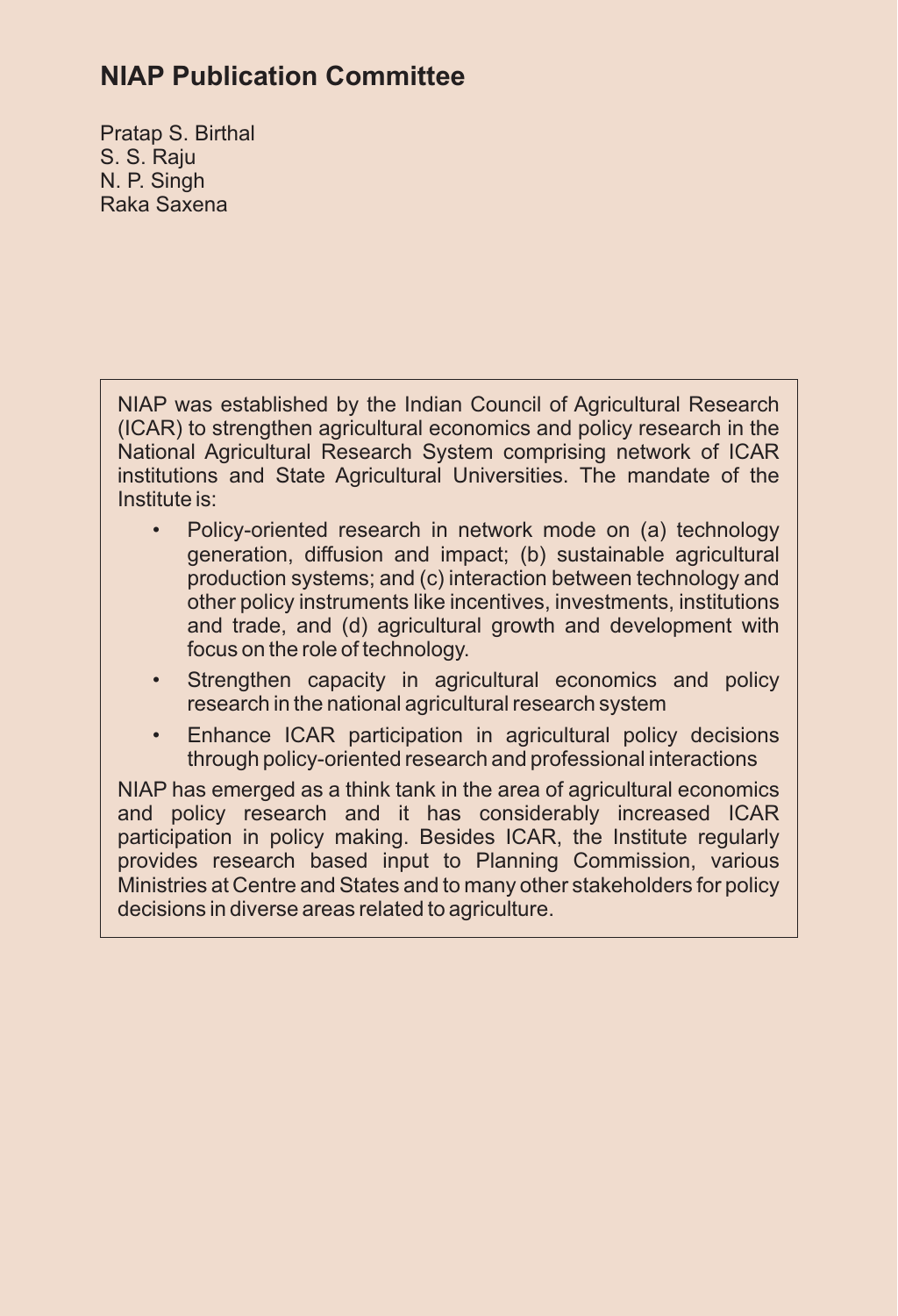## NIAP Publication Committee

Pratap S. Birthal
S. S. Raju
N. P. Singh
Raka Saxena

NIAP was established by the Indian Council of Agricultural Research (ICAR) to strengthen agricultural economics and policy research in the National Agricultural Research System comprising network of ICAR institutions and State Agricultural Universities. The mandate of the Institute is:

- Policy-oriented research in network mode on (a) technology generation, diffusion and impact; (b) sustainable agricultural production systems; and (c) interaction between technology and other policy instruments like incentives, investments, institutions and trade, and (d) agricultural growth and development with focus on the role of technology.
- Strengthen capacity in agricultural economics and policy research in the national agricultural research system
- Enhance ICAR participation in agricultural policy decisions through policy-oriented research and professional interactions

NIAP has emerged as a think tank in the area of agricultural economics and policy research and it has considerably increased ICAR participation in policy making. Besides ICAR, the Institute regularly provides research based input to Planning Commission, various Ministries at Centre and States and to many other stakeholders for policy decisions in diverse areas related to agriculture.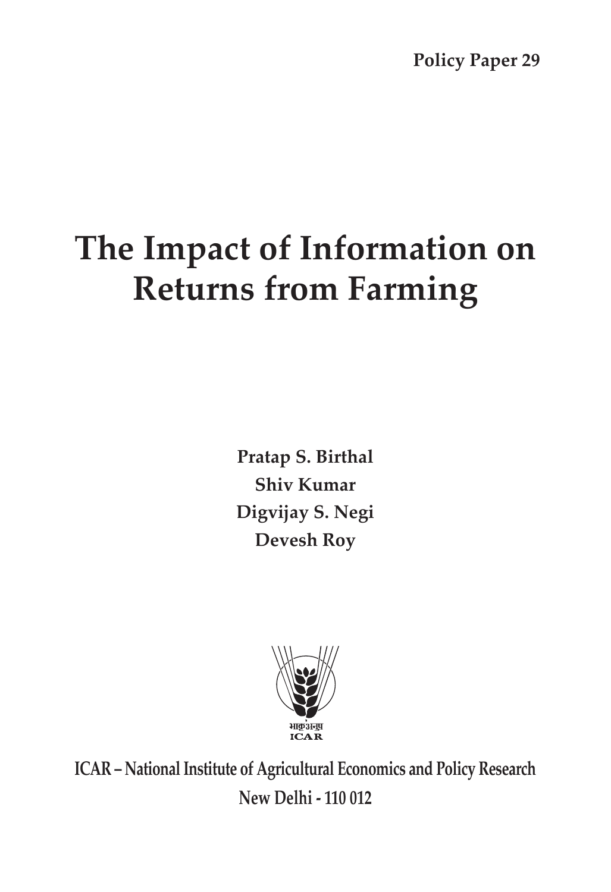Policy Paper 29

# The Impact of Information on Returns from Farming

**Pratap S. Birthal**
**Shiv Kumar**
**Digvijay S. Negi**
**Devesh Roy**

भाकृअनुप
ICAR

**ICAR – National Institute of Agricultural Economics and Policy Research**
**New Delhi - 110 012**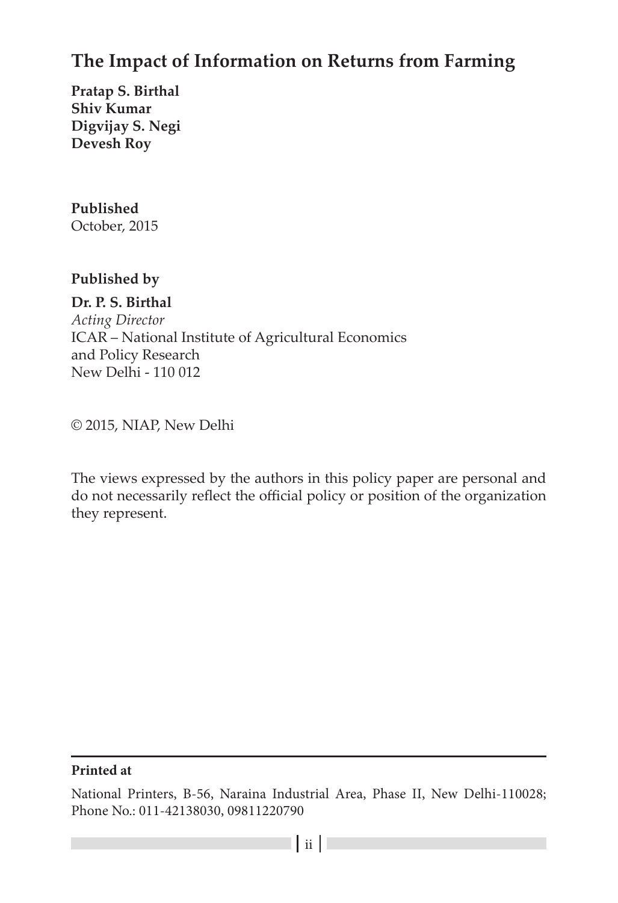## The Impact of Information on Returns from Farming

**Pratap S. Birthal**
**Shiv Kumar**
**Digvijay S. Negi**
**Devesh Roy**

**Published**
October, 2015

**Published by**

**Dr. P. S. Birthal**
*Acting Director*
ICAR – National Institute of Agricultural Economics
and Policy Research
New Delhi - 110 012

© 2015, NIAP, New Delhi

The views expressed by the authors in this policy paper are personal and do not necessarily reflect the official policy or position of the organization they represent.

**Printed at**

National Printers, B-56, Naraina Industrial Area, Phase II, New Delhi-110028; Phone No.: 011-42138030, 09811220790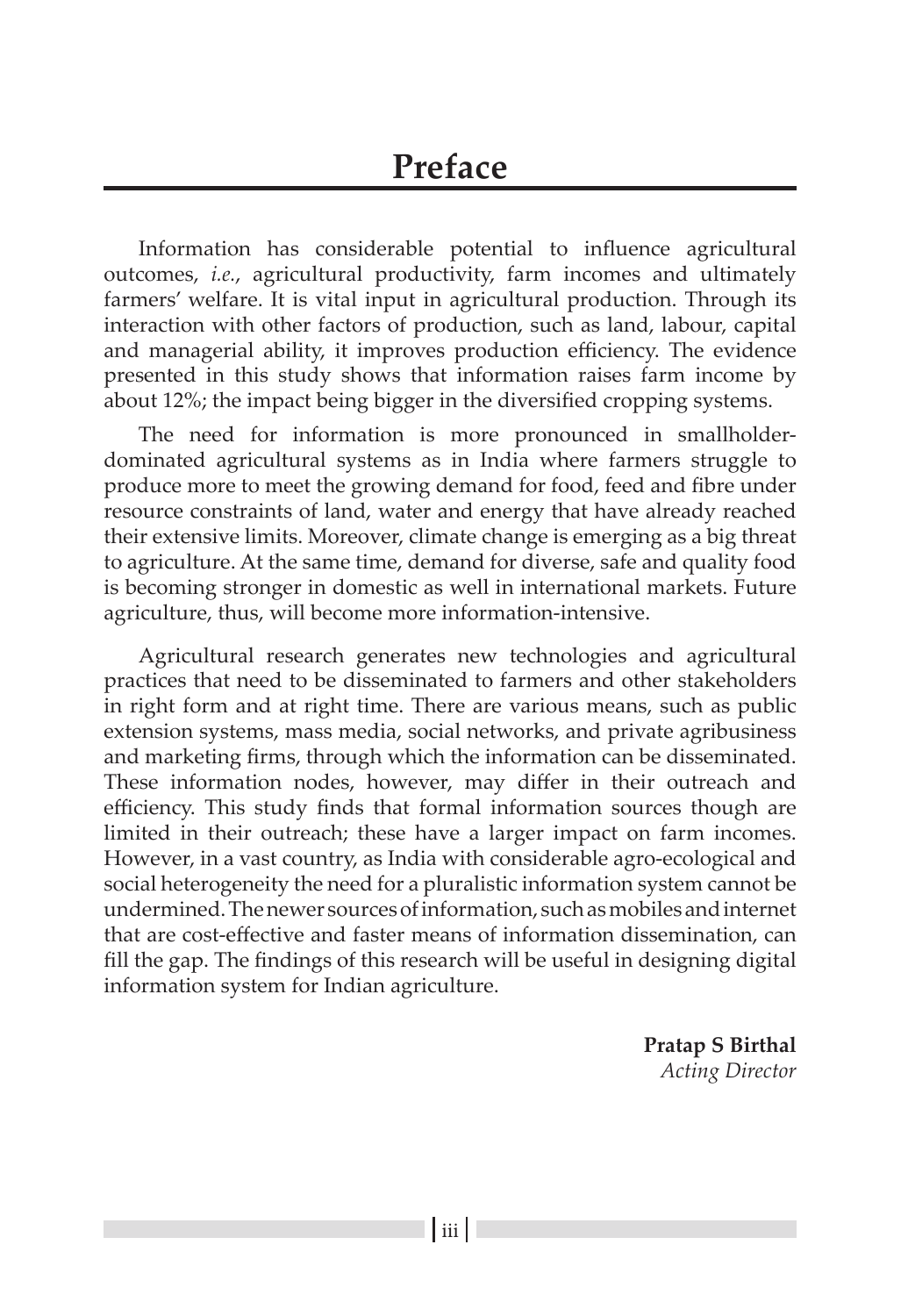# Preface

Information has considerable potential to influence agricultural outcomes, *i.e.*, agricultural productivity, farm incomes and ultimately farmers' welfare. It is vital input in agricultural production. Through its interaction with other factors of production, such as land, labour, capital and managerial ability, it improves production efficiency. The evidence presented in this study shows that information raises farm income by about 12%; the impact being bigger in the diversified cropping systems.

The need for information is more pronounced in smallholder-dominated agricultural systems as in India where farmers struggle to produce more to meet the growing demand for food, feed and fibre under resource constraints of land, water and energy that have already reached their extensive limits. Moreover, climate change is emerging as a big threat to agriculture. At the same time, demand for diverse, safe and quality food is becoming stronger in domestic as well in international markets. Future agriculture, thus, will become more information-intensive.

Agricultural research generates new technologies and agricultural practices that need to be disseminated to farmers and other stakeholders in right form and at right time. There are various means, such as public extension systems, mass media, social networks, and private agribusiness and marketing firms, through which the information can be disseminated. These information nodes, however, may differ in their outreach and efficiency. This study finds that formal information sources though are limited in their outreach; these have a larger impact on farm incomes. However, in a vast country, as India with considerable agro-ecological and social heterogeneity the need for a pluralistic information system cannot be undermined. The newer sources of information, such as mobiles and internet that are cost-effective and faster means of information dissemination, can fill the gap. The findings of this research will be useful in designing digital information system for Indian agriculture.

**Pratap S Birthal**
*Acting Director*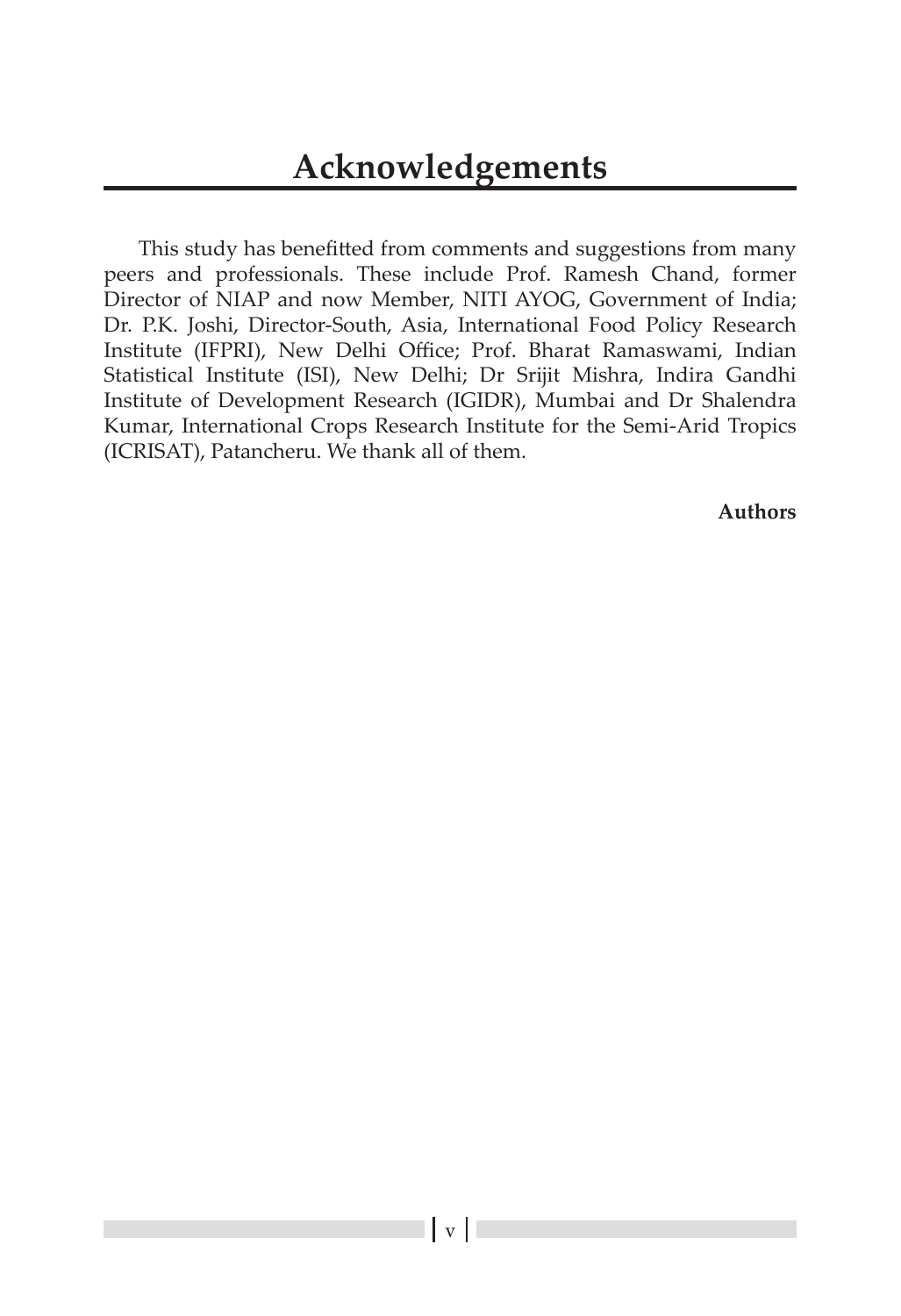# Acknowledgements

This study has benefitted from comments and suggestions from many peers and professionals. These include Prof. Ramesh Chand, former Director of NIAP and now Member, NITI AYOG, Government of India; Dr. P.K. Joshi, Director-South, Asia, International Food Policy Research Institute (IFPRI), New Delhi Office; Prof. Bharat Ramaswami, Indian Statistical Institute (ISI), New Delhi; Dr Srijit Mishra, Indira Gandhi Institute of Development Research (IGIDR), Mumbai and Dr Shalendra Kumar, International Crops Research Institute for the Semi-Arid Tropics (ICRISAT), Patancheru. We thank all of them.

**Authors**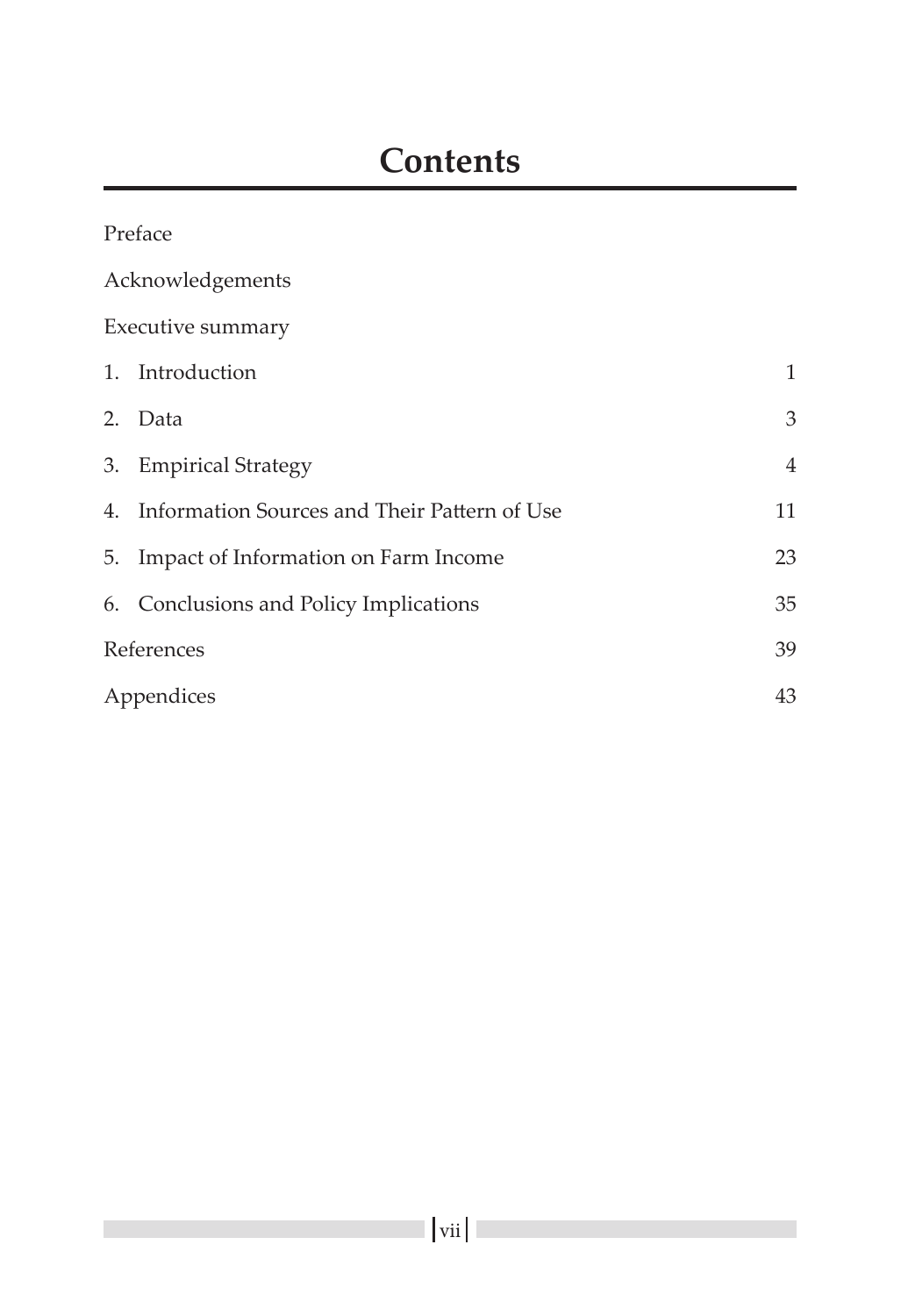# Contents

Preface

Acknowledgements

Executive summary

1. Introduction 1
2. Data 3
3. Empirical Strategy 4
4. Information Sources and Their Pattern of Use 11
5. Impact of Information on Farm Income 23
6. Conclusions and Policy Implications 35

References 39

Appendices 43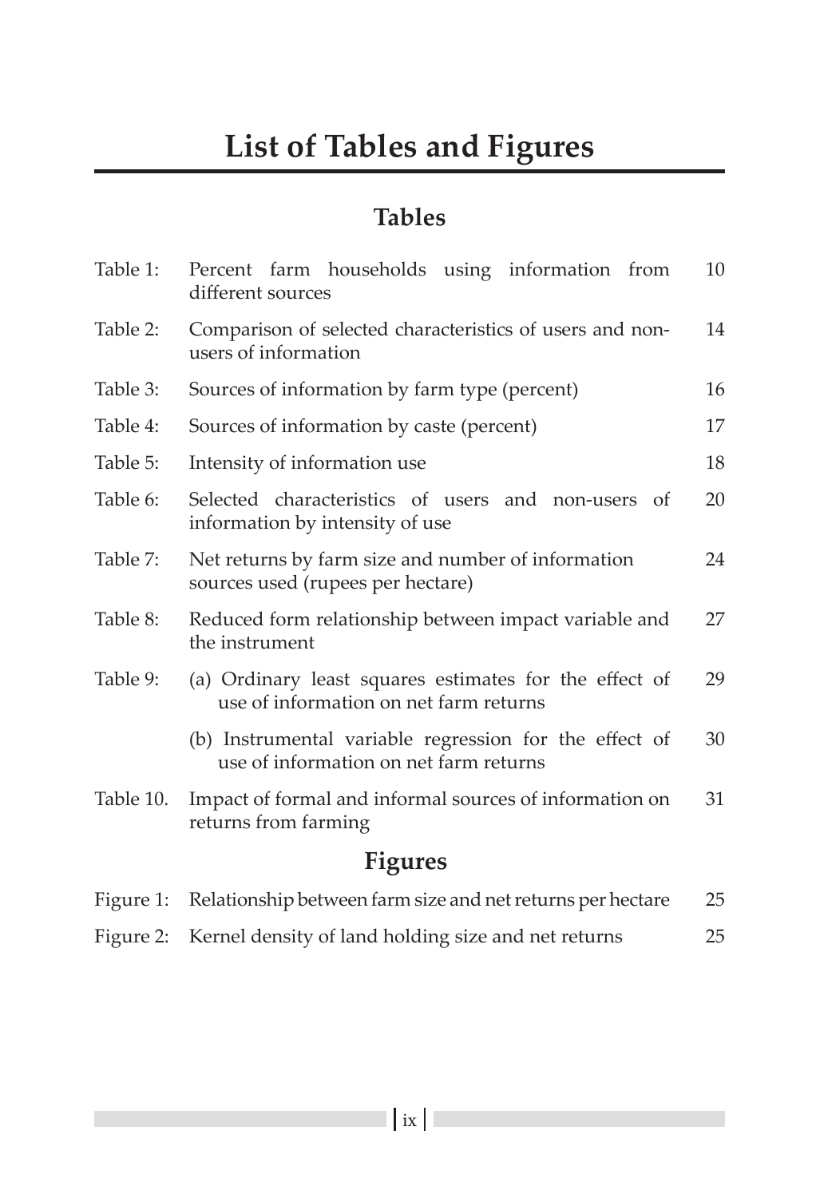# List of Tables and Figures

## Tables

| | | |
|---|---|---|
| Table 1: | Percent farm households using information from different sources | 10 |
| Table 2: | Comparison of selected characteristics of users and non-users of information | 14 |
| Table 3: | Sources of information by farm type (percent) | 16 |
| Table 4: | Sources of information by caste (percent) | 17 |
| Table 5: | Intensity of information use | 18 |
| Table 6: | Selected characteristics of users and non-users of information by intensity of use | 20 |
| Table 7: | Net returns by farm size and number of information sources used (rupees per hectare) | 24 |
| Table 8: | Reduced form relationship between impact variable and the instrument | 27 |
| Table 9: | (a) Ordinary least squares estimates for the effect of use of information on net farm returns | 29 |
| | (b) Instrumental variable regression for the effect of use of information on net farm returns | 30 |
| Table 10. | Impact of formal and informal sources of information on returns from farming | 31 |

## Figures

| | | |
|---|---|---|
| Figure 1: | Relationship between farm size and net returns per hectare | 25 |
| Figure 2: | Kernel density of land holding size and net returns | 25 |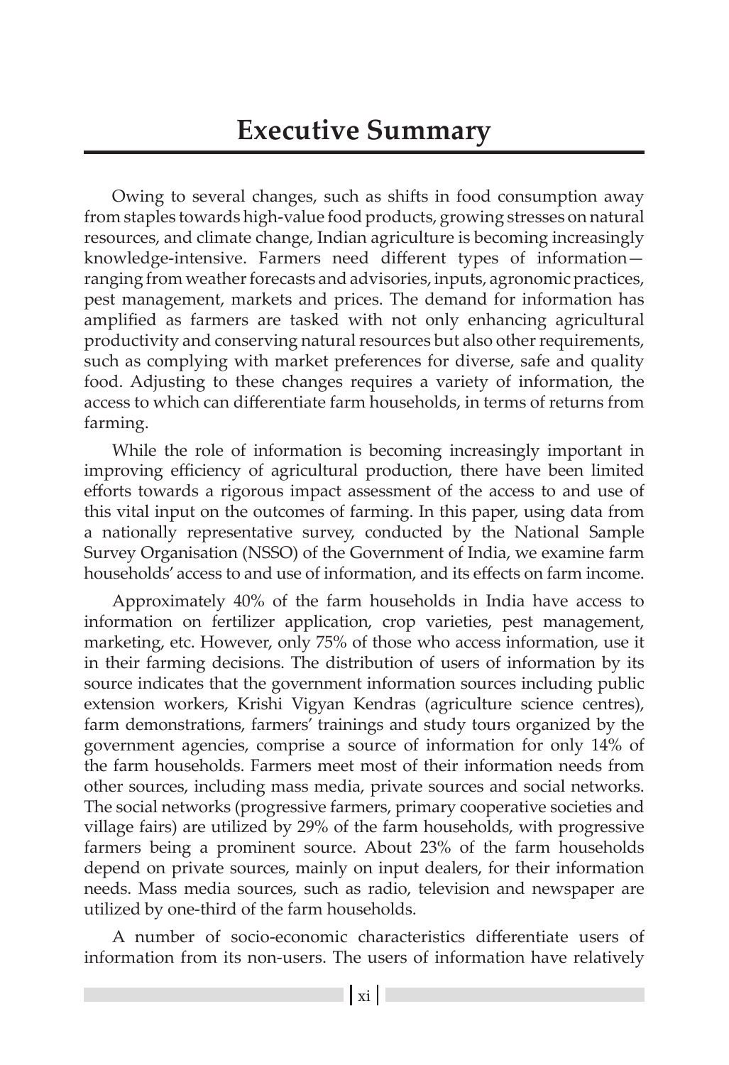# Executive Summary

Owing to several changes, such as shifts in food consumption away from staples towards high-value food products, growing stresses on natural resources, and climate change, Indian agriculture is becoming increasingly knowledge-intensive. Farmers need different types of information—ranging from weather forecasts and advisories, inputs, agronomic practices, pest management, markets and prices. The demand for information has amplified as farmers are tasked with not only enhancing agricultural productivity and conserving natural resources but also other requirements, such as complying with market preferences for diverse, safe and quality food. Adjusting to these changes requires a variety of information, the access to which can differentiate farm households, in terms of returns from farming.

While the role of information is becoming increasingly important in improving efficiency of agricultural production, there have been limited efforts towards a rigorous impact assessment of the access to and use of this vital input on the outcomes of farming. In this paper, using data from a nationally representative survey, conducted by the National Sample Survey Organisation (NSSO) of the Government of India, we examine farm households' access to and use of information, and its effects on farm income.

Approximately 40% of the farm households in India have access to information on fertilizer application, crop varieties, pest management, marketing, etc. However, only 75% of those who access information, use it in their farming decisions. The distribution of users of information by its source indicates that the government information sources including public extension workers, Krishi Vigyan Kendras (agriculture science centres), farm demonstrations, farmers' trainings and study tours organized by the government agencies, comprise a source of information for only 14% of the farm households. Farmers meet most of their information needs from other sources, including mass media, private sources and social networks. The social networks (progressive farmers, primary cooperative societies and village fairs) are utilized by 29% of the farm households, with progressive farmers being a prominent source. About 23% of the farm households depend on private sources, mainly on input dealers, for their information needs. Mass media sources, such as radio, television and newspaper are utilized by one-third of the farm households.

A number of socio-economic characteristics differentiate users of information from its non-users. The users of information have relatively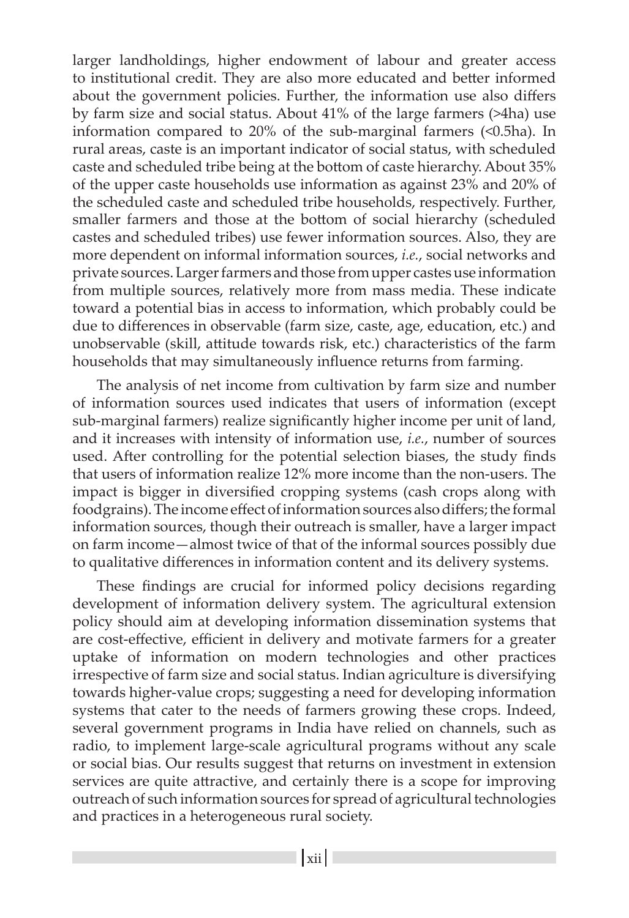larger landholdings, higher endowment of labour and greater access to institutional credit. They are also more educated and better informed about the government policies. Further, the information use also differs by farm size and social status. About 41% of the large farmers (>4ha) use information compared to 20% of the sub-marginal farmers (<0.5ha). In rural areas, caste is an important indicator of social status, with scheduled caste and scheduled tribe being at the bottom of caste hierarchy. About 35% of the upper caste households use information as against 23% and 20% of the scheduled caste and scheduled tribe households, respectively. Further, smaller farmers and those at the bottom of social hierarchy (scheduled castes and scheduled tribes) use fewer information sources. Also, they are more dependent on informal information sources, *i.e.*, social networks and private sources. Larger farmers and those from upper castes use information from multiple sources, relatively more from mass media. These indicate toward a potential bias in access to information, which probably could be due to differences in observable (farm size, caste, age, education, etc.) and unobservable (skill, attitude towards risk, etc.) characteristics of the farm households that may simultaneously influence returns from farming.

The analysis of net income from cultivation by farm size and number of information sources used indicates that users of information (except sub-marginal farmers) realize significantly higher income per unit of land, and it increases with intensity of information use, *i.e.*, number of sources used. After controlling for the potential selection biases, the study finds that users of information realize 12% more income than the non-users. The impact is bigger in diversified cropping systems (cash crops along with foodgrains). The income effect of information sources also differs; the formal information sources, though their outreach is smaller, have a larger impact on farm income—almost twice of that of the informal sources possibly due to qualitative differences in information content and its delivery systems.

These findings are crucial for informed policy decisions regarding development of information delivery system. The agricultural extension policy should aim at developing information dissemination systems that are cost-effective, efficient in delivery and motivate farmers for a greater uptake of information on modern technologies and other practices irrespective of farm size and social status. Indian agriculture is diversifying towards higher-value crops; suggesting a need for developing information systems that cater to the needs of farmers growing these crops. Indeed, several government programs in India have relied on channels, such as radio, to implement large-scale agricultural programs without any scale or social bias. Our results suggest that returns on investment in extension services are quite attractive, and certainly there is a scope for improving outreach of such information sources for spread of agricultural technologies and practices in a heterogeneous rural society.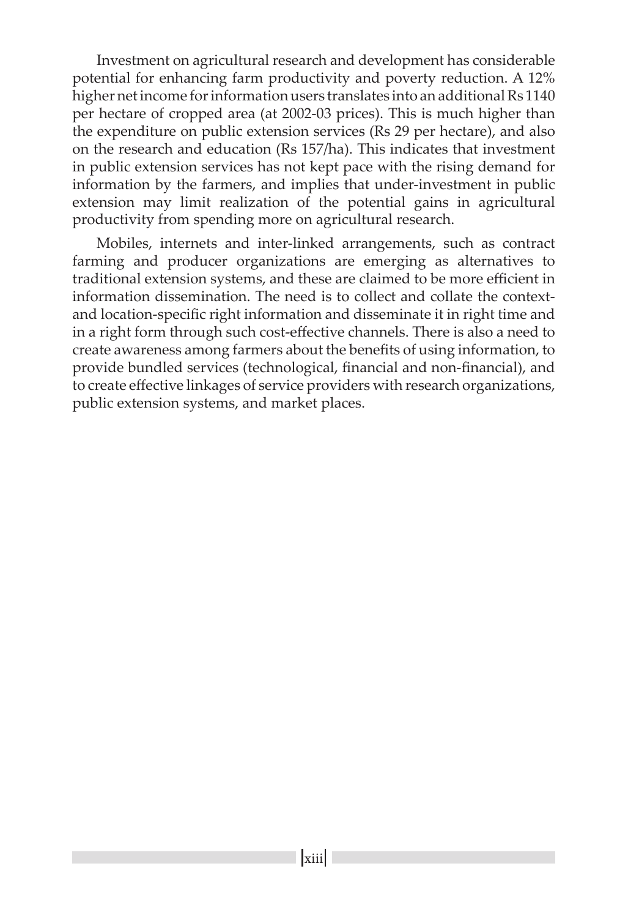Investment on agricultural research and development has considerable potential for enhancing farm productivity and poverty reduction. A 12% higher net income for information users translates into an additional Rs 1140 per hectare of cropped area (at 2002-03 prices). This is much higher than the expenditure on public extension services (Rs 29 per hectare), and also on the research and education (Rs 157/ha). This indicates that investment in public extension services has not kept pace with the rising demand for information by the farmers, and implies that under-investment in public extension may limit realization of the potential gains in agricultural productivity from spending more on agricultural research.

Mobiles, internets and inter-linked arrangements, such as contract farming and producer organizations are emerging as alternatives to traditional extension systems, and these are claimed to be more efficient in information dissemination. The need is to collect and collate the context- and location-specific right information and disseminate it in right time and in a right form through such cost-effective channels. There is also a need to create awareness among farmers about the benefits of using information, to provide bundled services (technological, financial and non-financial), and to create effective linkages of service providers with research organizations, public extension systems, and market places.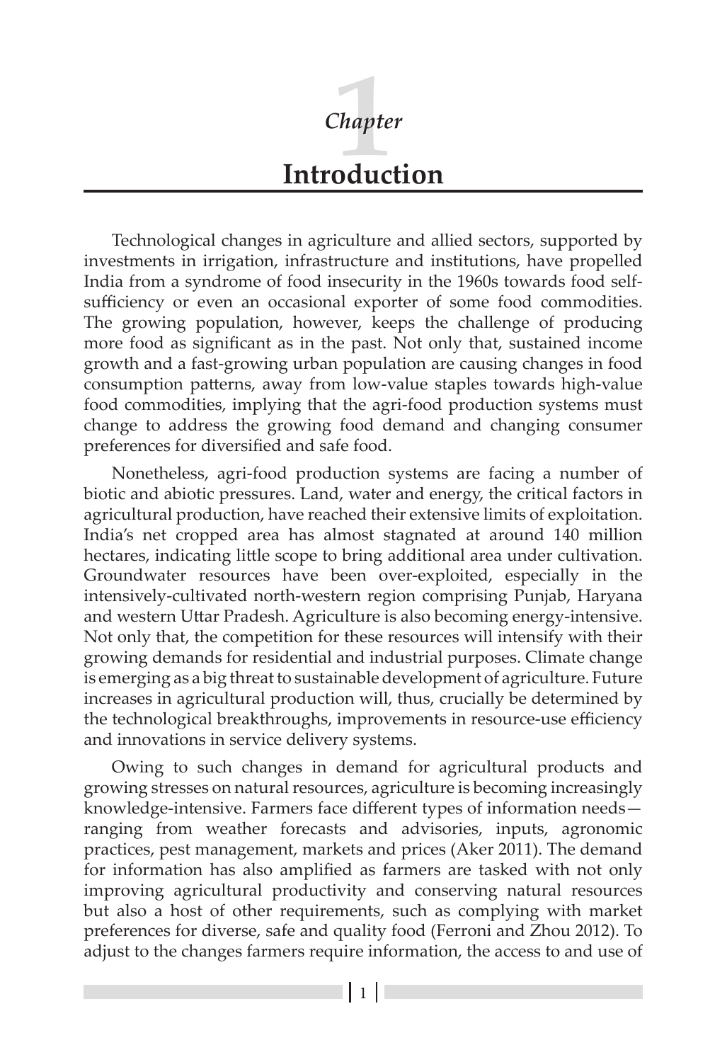# Chapter 1

# Introduction

Technological changes in agriculture and allied sectors, supported by investments in irrigation, infrastructure and institutions, have propelled India from a syndrome of food insecurity in the 1960s towards food self-sufficiency or even an occasional exporter of some food commodities. The growing population, however, keeps the challenge of producing more food as significant as in the past. Not only that, sustained income growth and a fast-growing urban population are causing changes in food consumption patterns, away from low-value staples towards high-value food commodities, implying that the agri-food production systems must change to address the growing food demand and changing consumer preferences for diversified and safe food.

Nonetheless, agri-food production systems are facing a number of biotic and abiotic pressures. Land, water and energy, the critical factors in agricultural production, have reached their extensive limits of exploitation. India's net cropped area has almost stagnated at around 140 million hectares, indicating little scope to bring additional area under cultivation. Groundwater resources have been over-exploited, especially in the intensively-cultivated north-western region comprising Punjab, Haryana and western Uttar Pradesh. Agriculture is also becoming energy-intensive. Not only that, the competition for these resources will intensify with their growing demands for residential and industrial purposes. Climate change is emerging as a big threat to sustainable development of agriculture. Future increases in agricultural production will, thus, crucially be determined by the technological breakthroughs, improvements in resource-use efficiency and innovations in service delivery systems.

Owing to such changes in demand for agricultural products and growing stresses on natural resources, agriculture is becoming increasingly knowledge-intensive. Farmers face different types of information needs—ranging from weather forecasts and advisories, inputs, agronomic practices, pest management, markets and prices (Aker 2011). The demand for information has also amplified as farmers are tasked with not only improving agricultural productivity and conserving natural resources but also a host of other requirements, such as complying with market preferences for diverse, safe and quality food (Ferroni and Zhou 2012). To adjust to the changes farmers require information, the access to and use of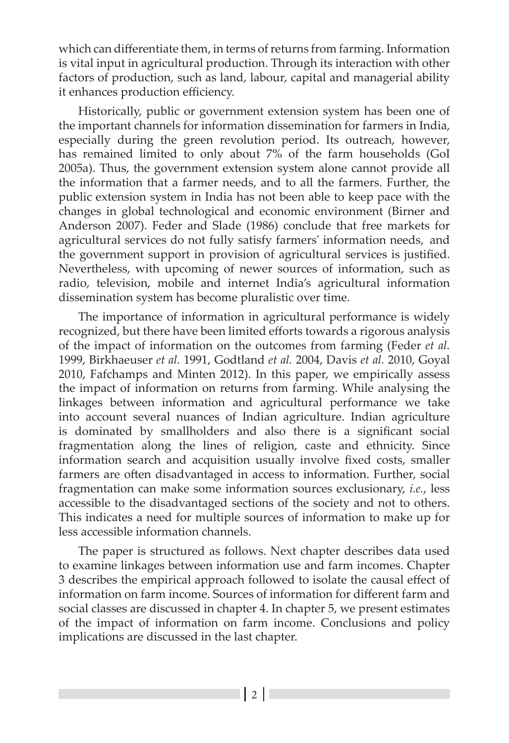which can differentiate them, in terms of returns from farming. Information is vital input in agricultural production. Through its interaction with other factors of production, such as land, labour, capital and managerial ability it enhances production efficiency.

Historically, public or government extension system has been one of the important channels for information dissemination for farmers in India, especially during the green revolution period. Its outreach, however, has remained limited to only about 7% of the farm households (GoI 2005a). Thus, the government extension system alone cannot provide all the information that a farmer needs, and to all the farmers. Further, the public extension system in India has not been able to keep pace with the changes in global technological and economic environment (Birner and Anderson 2007). Feder and Slade (1986) conclude that free markets for agricultural services do not fully satisfy farmers' information needs, and the government support in provision of agricultural services is justified. Nevertheless, with upcoming of newer sources of information, such as radio, television, mobile and internet India's agricultural information dissemination system has become pluralistic over time.

The importance of information in agricultural performance is widely recognized, but there have been limited efforts towards a rigorous analysis of the impact of information on the outcomes from farming (Feder *et al.* 1999, Birkhaeuser *et al.* 1991, Godtland *et al.* 2004, Davis *et al.* 2010, Goyal 2010, Fafchamps and Minten 2012). In this paper, we empirically assess the impact of information on returns from farming. While analysing the linkages between information and agricultural performance we take into account several nuances of Indian agriculture. Indian agriculture is dominated by smallholders and also there is a significant social fragmentation along the lines of religion, caste and ethnicity. Since information search and acquisition usually involve fixed costs, smaller farmers are often disadvantaged in access to information. Further, social fragmentation can make some information sources exclusionary, *i.e.*, less accessible to the disadvantaged sections of the society and not to others. This indicates a need for multiple sources of information to make up for less accessible information channels.

The paper is structured as follows. Next chapter describes data used to examine linkages between information use and farm incomes. Chapter 3 describes the empirical approach followed to isolate the causal effect of information on farm income. Sources of information for different farm and social classes are discussed in chapter 4. In chapter 5, we present estimates of the impact of information on farm income. Conclusions and policy implications are discussed in the last chapter.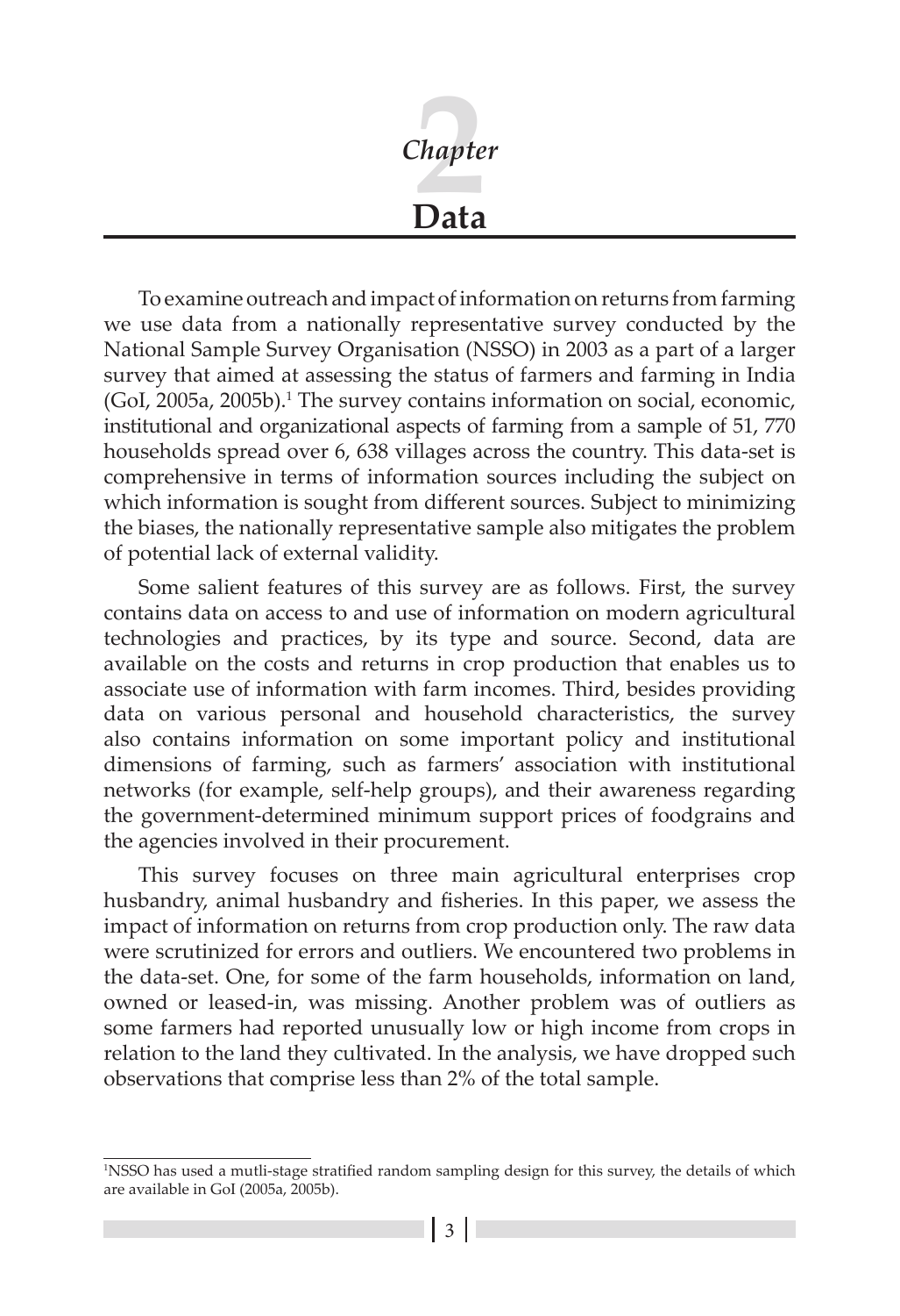# Chapter 2

# Data

To examine outreach and impact of information on returns from farming we use data from a nationally representative survey conducted by the National Sample Survey Organisation (NSSO) in 2003 as a part of a larger survey that aimed at assessing the status of farmers and farming in India (GoI, 2005a, 2005b).[1] The survey contains information on social, economic, institutional and organizational aspects of farming from a sample of 51, 770 households spread over 6, 638 villages across the country. This data-set is comprehensive in terms of information sources including the subject on which information is sought from different sources. Subject to minimizing the biases, the nationally representative sample also mitigates the problem of potential lack of external validity.

Some salient features of this survey are as follows. First, the survey contains data on access to and use of information on modern agricultural technologies and practices, by its type and source. Second, data are available on the costs and returns in crop production that enables us to associate use of information with farm incomes. Third, besides providing data on various personal and household characteristics, the survey also contains information on some important policy and institutional dimensions of farming, such as farmers' association with institutional networks (for example, self-help groups), and their awareness regarding the government-determined minimum support prices of foodgrains and the agencies involved in their procurement.

This survey focuses on three main agricultural enterprises crop husbandry, animal husbandry and fisheries. In this paper, we assess the impact of information on returns from crop production only. The raw data were scrutinized for errors and outliers. We encountered two problems in the data-set. One, for some of the farm households, information on land, owned or leased-in, was missing. Another problem was of outliers as some farmers had reported unusually low or high income from crops in relation to the land they cultivated. In the analysis, we have dropped such observations that comprise less than 2% of the total sample.

---

[1]NSSO has used a mutli-stage stratified random sampling design for this survey, the details of which are available in GoI (2005a, 2005b).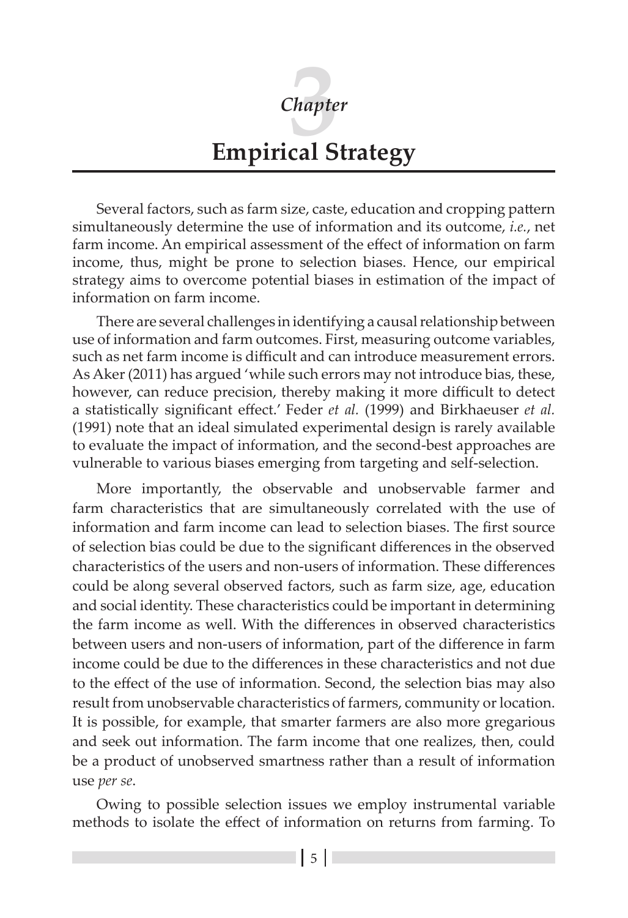# Chapter 3

# Empirical Strategy

Several factors, such as farm size, caste, education and cropping pattern simultaneously determine the use of information and its outcome, *i.e.*, net farm income. An empirical assessment of the effect of information on farm income, thus, might be prone to selection biases. Hence, our empirical strategy aims to overcome potential biases in estimation of the impact of information on farm income.

There are several challenges in identifying a causal relationship between use of information and farm outcomes. First, measuring outcome variables, such as net farm income is difficult and can introduce measurement errors. As Aker (2011) has argued 'while such errors may not introduce bias, these, however, can reduce precision, thereby making it more difficult to detect a statistically significant effect.' Feder *et al.* (1999) and Birkhaeuser *et al.* (1991) note that an ideal simulated experimental design is rarely available to evaluate the impact of information, and the second-best approaches are vulnerable to various biases emerging from targeting and self-selection.

More importantly, the observable and unobservable farmer and farm characteristics that are simultaneously correlated with the use of information and farm income can lead to selection biases. The first source of selection bias could be due to the significant differences in the observed characteristics of the users and non-users of information. These differences could be along several observed factors, such as farm size, age, education and social identity. These characteristics could be important in determining the farm income as well. With the differences in observed characteristics between users and non-users of information, part of the difference in farm income could be due to the differences in these characteristics and not due to the effect of the use of information. Second, the selection bias may also result from unobservable characteristics of farmers, community or location. It is possible, for example, that smarter farmers are also more gregarious and seek out information. The farm income that one realizes, then, could be a product of unobserved smartness rather than a result of information use *per se*.

Owing to possible selection issues we employ instrumental variable methods to isolate the effect of information on returns from farming. To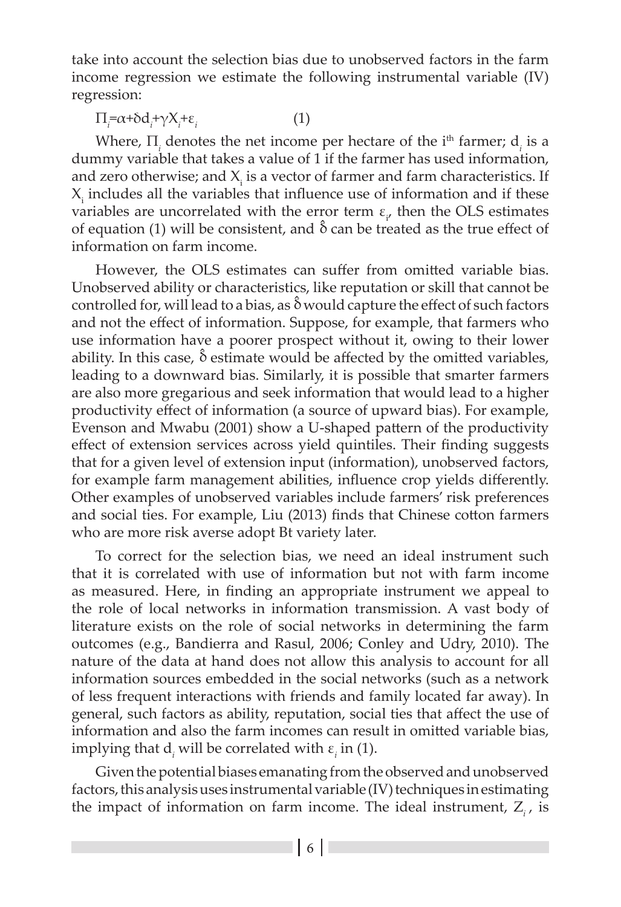take into account the selection bias due to unobserved factors in the farm income regression we estimate the following instrumental variable (IV) regression:

$$\Pi_i = \alpha + \delta d_i + \gamma X_i + \varepsilon_i \qquad (1)$$

Where, $\Pi_i$ denotes the net income per hectare of the i[th] farmer; $d_i$ is a dummy variable that takes a value of 1 if the farmer has used information, and zero otherwise; and $X_i$ is a vector of farmer and farm characteristics. If $X_i$ includes all the variables that influence use of information and if these variables are uncorrelated with the error term $\varepsilon_i$, then the OLS estimates of equation (1) will be consistent, and $\hat{\delta}$ can be treated as the true effect of information on farm income.

However, the OLS estimates can suffer from omitted variable bias. Unobserved ability or characteristics, like reputation or skill that cannot be controlled for, will lead to a bias, as $\hat{\delta}$ would capture the effect of such factors and not the effect of information. Suppose, for example, that farmers who use information have a poorer prospect without it, owing to their lower ability. In this case, $\hat{\delta}$ estimate would be affected by the omitted variables, leading to a downward bias. Similarly, it is possible that smarter farmers are also more gregarious and seek information that would lead to a higher productivity effect of information (a source of upward bias). For example, Evenson and Mwabu (2001) show a U-shaped pattern of the productivity effect of extension services across yield quintiles. Their finding suggests that for a given level of extension input (information), unobserved factors, for example farm management abilities, influence crop yields differently. Other examples of unobserved variables include farmers' risk preferences and social ties. For example, Liu (2013) finds that Chinese cotton farmers who are more risk averse adopt Bt variety later.

To correct for the selection bias, we need an ideal instrument such that it is correlated with use of information but not with farm income as measured. Here, in finding an appropriate instrument we appeal to the role of local networks in information transmission. A vast body of literature exists on the role of social networks in determining the farm outcomes (e.g., Bandierra and Rasul, 2006; Conley and Udry, 2010). The nature of the data at hand does not allow this analysis to account for all information sources embedded in the social networks (such as a network of less frequent interactions with friends and family located far away). In general, such factors as ability, reputation, social ties that affect the use of information and also the farm incomes can result in omitted variable bias, implying that $d_i$ will be correlated with $\varepsilon_i$ in (1).

Given the potential biases emanating from the observed and unobserved factors, this analysis uses instrumental variable (IV) techniques in estimating the impact of information on farm income. The ideal instrument, $Z_i$, is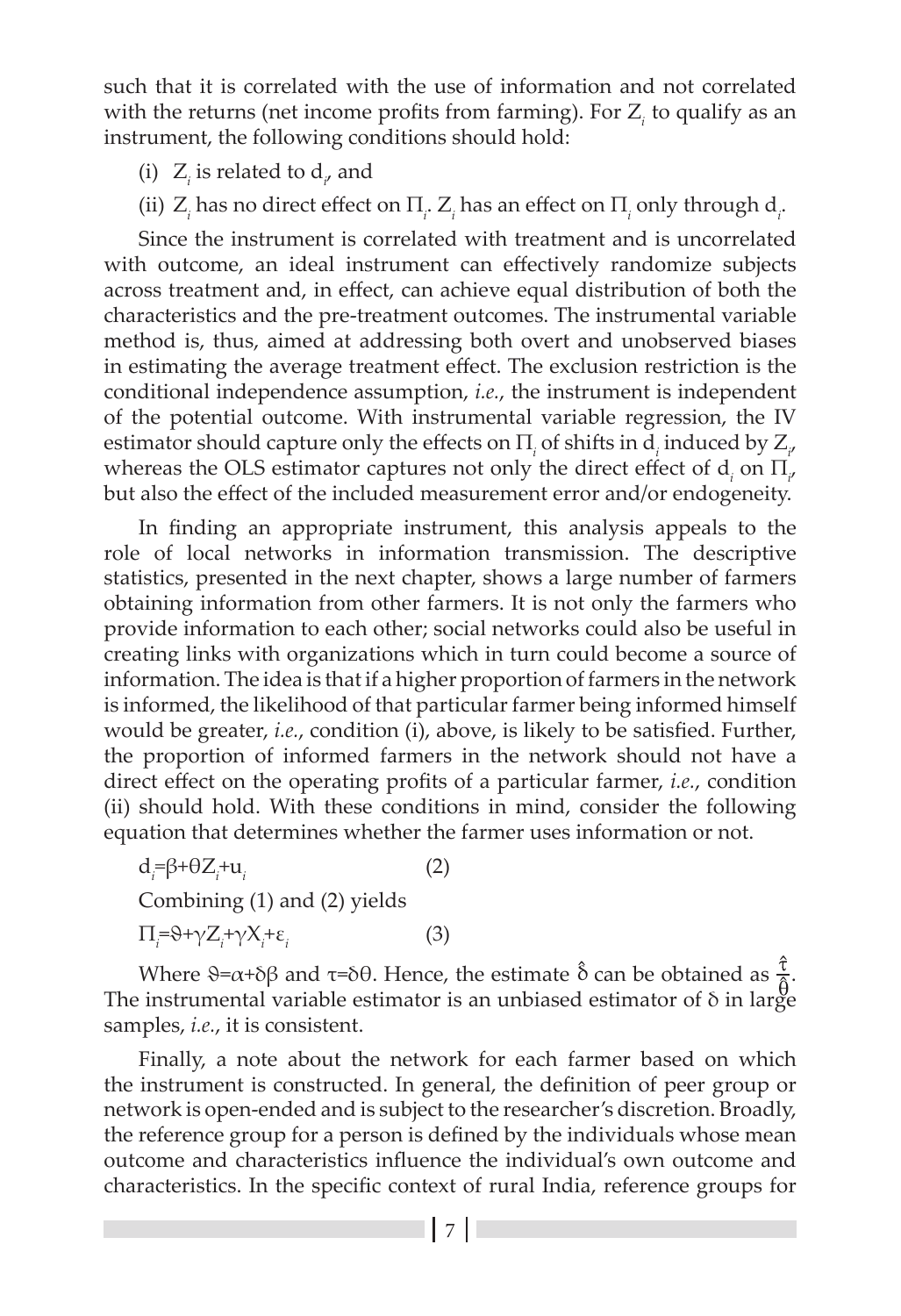such that it is correlated with the use of information and not correlated with the returns (net income profits from farming). For $Z_i$ to qualify as an instrument, the following conditions should hold:

(i) $Z_i$ is related to $d_i$, and

(ii) $Z_i$ has no direct effect on $\Pi_i$. $Z_i$ has an effect on $\Pi_i$ only through $d_i$.

Since the instrument is correlated with treatment and is uncorrelated with outcome, an ideal instrument can effectively randomize subjects across treatment and, in effect, can achieve equal distribution of both the characteristics and the pre-treatment outcomes. The instrumental variable method is, thus, aimed at addressing both overt and unobserved biases in estimating the average treatment effect. The exclusion restriction is the conditional independence assumption, *i.e.*, the instrument is independent of the potential outcome. With instrumental variable regression, the IV estimator should capture only the effects on $\Pi_i$ of shifts in $d_i$ induced by $Z_i$, whereas the OLS estimator captures not only the direct effect of $d_i$ on $\Pi_i$, but also the effect of the included measurement error and/or endogeneity.

In finding an appropriate instrument, this analysis appeals to the role of local networks in information transmission. The descriptive statistics, presented in the next chapter, shows a large number of farmers obtaining information from other farmers. It is not only the farmers who provide information to each other; social networks could also be useful in creating links with organizations which in turn could become a source of information. The idea is that if a higher proportion of farmers in the network is informed, the likelihood of that particular farmer being informed himself would be greater, *i.e.*, condition (i), above, is likely to be satisfied. Further, the proportion of informed farmers in the network should not have a direct effect on the operating profits of a particular farmer, *i.e.*, condition (ii) should hold. With these conditions in mind, consider the following equation that determines whether the farmer uses information or not.

$$d_i=\beta+\theta Z_i+u_i \qquad (2)$$

Combining (1) and (2) yields

$$\Pi_i=\vartheta+\gamma Z_i+\gamma X_i+\varepsilon_i \qquad (3)$$

Where $\vartheta=\alpha+\delta\beta$ and $\tau=\delta\theta$. Hence, the estimate $\hat{\delta}$ can be obtained as $\frac{\hat{\tau}}{\hat{\theta}}$. The instrumental variable estimator is an unbiased estimator of $\delta$ in large samples, *i.e.*, it is consistent.

Finally, a note about the network for each farmer based on which the instrument is constructed. In general, the definition of peer group or network is open-ended and is subject to the researcher's discretion. Broadly, the reference group for a person is defined by the individuals whose mean outcome and characteristics influence the individual's own outcome and characteristics. In the specific context of rural India, reference groups for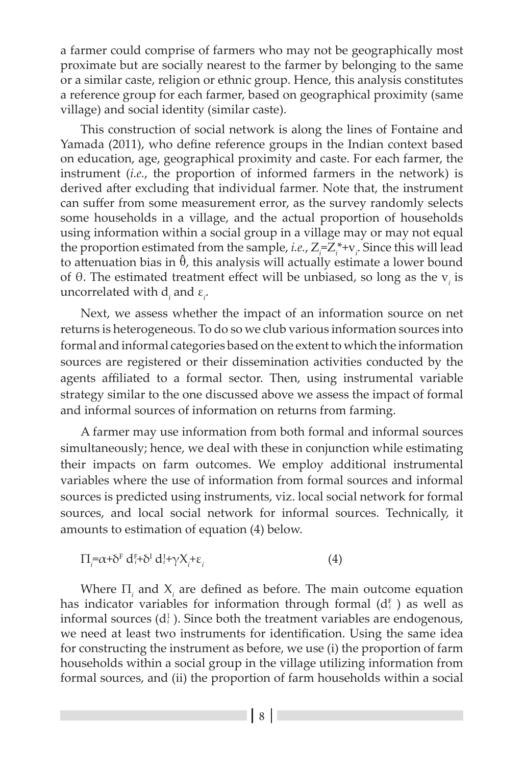a farmer could comprise of farmers who may not be geographically most proximate but are socially nearest to the farmer by belonging to the same or a similar caste, religion or ethnic group. Hence, this analysis constitutes a reference group for each farmer, based on geographical proximity (same village) and social identity (similar caste).

This construction of social network is along the lines of Fontaine and Yamada (2011), who define reference groups in the Indian context based on education, age, geographical proximity and caste. For each farmer, the instrument (*i.e.*, the proportion of informed farmers in the network) is derived after excluding that individual farmer. Note that, the instrument can suffer from some measurement error, as the survey randomly selects some households in a village, and the actual proportion of households using information within a social group in a village may or may not equal the proportion estimated from the sample, *i.e.*, $Z_i = Z_i^* + v_i$. Since this will lead to attenuation bias in $\hat{\theta}$, this analysis will actually estimate a lower bound of $\theta$. The estimated treatment effect will be unbiased, so long as the $v_i$ is uncorrelated with $d_i$ and $\varepsilon_i$.

Next, we assess whether the impact of an information source on net returns is heterogeneous. To do so we club various information sources into formal and informal categories based on the extent to which the information sources are registered or their dissemination activities conducted by the agents affiliated to a formal sector. Then, using instrumental variable strategy similar to the one discussed above we assess the impact of formal and informal sources of information on returns from farming.

A farmer may use information from both formal and informal sources simultaneously; hence, we deal with these in conjunction while estimating their impacts on farm outcomes. We employ additional instrumental variables where the use of information from formal sources and informal sources is predicted using instruments, viz. local social network for formal sources, and local social network for informal sources. Technically, it amounts to estimation of equation (4) below.

$$\Pi_i = \alpha + \delta^F d_i^F + \delta^I d_i^I + \gamma X_i + \varepsilon_i \qquad (4)$$

Where $\Pi_i$ and $X_i$ are defined as before. The main outcome equation has indicator variables for information through formal ($d_i^F$) as well as informal sources ($d_i^I$). Since both the treatment variables are endogenous, we need at least two instruments for identification. Using the same idea for constructing the instrument as before, we use (i) the proportion of farm households within a social group in the village utilizing information from formal sources, and (ii) the proportion of farm households within a social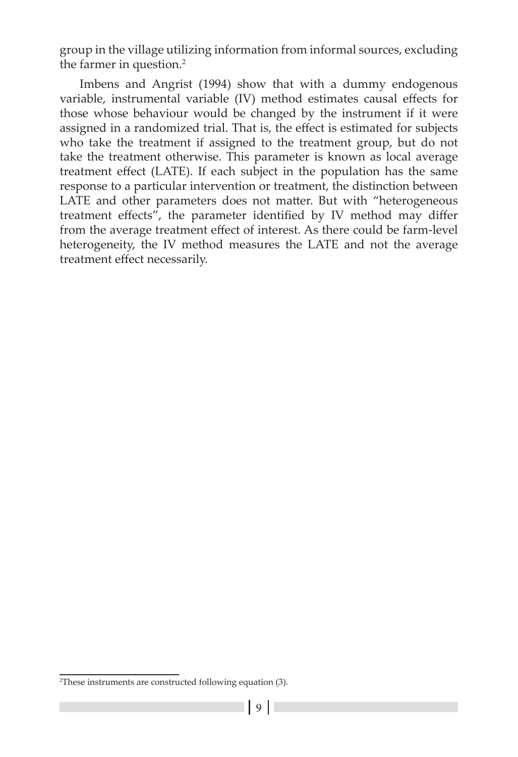group in the village utilizing information from informal sources, excluding the farmer in question.[2]

Imbens and Angrist (1994) show that with a dummy endogenous variable, instrumental variable (IV) method estimates causal effects for those whose behaviour would be changed by the instrument if it were assigned in a randomized trial. That is, the effect is estimated for subjects who take the treatment if assigned to the treatment group, but do not take the treatment otherwise. This parameter is known as local average treatment effect (LATE). If each subject in the population has the same response to a particular intervention or treatment, the distinction between LATE and other parameters does not matter. But with "heterogeneous treatment effects", the parameter identified by IV method may differ from the average treatment effect of interest. As there could be farm-level heterogeneity, the IV method measures the LATE and not the average treatment effect necessarily.

[2]These instruments are constructed following equation (3).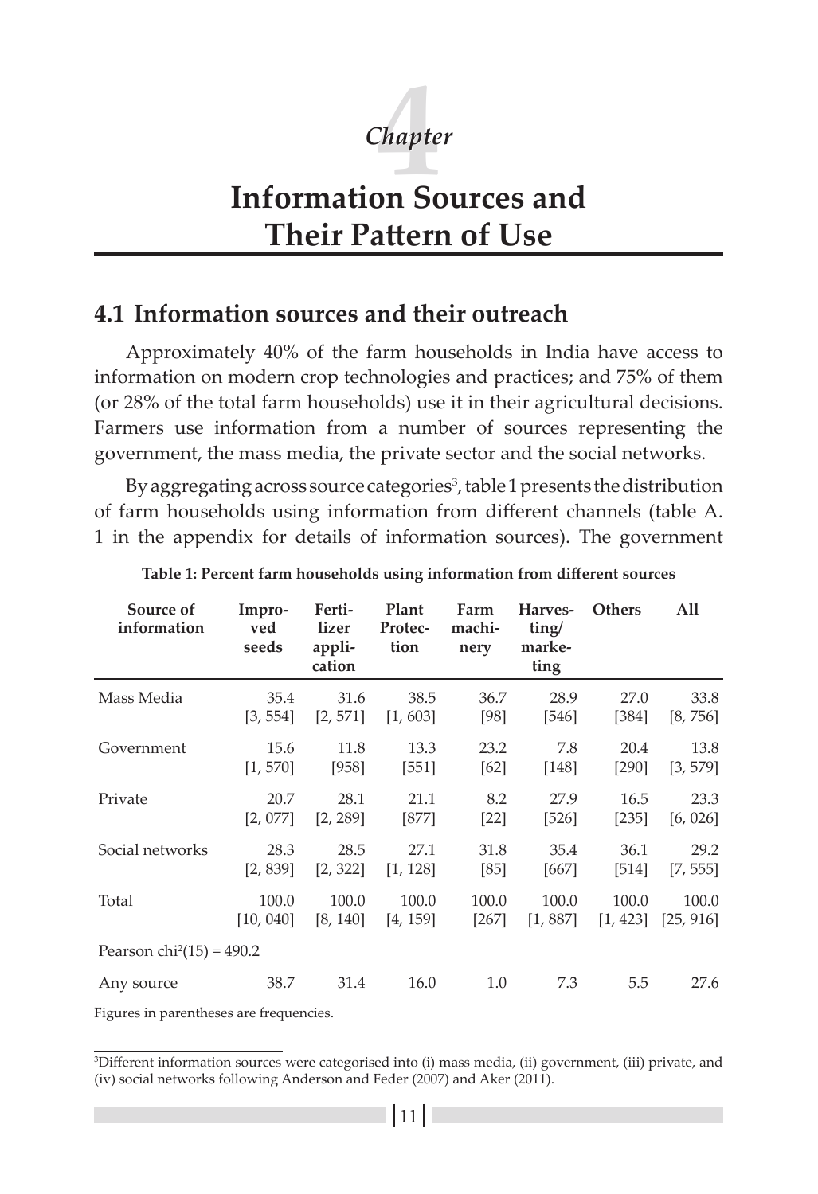# Chapter 4

# Information Sources and Their Pattern of Use

## 4.1 Information sources and their outreach

Approximately 40% of the farm households in India have access to information on modern crop technologies and practices; and 75% of them (or 28% of the total farm households) use it in their agricultural decisions. Farmers use information from a number of sources representing the government, the mass media, the private sector and the social networks.

By aggregating across source categories[3], table 1 presents the distribution of farm households using information from different channels (table A. 1 in the appendix for details of information sources). The government

**Table 1: Percent farm households using information from different sources**

| Source of information | Improved seeds | Fertilizer application | Plant Protection | Farm machinery | Harvesting/ marketing | Others | All |
|---|---|---|---|---|---|---|---|
| Mass Media | 35.4 [3, 554] | 31.6 [2, 571] | 38.5 [1, 603] | 36.7 [98] | 28.9 [546] | 27.0 [384] | 33.8 [8, 756] |
| Government | 15.6 [1, 570] | 11.8 [958] | 13.3 [551] | 23.2 [62] | 7.8 [148] | 20.4 [290] | 13.8 [3, 579] |
| Private | 20.7 [2, 077] | 28.1 [2, 289] | 21.1 [877] | 8.2 [22] | 27.9 [526] | 16.5 [235] | 23.3 [6, 026] |
| Social networks | 28.3 [2, 839] | 28.5 [2, 322] | 27.1 [1, 128] | 31.8 [85] | 35.4 [667] | 36.1 [514] | 29.2 [7, 555] |
| Total | 100.0 [10, 040] | 100.0 [8, 140] | 100.0 [4, 159] | 100.0 [267] | 100.0 [1, 887] | 100.0 [1, 423] | 100.0 [25, 916] |
| Pearson $chi^2(15) = 490.2$ | | | | | | | |
| Any source | 38.7 | 31.4 | 16.0 | 1.0 | 7.3 | 5.5 | 27.6 |

Figures in parentheses are frequencies.

[3] Different information sources were categorised into (i) mass media, (ii) government, (iii) private, and (iv) social networks following Anderson and Feder (2007) and Aker (2011).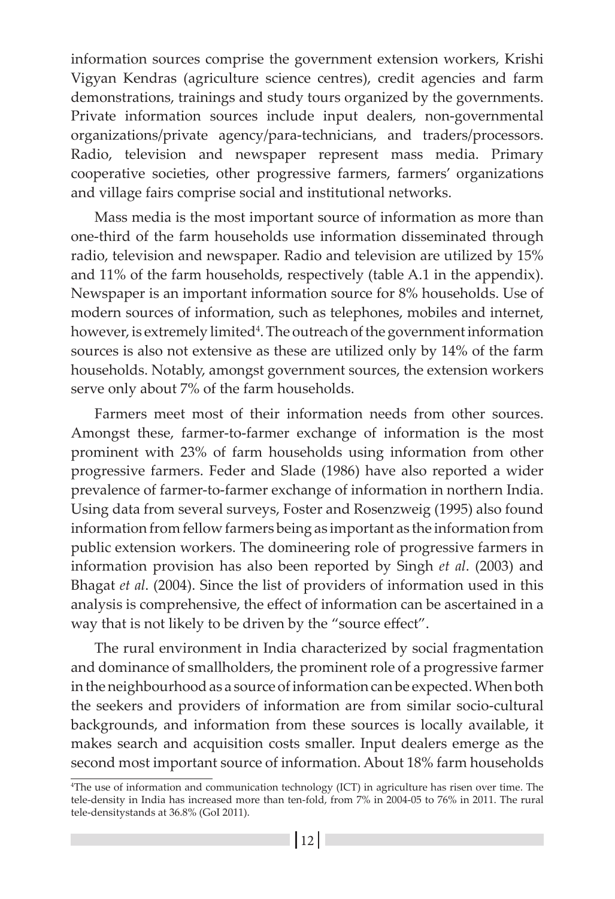information sources comprise the government extension workers, Krishi Vigyan Kendras (agriculture science centres), credit agencies and farm demonstrations, trainings and study tours organized by the governments. Private information sources include input dealers, non-governmental organizations/private agency/para-technicians, and traders/processors. Radio, television and newspaper represent mass media. Primary cooperative societies, other progressive farmers, farmers' organizations and village fairs comprise social and institutional networks.

Mass media is the most important source of information as more than one-third of the farm households use information disseminated through radio, television and newspaper. Radio and television are utilized by 15% and 11% of the farm households, respectively (table A.1 in the appendix). Newspaper is an important information source for 8% households. Use of modern sources of information, such as telephones, mobiles and internet, however, is extremely limited[4]. The outreach of the government information sources is also not extensive as these are utilized only by 14% of the farm households. Notably, amongst government sources, the extension workers serve only about 7% of the farm households.

Farmers meet most of their information needs from other sources. Amongst these, farmer-to-farmer exchange of information is the most prominent with 23% of farm households using information from other progressive farmers. Feder and Slade (1986) have also reported a wider prevalence of farmer-to-farmer exchange of information in northern India. Using data from several surveys, Foster and Rosenzweig (1995) also found information from fellow farmers being as important as the information from public extension workers. The domineering role of progressive farmers in information provision has also been reported by Singh *et al*. (2003) and Bhagat *et al*. (2004). Since the list of providers of information used in this analysis is comprehensive, the effect of information can be ascertained in a way that is not likely to be driven by the "source effect".

The rural environment in India characterized by social fragmentation and dominance of smallholders, the prominent role of a progressive farmer in the neighbourhood as a source of information can be expected. When both the seekers and providers of information are from similar socio-cultural backgrounds, and information from these sources is locally available, it makes search and acquisition costs smaller. Input dealers emerge as the second most important source of information. About 18% farm households

---

[4]The use of information and communication technology (ICT) in agriculture has risen over time. The tele-density in India has increased more than ten-fold, from 7% in 2004-05 to 76% in 2011. The rural tele-densitystands at 36.8% (GoI 2011).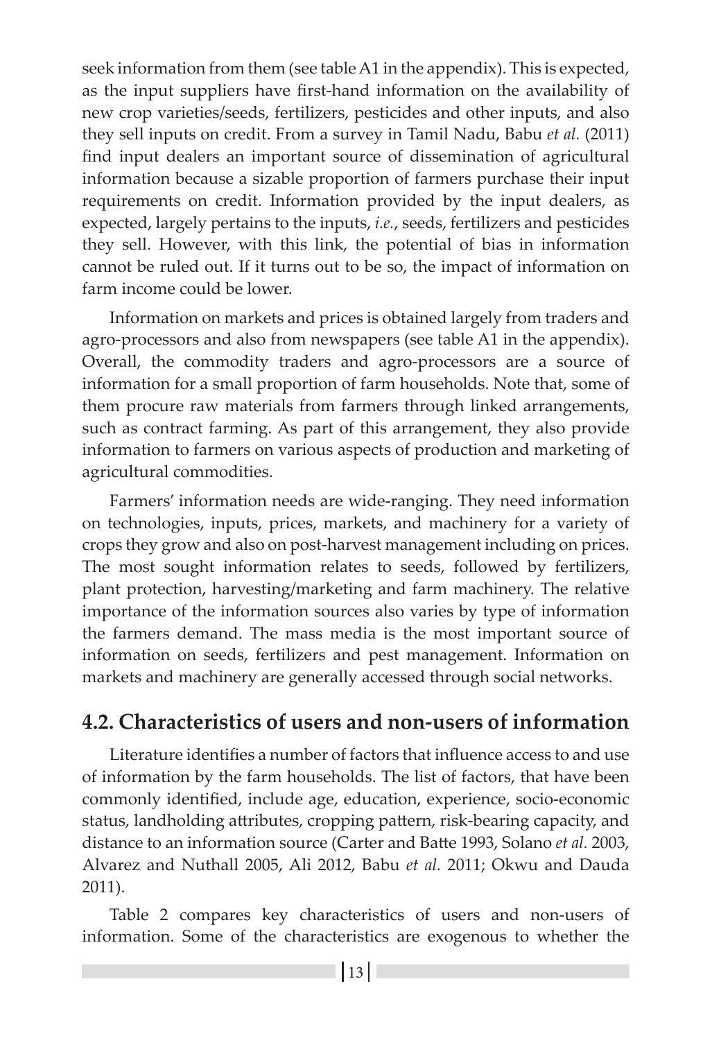seek information from them (see table A1 in the appendix). This is expected, as the input suppliers have first-hand information on the availability of new crop varieties/seeds, fertilizers, pesticides and other inputs, and also they sell inputs on credit. From a survey in Tamil Nadu, Babu *et al.* (2011) find input dealers an important source of dissemination of agricultural information because a sizable proportion of farmers purchase their input requirements on credit. Information provided by the input dealers, as expected, largely pertains to the inputs, *i.e.*, seeds, fertilizers and pesticides they sell. However, with this link, the potential of bias in information cannot be ruled out. If it turns out to be so, the impact of information on farm income could be lower.

Information on markets and prices is obtained largely from traders and agro-processors and also from newspapers (see table A1 in the appendix). Overall, the commodity traders and agro-processors are a source of information for a small proportion of farm households. Note that, some of them procure raw materials from farmers through linked arrangements, such as contract farming. As part of this arrangement, they also provide information to farmers on various aspects of production and marketing of agricultural commodities.

Farmers' information needs are wide-ranging. They need information on technologies, inputs, prices, markets, and machinery for a variety of crops they grow and also on post-harvest management including on prices. The most sought information relates to seeds, followed by fertilizers, plant protection, harvesting/marketing and farm machinery. The relative importance of the information sources also varies by type of information the farmers demand. The mass media is the most important source of information on seeds, fertilizers and pest management. Information on markets and machinery are generally accessed through social networks.

## 4.2. Characteristics of users and non-users of information

Literature identifies a number of factors that influence access to and use of information by the farm households. The list of factors, that have been commonly identified, include age, education, experience, socio-economic status, landholding attributes, cropping pattern, risk-bearing capacity, and distance to an information source (Carter and Batte 1993, Solano *et al.* 2003, Alvarez and Nuthall 2005, Ali 2012, Babu *et al.* 2011; Okwu and Dauda 2011).

Table 2 compares key characteristics of users and non-users of information. Some of the characteristics are exogenous to whether the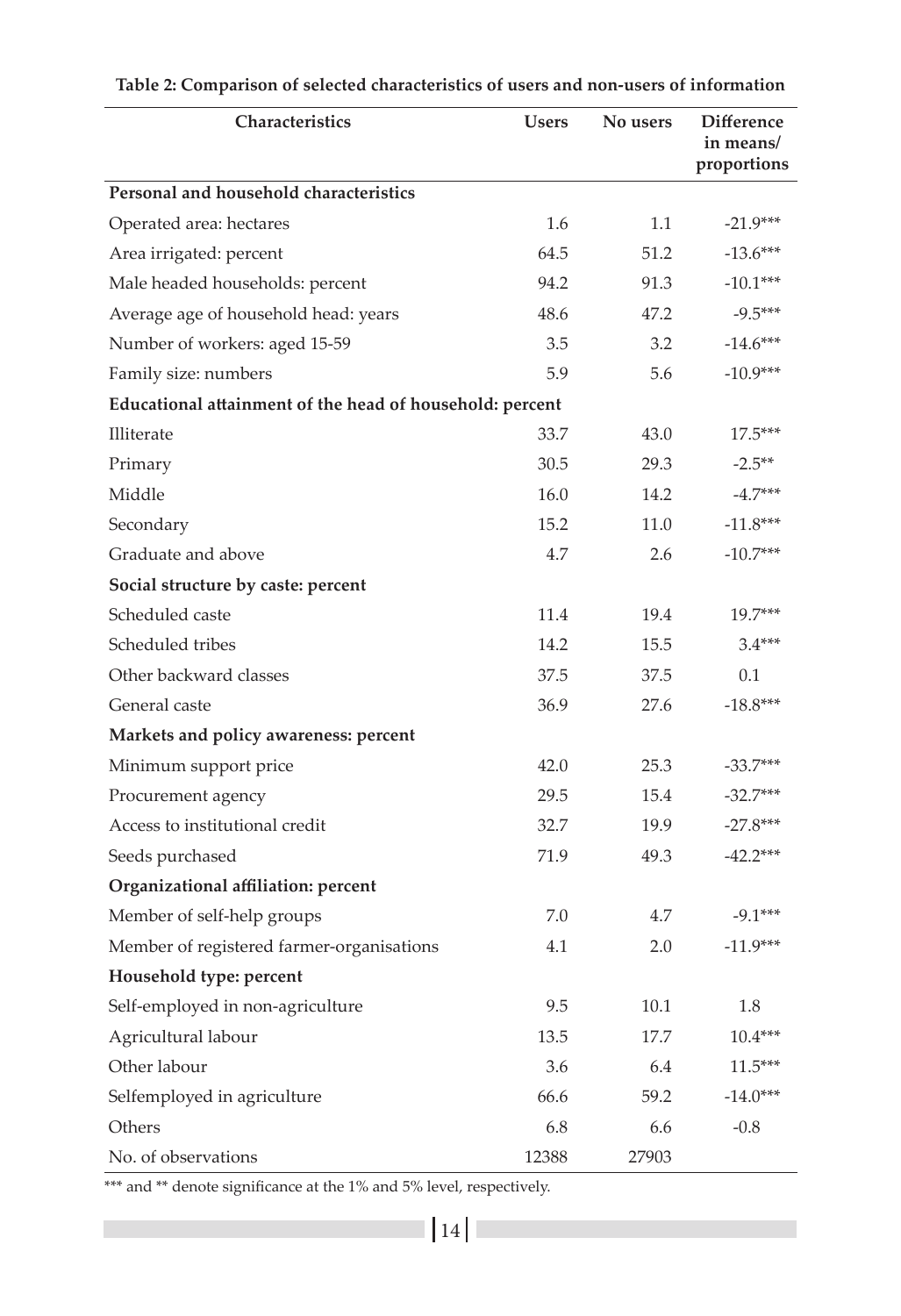**Table 2: Comparison of selected characteristics of users and non-users of information**

| Characteristics | Users | No users | Difference in means/ proportions |
|---|---|---|---|
| **Personal and household characteristics** | | | |
| Operated area: hectares | 1.6 | 1.1 | -21.9*** |
| Area irrigated: percent | 64.5 | 51.2 | -13.6*** |
| Male headed households: percent | 94.2 | 91.3 | -10.1*** |
| Average age of household head: years | 48.6 | 47.2 | -9.5*** |
| Number of workers: aged 15-59 | 3.5 | 3.2 | -14.6*** |
| Family size: numbers | 5.9 | 5.6 | -10.9*** |
| **Educational attainment of the head of household: percent** | | | |
| Illiterate | 33.7 | 43.0 | 17.5*** |
| Primary | 30.5 | 29.3 | -2.5** |
| Middle | 16.0 | 14.2 | -4.7*** |
| Secondary | 15.2 | 11.0 | -11.8*** |
| Graduate and above | 4.7 | 2.6 | -10.7*** |
| **Social structure by caste: percent** | | | |
| Scheduled caste | 11.4 | 19.4 | 19.7*** |
| Scheduled tribes | 14.2 | 15.5 | 3.4*** |
| Other backward classes | 37.5 | 37.5 | 0.1 |
| General caste | 36.9 | 27.6 | -18.8*** |
| **Markets and policy awareness: percent** | | | |
| Minimum support price | 42.0 | 25.3 | -33.7*** |
| Procurement agency | 29.5 | 15.4 | -32.7*** |
| Access to institutional credit | 32.7 | 19.9 | -27.8*** |
| Seeds purchased | 71.9 | 49.3 | -42.2*** |
| **Organizational affiliation: percent** | | | |
| Member of self-help groups | 7.0 | 4.7 | -9.1*** |
| Member of registered farmer-organisations | 4.1 | 2.0 | -11.9*** |
| **Household type: percent** | | | |
| Self-employed in non-agriculture | 9.5 | 10.1 | 1.8 |
| Agricultural labour | 13.5 | 17.7 | 10.4*** |
| Other labour | 3.6 | 6.4 | 11.5*** |
| Selfemployed in agriculture | 66.6 | 59.2 | -14.0*** |
| Others | 6.8 | 6.6 | -0.8 |
| No. of observations | 12388 | 27903 | |

*** and ** denote significance at the 1% and 5% level, respectively.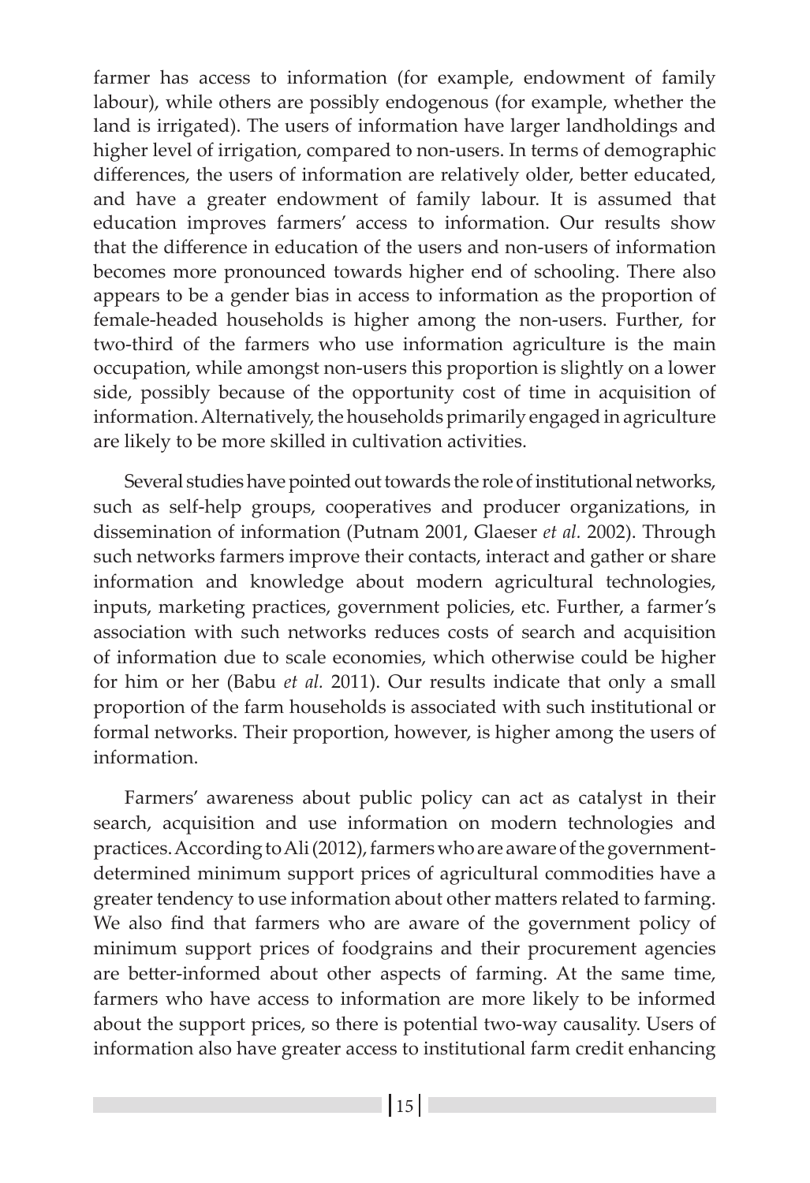farmer has access to information (for example, endowment of family labour), while others are possibly endogenous (for example, whether the land is irrigated). The users of information have larger landholdings and higher level of irrigation, compared to non-users. In terms of demographic differences, the users of information are relatively older, better educated, and have a greater endowment of family labour. It is assumed that education improves farmers' access to information. Our results show that the difference in education of the users and non-users of information becomes more pronounced towards higher end of schooling. There also appears to be a gender bias in access to information as the proportion of female-headed households is higher among the non-users. Further, for two-third of the farmers who use information agriculture is the main occupation, while amongst non-users this proportion is slightly on a lower side, possibly because of the opportunity cost of time in acquisition of information. Alternatively, the households primarily engaged in agriculture are likely to be more skilled in cultivation activities.

Several studies have pointed out towards the role of institutional networks, such as self-help groups, cooperatives and producer organizations, in dissemination of information (Putnam 2001, Glaeser *et al.* 2002). Through such networks farmers improve their contacts, interact and gather or share information and knowledge about modern agricultural technologies, inputs, marketing practices, government policies, etc. Further, a farmer's association with such networks reduces costs of search and acquisition of information due to scale economies, which otherwise could be higher for him or her (Babu *et al.* 2011). Our results indicate that only a small proportion of the farm households is associated with such institutional or formal networks. Their proportion, however, is higher among the users of information.

Farmers' awareness about public policy can act as catalyst in their search, acquisition and use information on modern technologies and practices. According to Ali (2012), farmers who are aware of the government-determined minimum support prices of agricultural commodities have a greater tendency to use information about other matters related to farming. We also find that farmers who are aware of the government policy of minimum support prices of foodgrains and their procurement agencies are better-informed about other aspects of farming. At the same time, farmers who have access to information are more likely to be informed about the support prices, so there is potential two-way causality. Users of information also have greater access to institutional farm credit enhancing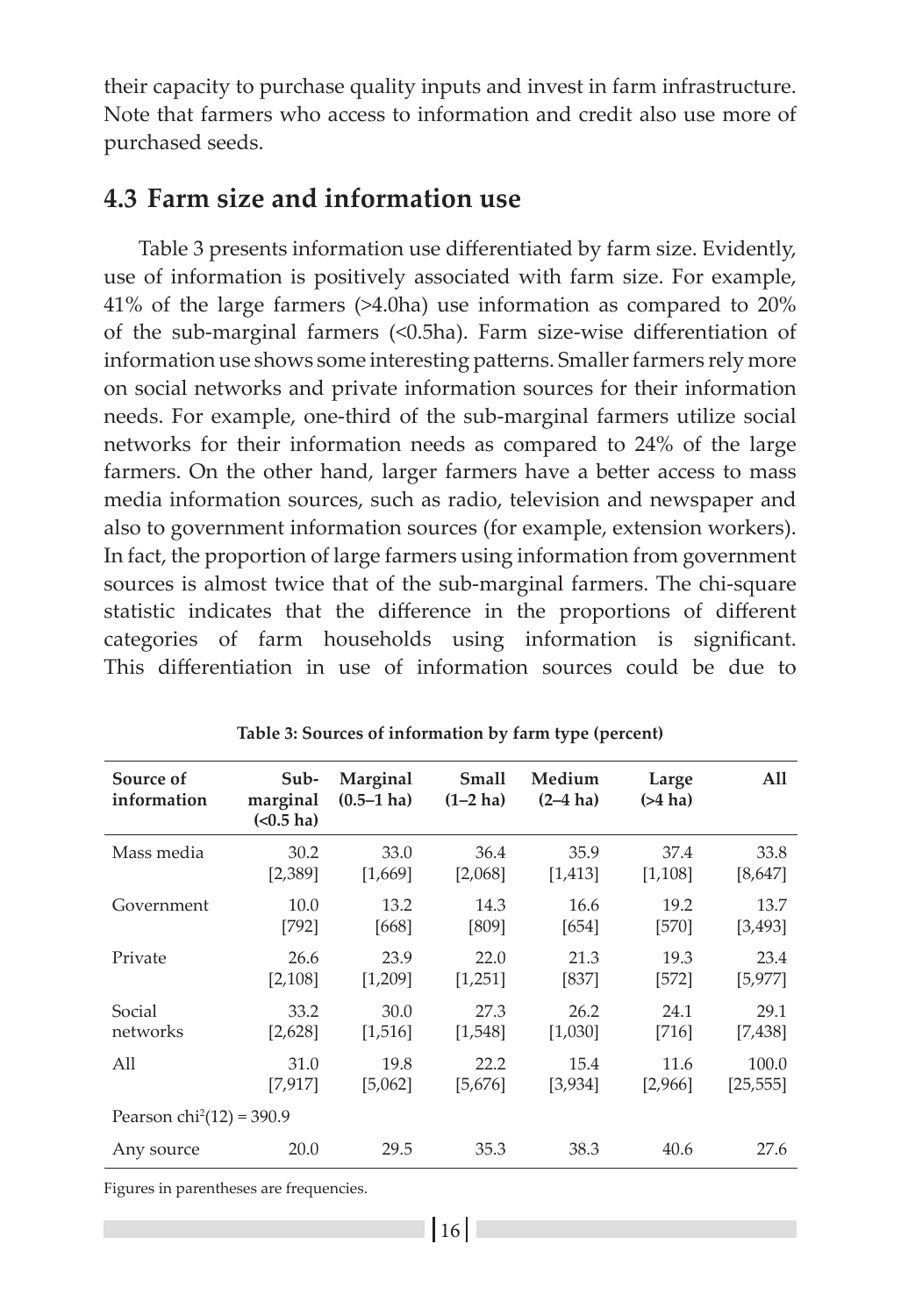their capacity to purchase quality inputs and invest in farm infrastructure. Note that farmers who access to information and credit also use more of purchased seeds.

## 4.3 Farm size and information use

Table 3 presents information use differentiated by farm size. Evidently, use of information is positively associated with farm size. For example, 41% of the large farmers (>4.0ha) use information as compared to 20% of the sub-marginal farmers (<0.5ha). Farm size-wise differentiation of information use shows some interesting patterns. Smaller farmers rely more on social networks and private information sources for their information needs. For example, one-third of the sub-marginal farmers utilize social networks for their information needs as compared to 24% of the large farmers. On the other hand, larger farmers have a better access to mass media information sources, such as radio, television and newspaper and also to government information sources (for example, extension workers). In fact, the proportion of large farmers using information from government sources is almost twice that of the sub-marginal farmers. The chi-square statistic indicates that the difference in the proportions of different categories of farm households using information is significant. This differentiation in use of information sources could be due to

**Table 3: Sources of information by farm type (percent)**

| Source of information | Sub-marginal (<0.5 ha) | Marginal (0.5–1 ha) | Small (1–2 ha) | Medium (2–4 ha) | Large (>4 ha) | All |
|---|---|---|---|---|---|---|
| Mass media | 30.2 [2,389] | 33.0 [1,669] | 36.4 [2,068] | 35.9 [1,413] | 37.4 [1,108] | 33.8 [8,647] |
| Government | 10.0 [792] | 13.2 [668] | 14.3 [809] | 16.6 [654] | 19.2 [570] | 13.7 [3,493] |
| Private | 26.6 [2,108] | 23.9 [1,209] | 22.0 [1,251] | 21.3 [837] | 19.3 [572] | 23.4 [5,977] |
| Social networks | 33.2 [2,628] | 30.0 [1,516] | 27.3 [1,548] | 26.2 [1,030] | 24.1 [716] | 29.1 [7,438] |
| All | 31.0 [7,917] | 19.8 [5,062] | 22.2 [5,676] | 15.4 [3,934] | 11.6 [2,966] | 100.0 [25,555] |
| Pearson $chi^2(12) = 390.9$ | | | | | | |
| Any source | 20.0 | 29.5 | 35.3 | 38.3 | 40.6 | 27.6 |

Figures in parentheses are frequencies.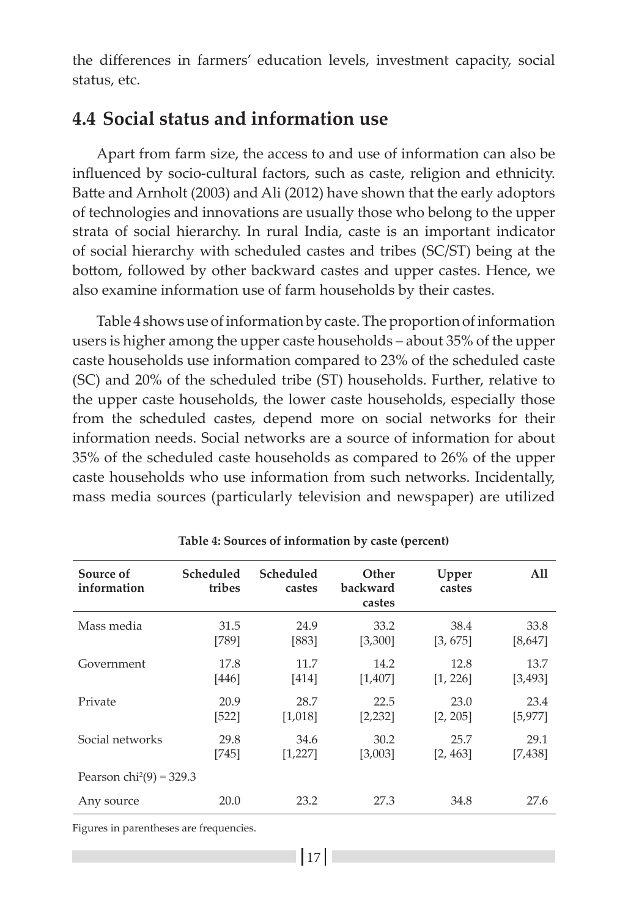the differences in farmers' education levels, investment capacity, social status, etc.

## 4.4 Social status and information use

Apart from farm size, the access to and use of information can also be influenced by socio-cultural factors, such as caste, religion and ethnicity. Batte and Arnholt (2003) and Ali (2012) have shown that the early adoptors of technologies and innovations are usually those who belong to the upper strata of social hierarchy. In rural India, caste is an important indicator of social hierarchy with scheduled castes and tribes (SC/ST) being at the bottom, followed by other backward castes and upper castes. Hence, we also examine information use of farm households by their castes.

Table 4 shows use of information by caste. The proportion of information users is higher among the upper caste households – about 35% of the upper caste households use information compared to 23% of the scheduled caste (SC) and 20% of the scheduled tribe (ST) households. Further, relative to the upper caste households, the lower caste households, especially those from the scheduled castes, depend more on social networks for their information needs. Social networks are a source of information for about 35% of the scheduled caste households as compared to 26% of the upper caste households who use information from such networks. Incidentally, mass media sources (particularly television and newspaper) are utilized

**Table 4: Sources of information by caste (percent)**

| Source of information | Scheduled tribes | Scheduled castes | Other backward castes | Upper castes | All |
|---|---|---|---|---|---|
| Mass media | 31.5 [789] | 24.9 [883] | 33.2 [3,300] | 38.4 [3, 675] | 33.8 [8,647] |
| Government | 17.8 [446] | 11.7 [414] | 14.2 [1,407] | 12.8 [1, 226] | 13.7 [3,493] |
| Private | 20.9 [522] | 28.7 [1,018] | 22.5 [2,232] | 23.0 [2, 205] | 23.4 [5,977] |
| Social networks | 29.8 [745] | 34.6 [1,227] | 30.2 [3,003] | 25.7 [2, 463] | 29.1 [7,438] |
| Pearson $chi^2(9)$ = 329.3 | | | | | |
| Any source | 20.0 | 23.2 | 27.3 | 34.8 | 27.6 |

Figures in parentheses are frequencies.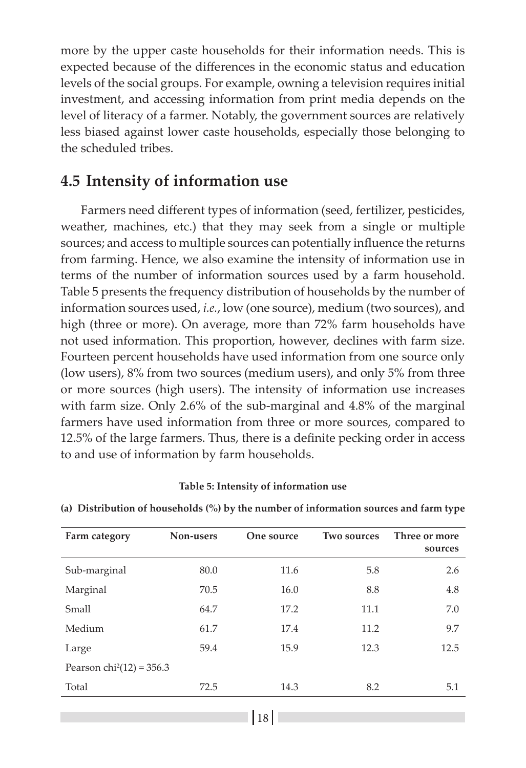more by the upper caste households for their information needs. This is expected because of the differences in the economic status and education levels of the social groups. For example, owning a television requires initial investment, and accessing information from print media depends on the level of literacy of a farmer. Notably, the government sources are relatively less biased against lower caste households, especially those belonging to the scheduled tribes.

## 4.5 Intensity of information use

Farmers need different types of information (seed, fertilizer, pesticides, weather, machines, etc.) that they may seek from a single or multiple sources; and access to multiple sources can potentially influence the returns from farming. Hence, we also examine the intensity of information use in terms of the number of information sources used by a farm household. Table 5 presents the frequency distribution of households by the number of information sources used, *i.e.*, low (one source), medium (two sources), and high (three or more). On average, more than 72% farm households have not used information. This proportion, however, declines with farm size. Fourteen percent households have used information from one source only (low users), 8% from two sources (medium users), and only 5% from three or more sources (high users). The intensity of information use increases with farm size. Only 2.6% of the sub-marginal and 4.8% of the marginal farmers have used information from three or more sources, compared to 12.5% of the large farmers. Thus, there is a definite pecking order in access to and use of information by farm households.

**Table 5: Intensity of information use**

**(a) Distribution of households (%) by the number of information sources and farm type**

| Farm category | Non-users | One source | Two sources | Three or more sources |
|---|---|---|---|---|
| Sub-marginal | 80.0 | 11.6 | 5.8 | 2.6 |
| Marginal | 70.5 | 16.0 | 8.8 | 4.8 |
| Small | 64.7 | 17.2 | 11.1 | 7.0 |
| Medium | 61.7 | 17.4 | 11.2 | 9.7 |
| Large | 59.4 | 15.9 | 12.3 | 12.5 |
| Pearson $chi^2(12) = 356.3$ | | | | |
| Total | 72.5 | 14.3 | 8.2 | 5.1 |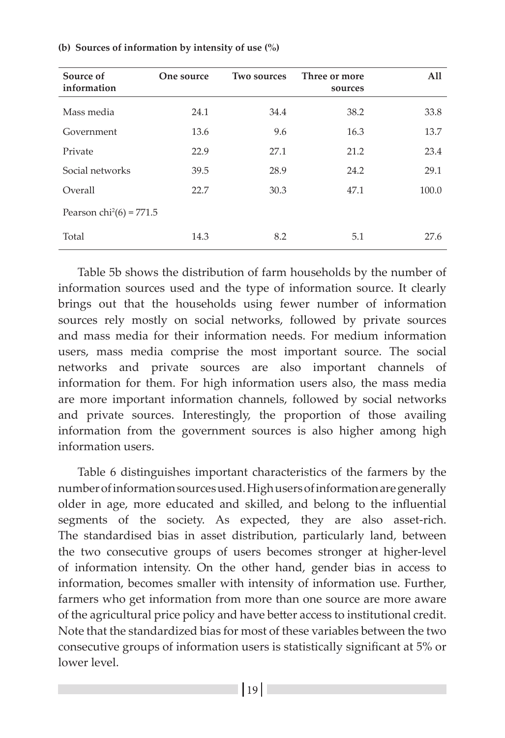**(b) Sources of information by intensity of use (%)**

| Source of information | One source | Two sources | Three or more sources | All |
|---|---|---|---|---|
| Mass media | 24.1 | 34.4 | 38.2 | 33.8 |
| Government | 13.6 | 9.6 | 16.3 | 13.7 |
| Private | 22.9 | 27.1 | 21.2 | 23.4 |
| Social networks | 39.5 | 28.9 | 24.2 | 29.1 |
| Overall | 22.7 | 30.3 | 47.1 | 100.0 |
| Pearson $chi^2(6) = 771.5$ | | | | |
| Total | 14.3 | 8.2 | 5.1 | 27.6 |

Table 5b shows the distribution of farm households by the number of information sources used and the type of information source. It clearly brings out that the households using fewer number of information sources rely mostly on social networks, followed by private sources and mass media for their information needs. For medium information users, mass media comprise the most important source. The social networks and private sources are also important channels of information for them. For high information users also, the mass media are more important information channels, followed by social networks and private sources. Interestingly, the proportion of those availing information from the government sources is also higher among high information users.

Table 6 distinguishes important characteristics of the farmers by the number of information sources used. High users of information are generally older in age, more educated and skilled, and belong to the influential segments of the society. As expected, they are also asset-rich. The standardised bias in asset distribution, particularly land, between the two consecutive groups of users becomes stronger at higher-level of information intensity. On the other hand, gender bias in access to information, becomes smaller with intensity of information use. Further, farmers who get information from more than one source are more aware of the agricultural price policy and have better access to institutional credit. Note that the standardized bias for most of these variables between the two consecutive groups of information users is statistically significant at 5% or lower level.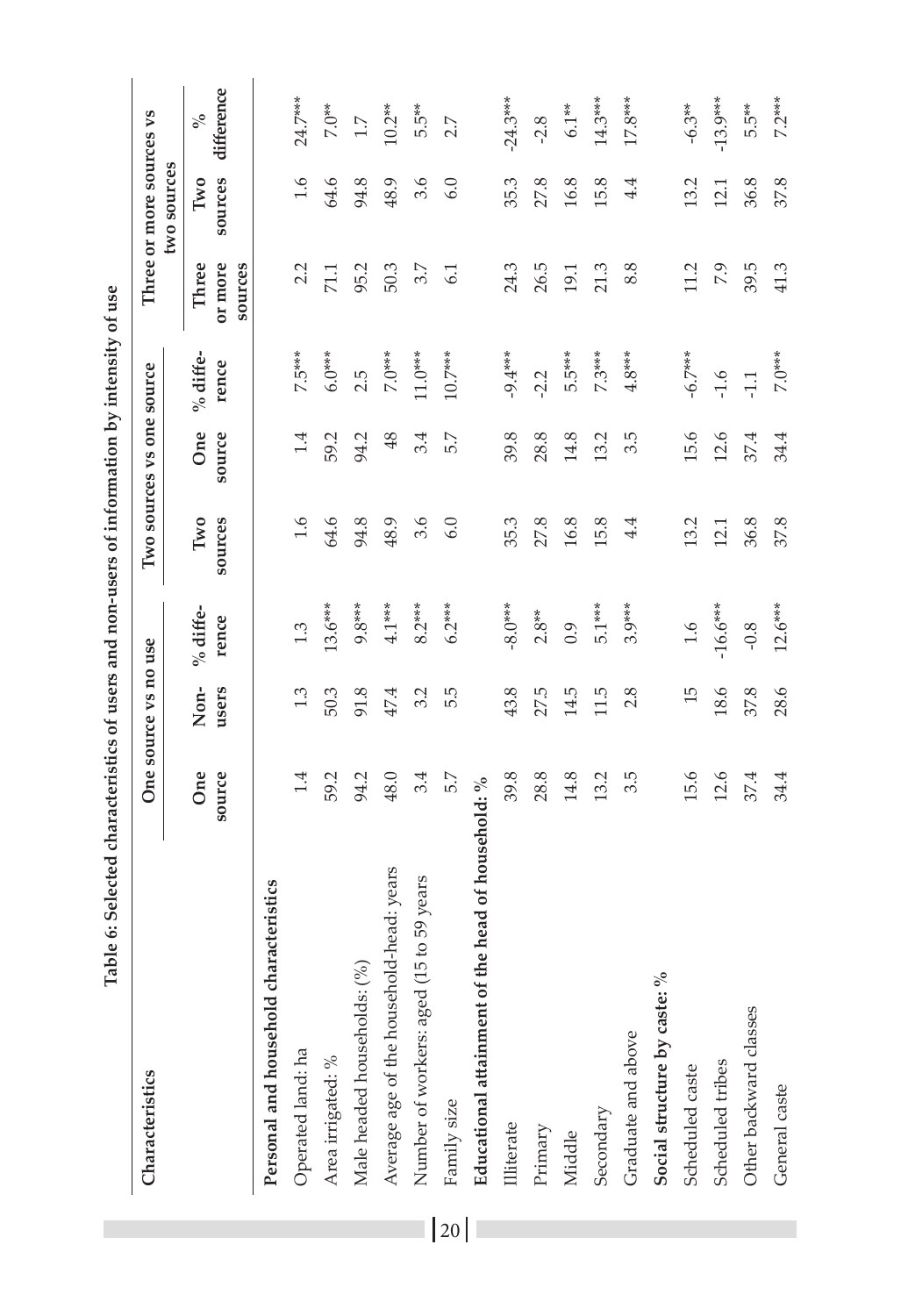**Table 6: Selected characteristics of users and non-users of information by intensity of use**

| Characteristics | One source vs no use | | | Two sources vs one source | | | Three or more sources vs two sources | | |
|---|---|---|---|---|---|---|---|---|---|
| | One source | Non-users | % difference | Two sources | One source | % difference | Three or more sources | Two sources | % difference |
| **Personal and household characteristics** | | | | | | | | | |
| Operated land: ha | 1.4 | 1.3 | 1.3 | 1.6 | 1.4 | 7.5*** | 2.2 | 1.6 | 24.7*** |
| Area irrigated: % | 59.2 | 50.3 | 13.6*** | 64.6 | 59.2 | 6.0*** | 71.1 | 64.6 | 7.0** |
| Male headed households: (%) | 94.2 | 91.8 | 9.8*** | 94.8 | 94.2 | 2.5 | 95.2 | 94.8 | 1.7 |
| Average age of the household-head: years | 48.0 | 47.4 | 4.1*** | 48.9 | 48 | 7.0*** | 50.3 | 48.9 | 10.2** |
| Number of workers: aged (15 to 59 years | 3.4 | 3.2 | 8.2*** | 3.6 | 3.4 | 11.0*** | 3.7 | 3.6 | 5.5** |
| Family size | 5.7 | 5.5 | 6.2*** | 6.0 | 5.7 | 10.7*** | 6.1 | 6.0 | 2.7 |
| **Educational attainment of the head of household: %** | | | | | | | | | |
| Illiterate | 39.8 | 43.8 | -8.0*** | 35.3 | 39.8 | -9.4*** | 24.3 | 35.3 | -24.3*** |
| Primary | 28.8 | 27.5 | 2.8** | 27.8 | 28.8 | -2.2 | 26.5 | 27.8 | -2.8 |
| Middle | 14.8 | 14.5 | 0.9 | 16.8 | 14.8 | 5.5*** | 19.1 | 16.8 | 6.1** |
| Secondary | 13.2 | 11.5 | 5.1*** | 15.8 | 13.2 | 7.3*** | 21.3 | 15.8 | 14.3*** |
| Graduate and above | 3.5 | 2.8 | 3.9*** | 4.4 | 3.5 | 4.8*** | 8.8 | 4.4 | 17.8*** |
| **Social structure by caste: %** | | | | | | | | | |
| Scheduled caste | 15.6 | 15 | 1.6 | 13.2 | 15.6 | -6.7*** | 11.2 | 13.2 | -6.3** |
| Scheduled tribes | 12.6 | 18.6 | -16.6*** | 12.1 | 12.6 | -1.6 | 7.9 | 12.1 | -13.9*** |
| Other backward classes | 37.4 | 37.8 | -0.8 | 36.8 | 37.4 | -1.1 | 39.5 | 36.8 | 5.5** |
| General caste | 34.4 | 28.6 | 12.6*** | 37.8 | 34.4 | 7.0*** | 41.3 | 37.8 | 7.2*** |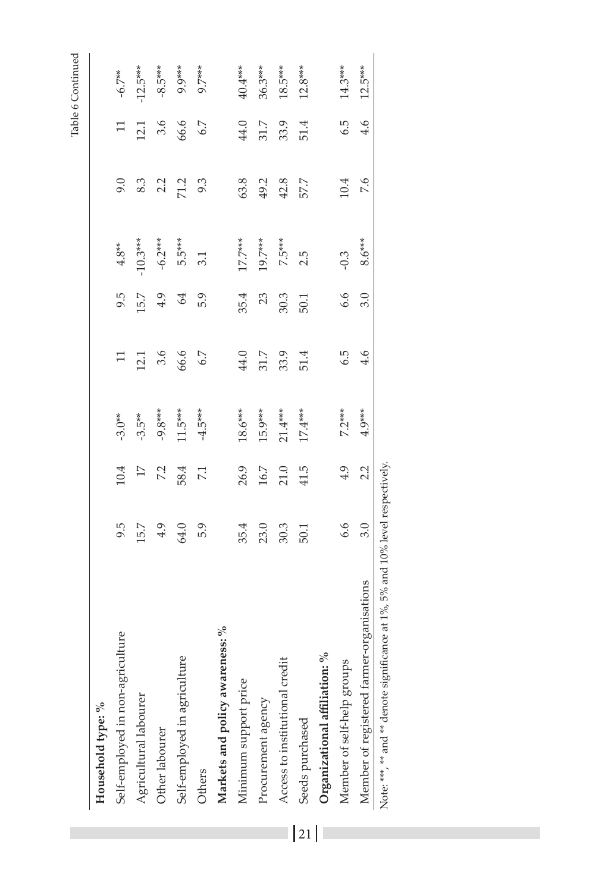Table 6 Continued

| | | | | | | | | | |
|---|---|---|---|---|---|---|---|---|---|
| **Household type:** % | | | | | | | | | |
| Self-employed in non-agriculture | 9.5 | 10.4 | -3.0** | 11 | 9.5 | 4.8** | 9.0 | 11 | -6.7** |
| Agricultural labourer | 15.7 | 17 | -3.5** | 12.1 | 15.7 | -10.3*** | 8.3 | 12.1 | -12.5*** |
| Other labourer | 4.9 | 7.2 | -9.8*** | 3.6 | 4.9 | -6.2*** | 2.2 | 3.6 | -8.5*** |
| Self-employed in agriculture | 64.0 | 58.4 | 11.5*** | 66.6 | 64 | 5.5*** | 71.2 | 66.6 | 9.9*** |
| Others | 5.9 | 7.1 | -4.5*** | 6.7 | 5.9 | 3.1 | 9.3 | 6.7 | 9.7*** |
| **Markets and policy awareness:** % | | | | | | | | | |
| Minimum support price | 35.4 | 26.9 | 18.6*** | 44.0 | 35.4 | 17.7*** | 63.8 | 44.0 | 40.4*** |
| Procurement agency | 23.0 | 16.7 | 15.9*** | 31.7 | 23 | 19.7*** | 49.2 | 31.7 | 36.3*** |
| Access to institutional credit | 30.3 | 21.0 | 21.4*** | 33.9 | 30.3 | 7.5*** | 42.8 | 33.9 | 18.5*** |
| Seeds purchased | 50.1 | 41.5 | 17.4*** | 51.4 | 50.1 | 2.5 | 57.7 | 51.4 | 12.8*** |
| **Organizational affiliation:** % | | | | | | | | | |
| Member of self-help groups | 6.6 | 4.9 | 7.2*** | 6.5 | 6.6 | -0.3 | 10.4 | 6.5 | 14.3*** |
| Member of registered farmer-organisations | 3.0 | 2.2 | 4.9*** | 4.6 | 3.0 | 8.6*** | 7.6 | 4.6 | 12.5*** |

Note: ***, ** and ** denote significance at 1%, 5% and 10% level respectively.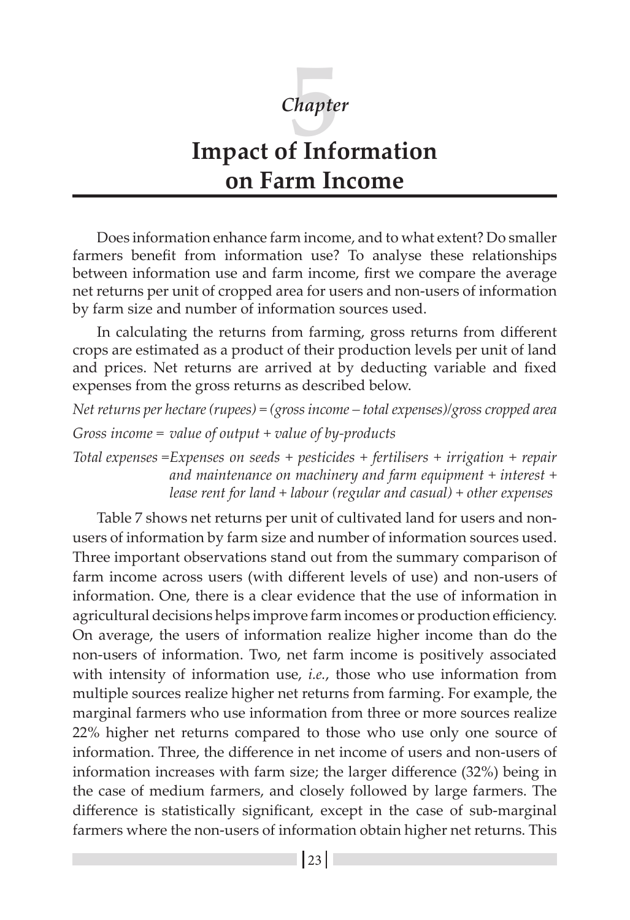# Chapter 5

# Impact of Information on Farm Income

Does information enhance farm income, and to what extent? Do smaller farmers benefit from information use? To analyse these relationships between information use and farm income, first we compare the average net returns per unit of cropped area for users and non-users of information by farm size and number of information sources used.

In calculating the returns from farming, gross returns from different crops are estimated as a product of their production levels per unit of land and prices. Net returns are arrived at by deducting variable and fixed expenses from the gross returns as described below.

*Net returns per hectare (rupees) = (gross income – total expenses)/gross cropped area*

*Gross income = value of output + value of by-products*

*Total expenses =Expenses on seeds + pesticides + fertilisers + irrigation + repair and maintenance on machinery and farm equipment + interest + lease rent for land + labour (regular and casual) + other expenses*

Table 7 shows net returns per unit of cultivated land for users and non-users of information by farm size and number of information sources used. Three important observations stand out from the summary comparison of farm income across users (with different levels of use) and non-users of information. One, there is a clear evidence that the use of information in agricultural decisions helps improve farm incomes or production efficiency. On average, the users of information realize higher income than do the non-users of information. Two, net farm income is positively associated with intensity of information use, *i.e.*, those who use information from multiple sources realize higher net returns from farming. For example, the marginal farmers who use information from three or more sources realize 22% higher net returns compared to those who use only one source of information. Three, the difference in net income of users and non-users of information increases with farm size; the larger difference (32%) being in the case of medium farmers, and closely followed by large farmers. The difference is statistically significant, except in the case of sub-marginal farmers where the non-users of information obtain higher net returns. This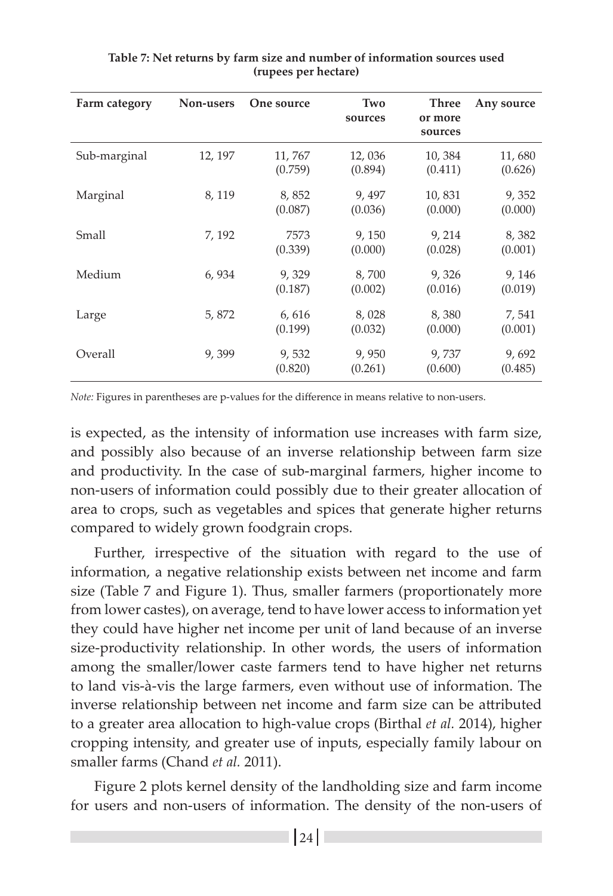**Table 7: Net returns by farm size and number of information sources used (rupees per hectare)**

| Farm category | Non-users | One source | Two sources | Three or more sources | Any source |
|---|---|---|---|---|---|
| Sub-marginal | 12, 197 | 11, 767<br>(0.759) | 12, 036<br>(0.894) | 10, 384<br>(0.411) | 11, 680<br>(0.626) |
| Marginal | 8, 119 | 8, 852<br>(0.087) | 9, 497<br>(0.036) | 10, 831<br>(0.000) | 9, 352<br>(0.000) |
| Small | 7, 192 | 7573<br>(0.339) | 9, 150<br>(0.000) | 9, 214<br>(0.028) | 8, 382<br>(0.001) |
| Medium | 6, 934 | 9, 329<br>(0.187) | 8, 700<br>(0.002) | 9, 326<br>(0.016) | 9, 146<br>(0.019) |
| Large | 5, 872 | 6, 616<br>(0.199) | 8, 028<br>(0.032) | 8, 380<br>(0.000) | 7, 541<br>(0.001) |
| Overall | 9, 399 | 9, 532<br>(0.820) | 9, 950<br>(0.261) | 9, 737<br>(0.600) | 9, 692<br>(0.485) |

*Note:* Figures in parentheses are p-values for the difference in means relative to non-users.

is expected, as the intensity of information use increases with farm size, and possibly also because of an inverse relationship between farm size and productivity. In the case of sub-marginal farmers, higher income to non-users of information could possibly due to their greater allocation of area to crops, such as vegetables and spices that generate higher returns compared to widely grown foodgrain crops.

Further, irrespective of the situation with regard to the use of information, a negative relationship exists between net income and farm size (Table 7 and Figure 1). Thus, smaller farmers (proportionately more from lower castes), on average, tend to have lower access to information yet they could have higher net income per unit of land because of an inverse size-productivity relationship. In other words, the users of information among the smaller/lower caste farmers tend to have higher net returns to land vis-à-vis the large farmers, even without use of information. The inverse relationship between net income and farm size can be attributed to a greater area allocation to high-value crops (Birthal *et al.* 2014), higher cropping intensity, and greater use of inputs, especially family labour on smaller farms (Chand *et al.* 2011).

Figure 2 plots kernel density of the landholding size and farm income for users and non-users of information. The density of the non-users of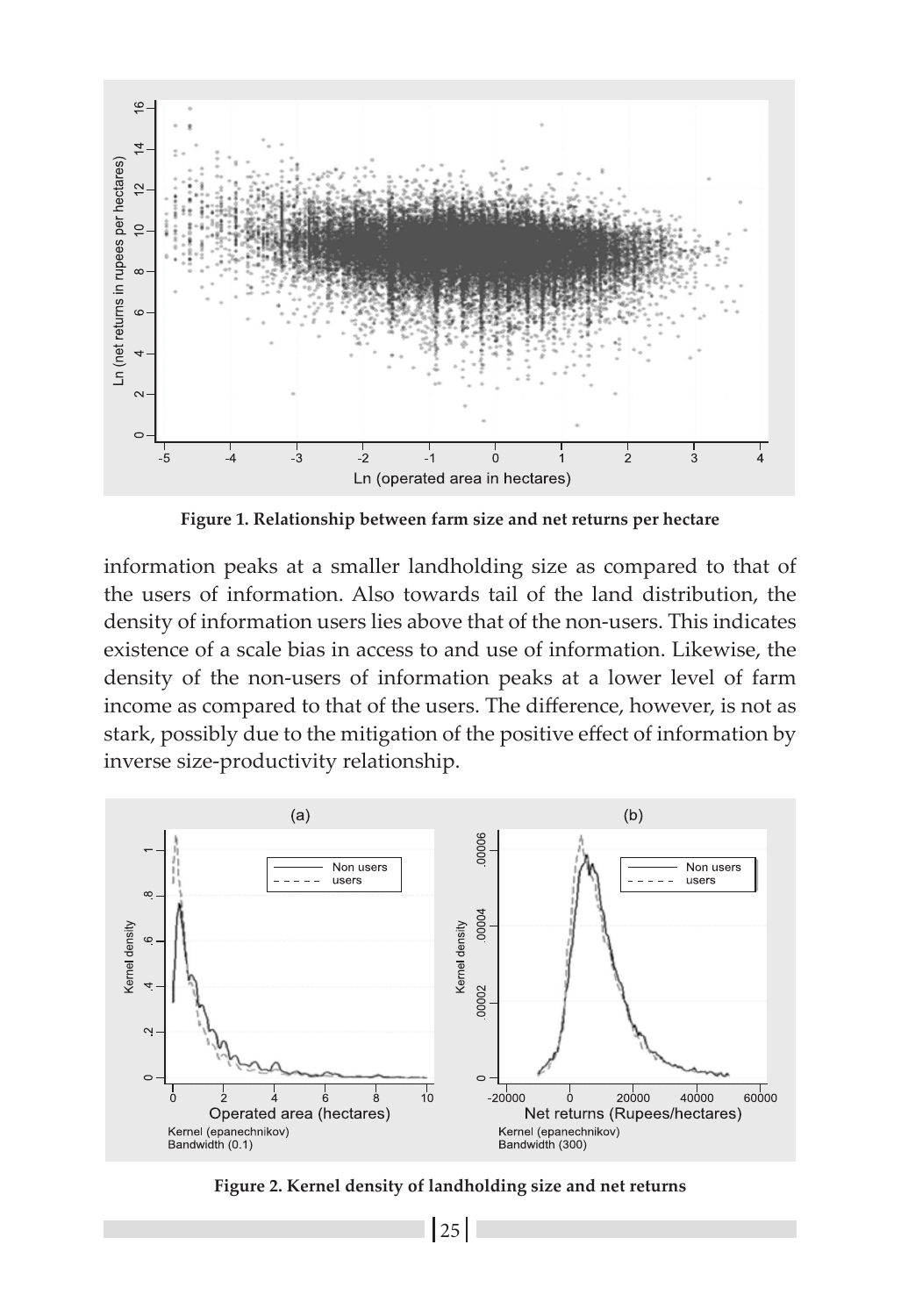**Figure 1. Relationship between farm size and net returns per hectare**

information peaks at a smaller landholding size as compared to that of the users of information. Also towards tail of the land distribution, the density of information users lies above that of the non-users. This indicates existence of a scale bias in access to and use of information. Likewise, the density of the non-users of information peaks at a lower level of farm income as compared to that of the users. The difference, however, is not as stark, possibly due to the mitigation of the positive effect of information by inverse size-productivity relationship.

**Figure 2. Kernel density of landholding size and net returns**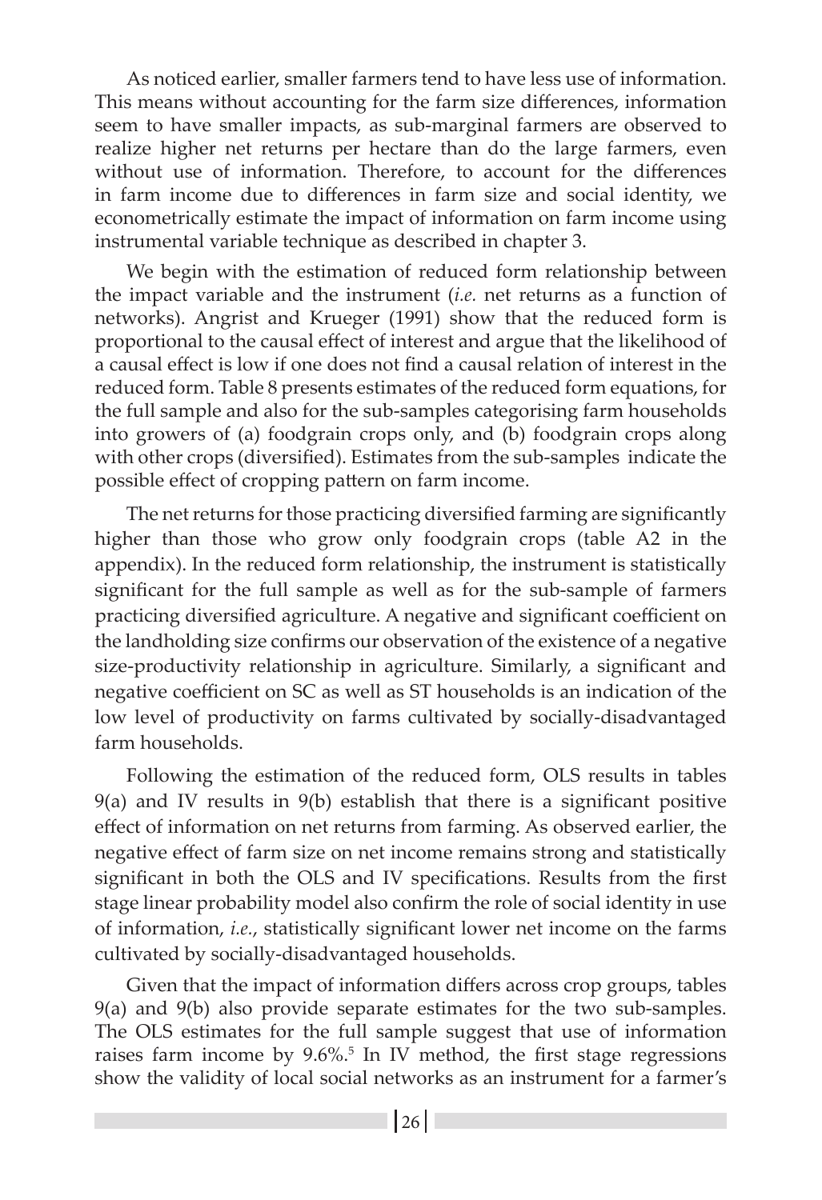As noticed earlier, smaller farmers tend to have less use of information. This means without accounting for the farm size differences, information seem to have smaller impacts, as sub-marginal farmers are observed to realize higher net returns per hectare than do the large farmers, even without use of information. Therefore, to account for the differences in farm income due to differences in farm size and social identity, we econometrically estimate the impact of information on farm income using instrumental variable technique as described in chapter 3.

We begin with the estimation of reduced form relationship between the impact variable and the instrument (*i.e.* net returns as a function of networks). Angrist and Krueger (1991) show that the reduced form is proportional to the causal effect of interest and argue that the likelihood of a causal effect is low if one does not find a causal relation of interest in the reduced form. Table 8 presents estimates of the reduced form equations, for the full sample and also for the sub-samples categorising farm households into growers of (a) foodgrain crops only, and (b) foodgrain crops along with other crops (diversified). Estimates from the sub-samples indicate the possible effect of cropping pattern on farm income.

The net returns for those practicing diversified farming are significantly higher than those who grow only foodgrain crops (table A2 in the appendix). In the reduced form relationship, the instrument is statistically significant for the full sample as well as for the sub-sample of farmers practicing diversified agriculture. A negative and significant coefficient on the landholding size confirms our observation of the existence of a negative size-productivity relationship in agriculture. Similarly, a significant and negative coefficient on SC as well as ST households is an indication of the low level of productivity on farms cultivated by socially-disadvantaged farm households.

Following the estimation of the reduced form, OLS results in tables 9(a) and IV results in 9(b) establish that there is a significant positive effect of information on net returns from farming. As observed earlier, the negative effect of farm size on net income remains strong and statistically significant in both the OLS and IV specifications. Results from the first stage linear probability model also confirm the role of social identity in use of information, *i.e.*, statistically significant lower net income on the farms cultivated by socially-disadvantaged households.

Given that the impact of information differs across crop groups, tables 9(a) and 9(b) also provide separate estimates for the two sub-samples. The OLS estimates for the full sample suggest that use of information raises farm income by 9.6%.[5] In IV method, the first stage regressions show the validity of local social networks as an instrument for a farmer's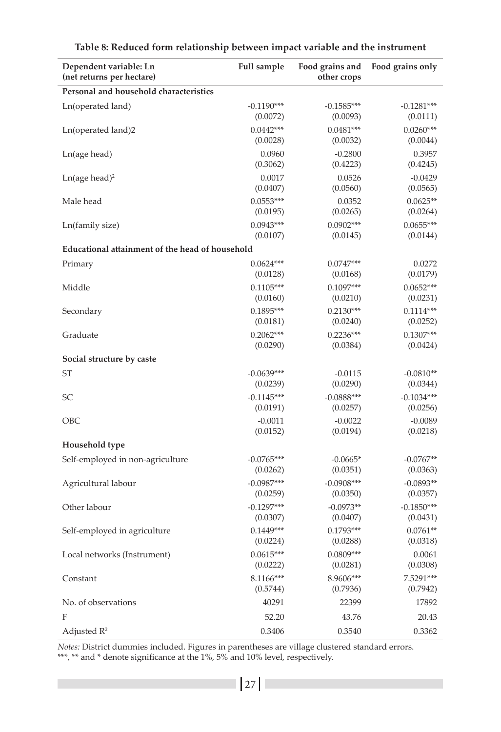**Table 8: Reduced form relationship between impact variable and the instrument**

| Dependent variable: Ln (net returns per hectare) | Full sample | Food grains and other crops | Food grains only |
|---|---|---|---|
| **Personal and household characteristics** | | | |
| Ln(operated land) | -0.1190*** | -0.1585*** | -0.1281*** |
| | (0.0072) | (0.0093) | (0.0111) |
| Ln(operated land)2 | 0.0442*** | 0.0481*** | 0.0260*** |
| | (0.0028) | (0.0032) | (0.0044) |
| Ln(age head) | 0.0960 | -0.2800 | 0.3957 |
| | (0.3062) | (0.4223) | (0.4245) |
| Ln(age head)$^2$ | 0.0017 | 0.0526 | -0.0429 |
| | (0.0407) | (0.0560) | (0.0565) |
| Male head | 0.0553*** | 0.0352 | 0.0625** |
| | (0.0195) | (0.0265) | (0.0264) |
| Ln(family size) | 0.0943*** | 0.0902*** | 0.0655*** |
| | (0.0107) | (0.0145) | (0.0144) |
| **Educational attainment of the head of household** | | | |
| Primary | 0.0624*** | 0.0747*** | 0.0272 |
| | (0.0128) | (0.0168) | (0.0179) |
| Middle | 0.1105*** | 0.1097*** | 0.0652*** |
| | (0.0160) | (0.0210) | (0.0231) |
| Secondary | 0.1895*** | 0.2130*** | 0.1114*** |
| | (0.0181) | (0.0240) | (0.0252) |
| Graduate | 0.2062*** | 0.2236*** | 0.1307*** |
| | (0.0290) | (0.0384) | (0.0424) |
| **Social structure by caste** | | | |
| ST | -0.0639*** | -0.0115 | -0.0810** |
| | (0.0239) | (0.0290) | (0.0344) |
| SC | -0.1145*** | -0.0888*** | -0.1034*** |
| | (0.0191) | (0.0257) | (0.0256) |
| OBC | -0.0011 | -0.0022 | -0.0089 |
| | (0.0152) | (0.0194) | (0.0218) |
| **Household type** | | | |
| Self-employed in non-agriculture | -0.0765*** | -0.0665* | -0.0767** |
| | (0.0262) | (0.0351) | (0.0363) |
| Agricultural labour | -0.0987*** | -0.0908*** | -0.0893** |
| | (0.0259) | (0.0350) | (0.0357) |
| Other labour | -0.1297*** | -0.0973** | -0.1850*** |
| | (0.0307) | (0.0407) | (0.0431) |
| Self-employed in agriculture | 0.1449*** | 0.1793*** | 0.0761** |
| | (0.0224) | (0.0288) | (0.0318) |
| Local networks (Instrument) | 0.0615*** | 0.0809*** | 0.0061 |
| | (0.0222) | (0.0281) | (0.0308) |
| Constant | 8.1166*** | 8.9606*** | 7.5291*** |
| | (0.5744) | (0.7936) | (0.7942) |
| No. of observations | 40291 | 22399 | 17892 |
| F | 52.20 | 43.76 | 20.43 |
| Adjusted $R^2$ | 0.3406 | 0.3540 | 0.3362 |

*Notes:* District dummies included. Figures in parentheses are village clustered standard errors.
***, ** and * denote significance at the 1%, 5% and 10% level, respectively.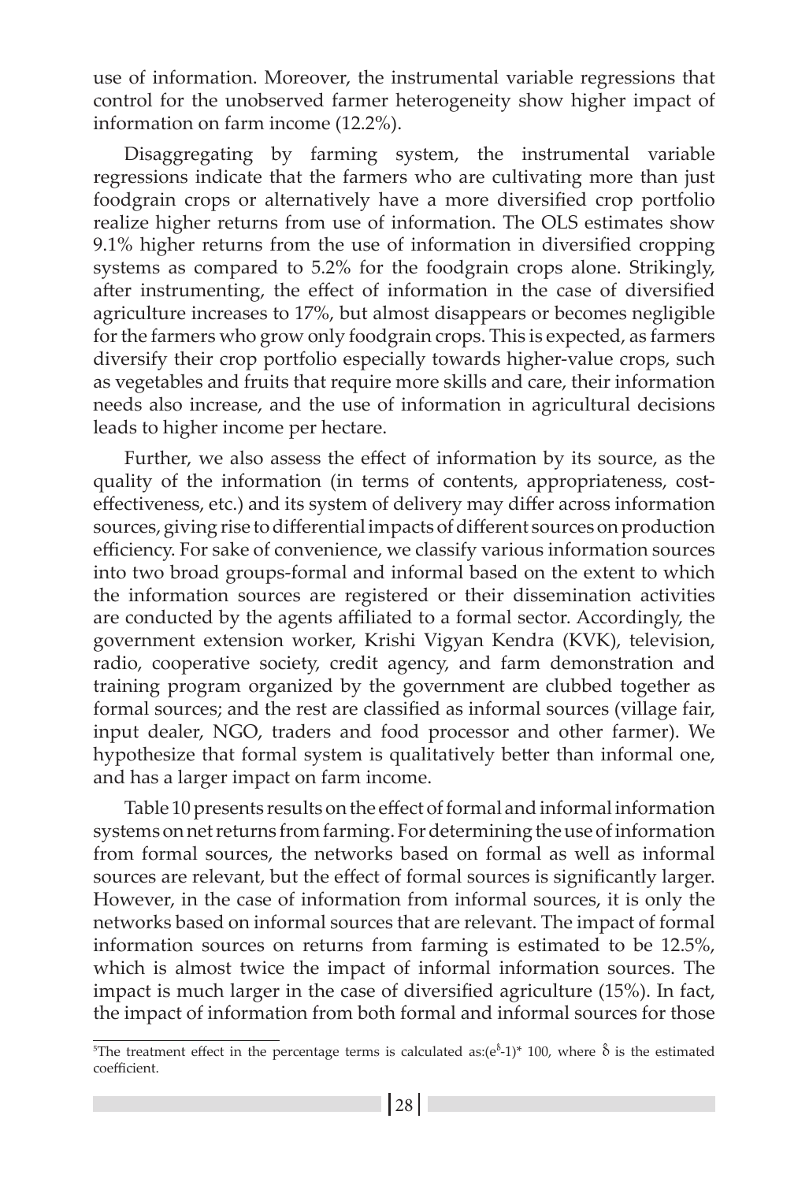use of information. Moreover, the instrumental variable regressions that control for the unobserved farmer heterogeneity show higher impact of information on farm income (12.2%).

Disaggregating by farming system, the instrumental variable regressions indicate that the farmers who are cultivating more than just foodgrain crops or alternatively have a more diversified crop portfolio realize higher returns from use of information. The OLS estimates show 9.1% higher returns from the use of information in diversified cropping systems as compared to 5.2% for the foodgrain crops alone. Strikingly, after instrumenting, the effect of information in the case of diversified agriculture increases to 17%, but almost disappears or becomes negligible for the farmers who grow only foodgrain crops. This is expected, as farmers diversify their crop portfolio especially towards higher-value crops, such as vegetables and fruits that require more skills and care, their information needs also increase, and the use of information in agricultural decisions leads to higher income per hectare.

Further, we also assess the effect of information by its source, as the quality of the information (in terms of contents, appropriateness, cost-effectiveness, etc.) and its system of delivery may differ across information sources, giving rise to differential impacts of different sources on production efficiency. For sake of convenience, we classify various information sources into two broad groups-formal and informal based on the extent to which the information sources are registered or their dissemination activities are conducted by the agents affiliated to a formal sector. Accordingly, the government extension worker, Krishi Vigyan Kendra (KVK), television, radio, cooperative society, credit agency, and farm demonstration and training program organized by the government are clubbed together as formal sources; and the rest are classified as informal sources (village fair, input dealer, NGO, traders and food processor and other farmer). We hypothesize that formal system is qualitatively better than informal one, and has a larger impact on farm income.

Table 10 presents results on the effect of formal and informal information systems on net returns from farming. For determining the use of information from formal sources, the networks based on formal as well as informal sources are relevant, but the effect of formal sources is significantly larger. However, in the case of information from informal sources, it is only the networks based on informal sources that are relevant. The impact of formal information sources on returns from farming is estimated to be 12.5%, which is almost twice the impact of informal information sources. The impact is much larger in the case of diversified agriculture (15%). In fact, the impact of information from both formal and informal sources for those

---

[5]The treatment effect in the percentage terms is calculated as: $(e^{\hat{\delta}}-1)*100$, where $\hat{\delta}$ is the estimated coefficient.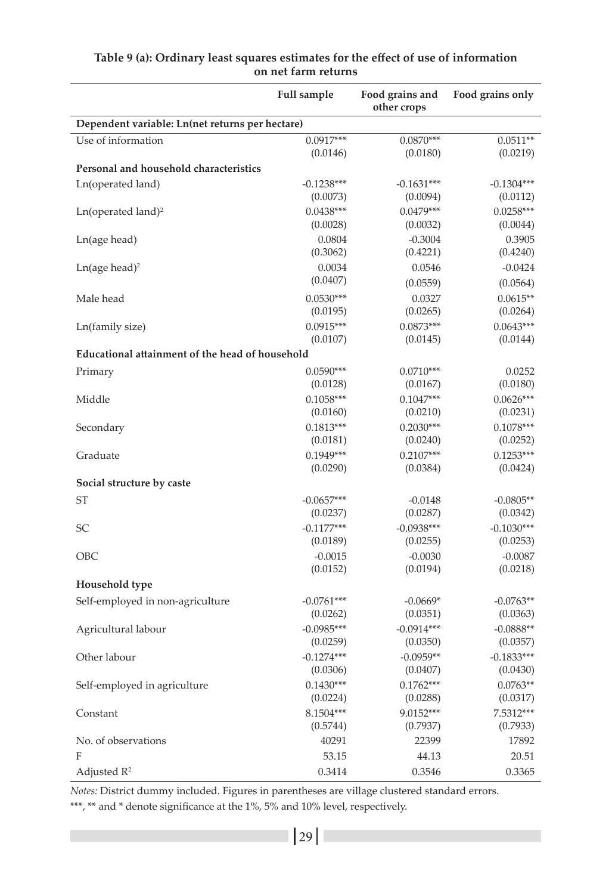**Table 9 (a): Ordinary least squares estimates for the effect of use of information on net farm returns**

| | Full sample | Food grains and other crops | Food grains only |
|---|---|---|---|
| **Dependent variable: Ln(net returns per hectare)** | | | |
| Use of information | 0.0917*** | 0.0870*** | 0.0511** |
| | (0.0146) | (0.0180) | (0.0219) |
| **Personal and household characteristics** | | | |
| Ln(operated land) | -0.1238*** | -0.1631*** | -0.1304*** |
| | (0.0073) | (0.0094) | (0.0112) |
| Ln(operated land)$^2$ | 0.0438*** | 0.0479*** | 0.0258*** |
| | (0.0028) | (0.0032) | (0.0044) |
| Ln(age head) | 0.0804 | -0.3004 | 0.3905 |
| | (0.3062) | (0.4221) | (0.4240) |
| Ln(age head)$^2$ | 0.0034 | 0.0546 | -0.0424 |
| | (0.0407) | (0.0559) | (0.0564) |
| Male head | 0.0530*** | 0.0327 | 0.0615** |
| | (0.0195) | (0.0265) | (0.0264) |
| Ln(family size) | 0.0915*** | 0.0873*** | 0.0643*** |
| | (0.0107) | (0.0145) | (0.0144) |
| **Educational attainment of the head of household** | | | |
| Primary | 0.0590*** | 0.0710*** | 0.0252 |
| | (0.0128) | (0.0167) | (0.0180) |
| Middle | 0.1058*** | 0.1047*** | 0.0626*** |
| | (0.0160) | (0.0210) | (0.0231) |
| Secondary | 0.1813*** | 0.2030*** | 0.1078*** |
| | (0.0181) | (0.0240) | (0.0252) |
| Graduate | 0.1949*** | 0.2107*** | 0.1253*** |
| | (0.0290) | (0.0384) | (0.0424) |
| **Social structure by caste** | | | |
| ST | -0.0657*** | -0.0148 | -0.0805** |
| | (0.0237) | (0.0287) | (0.0342) |
| SC | -0.1177*** | -0.0938*** | -0.1030*** |
| | (0.0189) | (0.0255) | (0.0253) |
| OBC | -0.0015 | -0.0030 | -0.0087 |
| | (0.0152) | (0.0194) | (0.0218) |
| **Household type** | | | |
| Self-employed in non-agriculture | -0.0761*** | -0.0669* | -0.0763** |
| | (0.0262) | (0.0351) | (0.0363) |
| Agricultural labour | -0.0985*** | -0.0914*** | -0.0888** |
| | (0.0259) | (0.0350) | (0.0357) |
| Other labour | -0.1274*** | -0.0959** | -0.1833*** |
| | (0.0306) | (0.0407) | (0.0430) |
| Self-employed in agriculture | 0.1430*** | 0.1762*** | 0.0763** |
| | (0.0224) | (0.0288) | (0.0317) |
| Constant | 8.1504*** | 9.0152*** | 7.5312*** |
| | (0.5744) | (0.7937) | (0.7933) |
| No. of observations | 40291 | 22399 | 17892 |
| F | 53.15 | 44.13 | 20.51 |
| Adjusted $R^2$ | 0.3414 | 0.3546 | 0.3365 |

*Notes:* District dummy included. Figures in parentheses are village clustered standard errors.
***, ** and * denote significance at the 1%, 5% and 10% level, respectively.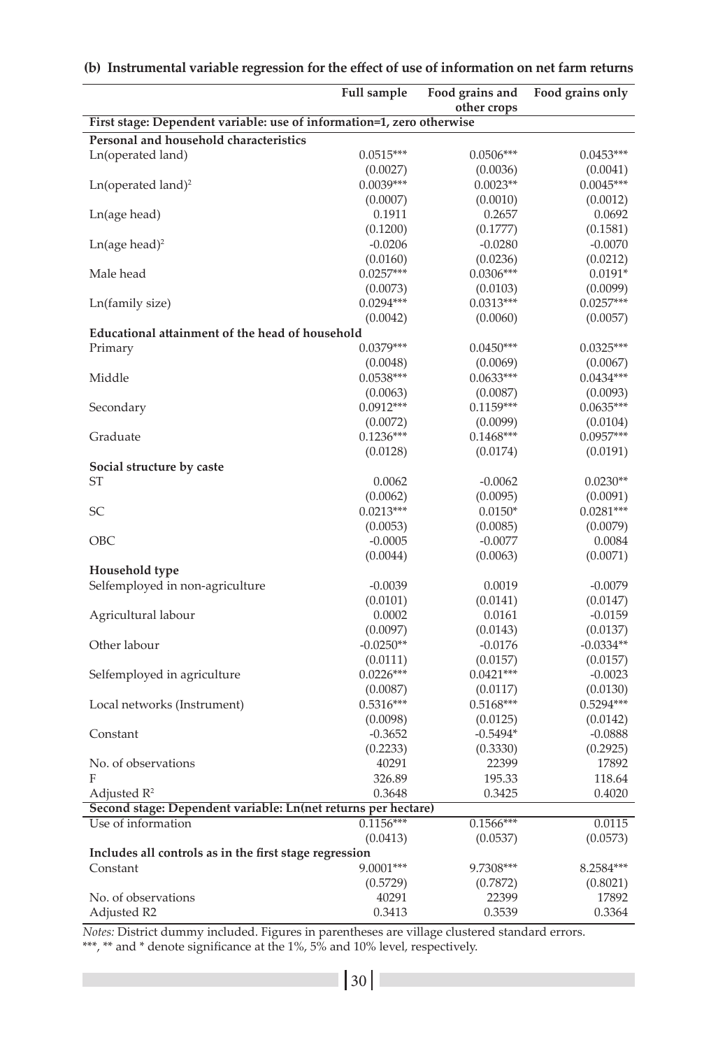**(b) Instrumental variable regression for the effect of use of information on net farm returns**

| | Full sample | Food grains and other crops | Food grains only |
|---|---|---|---|
| **First stage: Dependent variable: use of information=1, zero otherwise** | | | |
| **Personal and household characteristics** | | | |
| Ln(operated land) | 0.0515*** | 0.0506*** | 0.0453*** |
| | (0.0027) | (0.0036) | (0.0041) |
| Ln(operated land)$^2$ | 0.0039*** | 0.0023** | 0.0045*** |
| | (0.0007) | (0.0010) | (0.0012) |
| Ln(age head) | 0.1911 | 0.2657 | 0.0692 |
| | (0.1200) | (0.1777) | (0.1581) |
| Ln(age head)$^2$ | -0.0206 | -0.0280 | -0.0070 |
| | (0.0160) | (0.0236) | (0.0212) |
| Male head | 0.0257*** | 0.0306*** | 0.0191* |
| | (0.0073) | (0.0103) | (0.0099) |
| Ln(family size) | 0.0294*** | 0.0313*** | 0.0257*** |
| | (0.0042) | (0.0060) | (0.0057) |
| **Educational attainment of the head of household** | | | |
| Primary | 0.0379*** | 0.0450*** | 0.0325*** |
| | (0.0048) | (0.0069) | (0.0067) |
| Middle | 0.0538*** | 0.0633*** | 0.0434*** |
| | (0.0063) | (0.0087) | (0.0093) |
| Secondary | 0.0912*** | 0.1159*** | 0.0635*** |
| | (0.0072) | (0.0099) | (0.0104) |
| Graduate | 0.1236*** | 0.1468*** | 0.0957*** |
| | (0.0128) | (0.0174) | (0.0191) |
| **Social structure by caste** | | | |
| ST | 0.0062 | -0.0062 | 0.0230** |
| | (0.0062) | (0.0095) | (0.0091) |
| SC | 0.0213*** | 0.0150* | 0.0281*** |
| | (0.0053) | (0.0085) | (0.0079) |
| OBC | -0.0005 | -0.0077 | 0.0084 |
| | (0.0044) | (0.0063) | (0.0071) |
| **Household type** | | | |
| Selfemployed in non-agriculture | -0.0039 | 0.0019 | -0.0079 |
| | (0.0101) | (0.0141) | (0.0147) |
| Agricultural labour | 0.0002 | 0.0161 | -0.0159 |
| | (0.0097) | (0.0143) | (0.0137) |
| Other labour | -0.0250** | -0.0176 | -0.0334** |
| | (0.0111) | (0.0157) | (0.0157) |
| Selfemployed in agriculture | 0.0226*** | 0.0421*** | -0.0023 |
| | (0.0087) | (0.0117) | (0.0130) |
| Local networks (Instrument) | 0.5316*** | 0.5168*** | 0.5294*** |
| | (0.0098) | (0.0125) | (0.0142) |
| Constant | -0.3652 | -0.5494* | -0.0888 |
| | (0.2233) | (0.3330) | (0.2925) |
| No. of observations | 40291 | 22399 | 17892 |
| F | 326.89 | 195.33 | 118.64 |
| Adjusted $R^2$ | 0.3648 | 0.3425 | 0.4020 |
| **Second stage: Dependent variable: Ln(net returns per hectare)** | | | |
| Use of information | 0.1156*** | 0.1566*** | 0.0115 |
| | (0.0413) | (0.0537) | (0.0573) |
| **Includes all controls as in the first stage regression** | | | |
| Constant | 9.0001*** | 9.7308*** | 8.2584*** |
| | (0.5729) | (0.7872) | (0.8021) |
| No. of observations | 40291 | 22399 | 17892 |
| Adjusted R2 | 0.3413 | 0.3539 | 0.3364 |

*Notes:* District dummy included. Figures in parentheses are village clustered standard errors.
***, ** and * denote significance at the 1%, 5% and 10% level, respectively.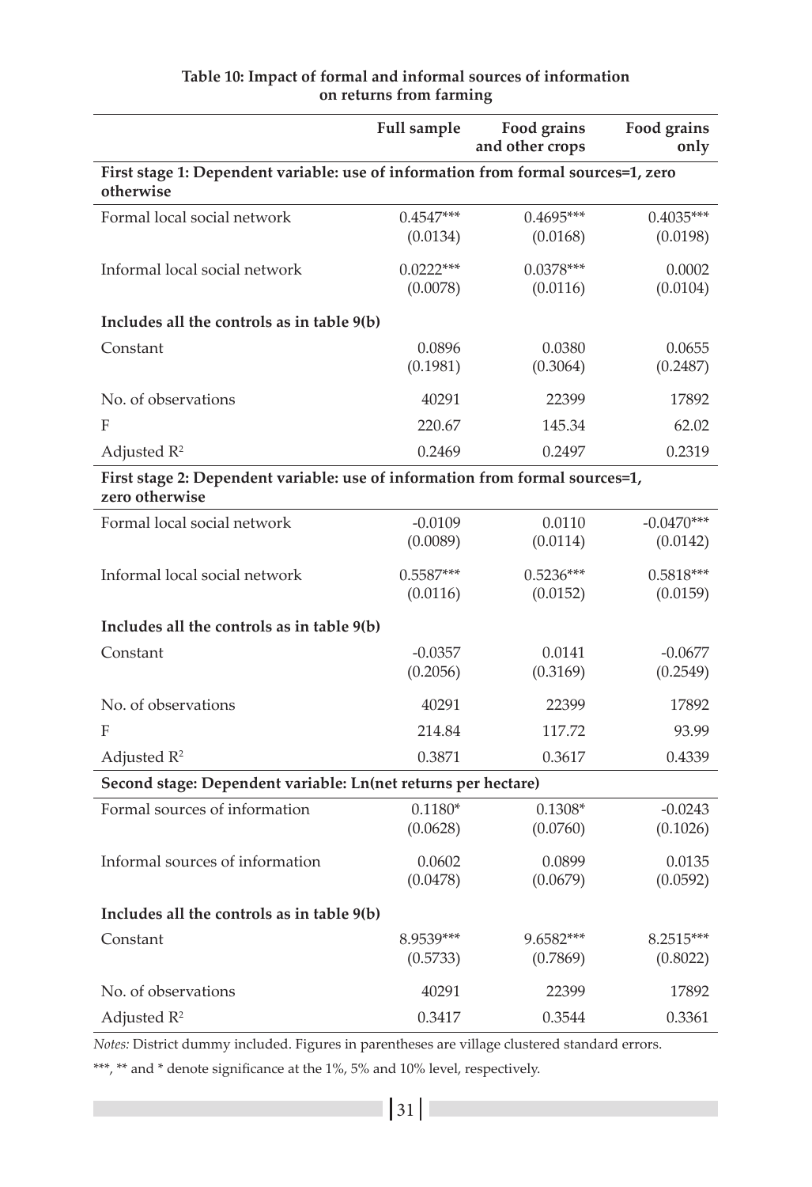**Table 10: Impact of formal and informal sources of information on returns from farming**

| | Full sample | Food grains and other crops | Food grains only |
|---|---|---|---|
| **First stage 1: Dependent variable: use of information from formal sources=1, zero otherwise** | | | |
| Formal local social network | 0.4547*** | 0.4695*** | 0.4035*** |
| | (0.0134) | (0.0168) | (0.0198) |
| Informal local social network | 0.0222*** | 0.0378*** | 0.0002 |
| | (0.0078) | (0.0116) | (0.0104) |
| **Includes all the controls as in table 9(b)** | | | |
| Constant | 0.0896 | 0.0380 | 0.0655 |
| | (0.1981) | (0.3064) | (0.2487) |
| No. of observations | 40291 | 22399 | 17892 |
| F | 220.67 | 145.34 | 62.02 |
| Adjusted $R^2$ | 0.2469 | 0.2497 | 0.2319 |
| **First stage 2: Dependent variable: use of information from formal sources=1, zero otherwise** | | | |
| Formal local social network | -0.0109 | 0.0110 | -0.0470*** |
| | (0.0089) | (0.0114) | (0.0142) |
| Informal local social network | 0.5587*** | 0.5236*** | 0.5818*** |
| | (0.0116) | (0.0152) | (0.0159) |
| **Includes all the controls as in table 9(b)** | | | |
| Constant | -0.0357 | 0.0141 | -0.0677 |
| | (0.2056) | (0.3169) | (0.2549) |
| No. of observations | 40291 | 22399 | 17892 |
| F | 214.84 | 117.72 | 93.99 |
| Adjusted $R^2$ | 0.3871 | 0.3617 | 0.4339 |
| **Second stage: Dependent variable: Ln(net returns per hectare)** | | | |
| Formal sources of information | 0.1180* | 0.1308* | -0.0243 |
| | (0.0628) | (0.0760) | (0.1026) |
| Informal sources of information | 0.0602 | 0.0899 | 0.0135 |
| | (0.0478) | (0.0679) | (0.0592) |
| **Includes all the controls as in table 9(b)** | | | |
| Constant | 8.9539*** | 9.6582*** | 8.2515*** |
| | (0.5733) | (0.7869) | (0.8022) |
| No. of observations | 40291 | 22399 | 17892 |
| Adjusted $R^2$ | 0.3417 | 0.3544 | 0.3361 |

*Notes:* District dummy included. Figures in parentheses are village clustered standard errors.

***, ** and * denote significance at the 1%, 5% and 10% level, respectively.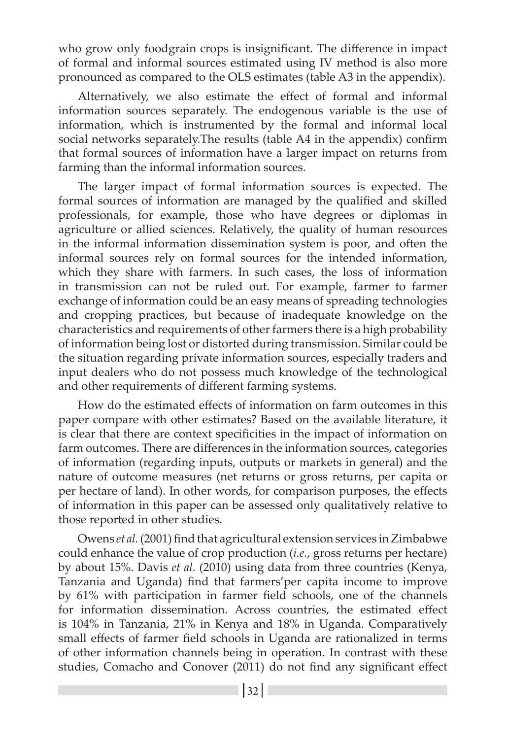who grow only foodgrain crops is insignificant. The difference in impact of formal and informal sources estimated using IV method is also more pronounced as compared to the OLS estimates (table A3 in the appendix).

Alternatively, we also estimate the effect of formal and informal information sources separately. The endogenous variable is the use of information, which is instrumented by the formal and informal local social networks separately.The results (table A4 in the appendix) confirm that formal sources of information have a larger impact on returns from farming than the informal information sources.

The larger impact of formal information sources is expected. The formal sources of information are managed by the qualified and skilled professionals, for example, those who have degrees or diplomas in agriculture or allied sciences. Relatively, the quality of human resources in the informal information dissemination system is poor, and often the informal sources rely on formal sources for the intended information, which they share with farmers. In such cases, the loss of information in transmission can not be ruled out. For example, farmer to farmer exchange of information could be an easy means of spreading technologies and cropping practices, but because of inadequate knowledge on the characteristics and requirements of other farmers there is a high probability of information being lost or distorted during transmission. Similar could be the situation regarding private information sources, especially traders and input dealers who do not possess much knowledge of the technological and other requirements of different farming systems.

How do the estimated effects of information on farm outcomes in this paper compare with other estimates? Based on the available literature, it is clear that there are context specificities in the impact of information on farm outcomes. There are differences in the information sources, categories of information (regarding inputs, outputs or markets in general) and the nature of outcome measures (net returns or gross returns, per capita or per hectare of land). In other words, for comparison purposes, the effects of information in this paper can be assessed only qualitatively relative to those reported in other studies.

Owens *et al.* (2001) find that agricultural extension services in Zimbabwe could enhance the value of crop production (*i.e.*, gross returns per hectare) by about 15%. Davis *et al.* (2010) using data from three countries (Kenya, Tanzania and Uganda) find that farmers'per capita income to improve by 61% with participation in farmer field schools, one of the channels for information dissemination. Across countries, the estimated effect is 104% in Tanzania, 21% in Kenya and 18% in Uganda. Comparatively small effects of farmer field schools in Uganda are rationalized in terms of other information channels being in operation. In contrast with these studies, Comacho and Conover (2011) do not find any significant effect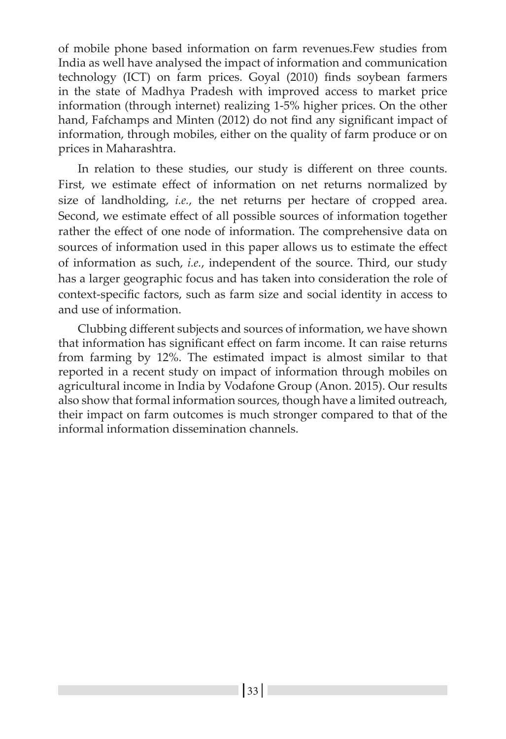of mobile phone based information on farm revenues.Few studies from India as well have analysed the impact of information and communication technology (ICT) on farm prices. Goyal (2010) finds soybean farmers in the state of Madhya Pradesh with improved access to market price information (through internet) realizing 1-5% higher prices. On the other hand, Fafchamps and Minten (2012) do not find any significant impact of information, through mobiles, either on the quality of farm produce or on prices in Maharashtra.

In relation to these studies, our study is different on three counts. First, we estimate effect of information on net returns normalized by size of landholding, *i.e.*, the net returns per hectare of cropped area. Second, we estimate effect of all possible sources of information together rather the effect of one node of information. The comprehensive data on sources of information used in this paper allows us to estimate the effect of information as such, *i.e.*, independent of the source. Third, our study has a larger geographic focus and has taken into consideration the role of context-specific factors, such as farm size and social identity in access to and use of information.

Clubbing different subjects and sources of information, we have shown that information has significant effect on farm income. It can raise returns from farming by 12%. The estimated impact is almost similar to that reported in a recent study on impact of information through mobiles on agricultural income in India by Vodafone Group (Anon. 2015). Our results also show that formal information sources, though have a limited outreach, their impact on farm outcomes is much stronger compared to that of the informal information dissemination channels.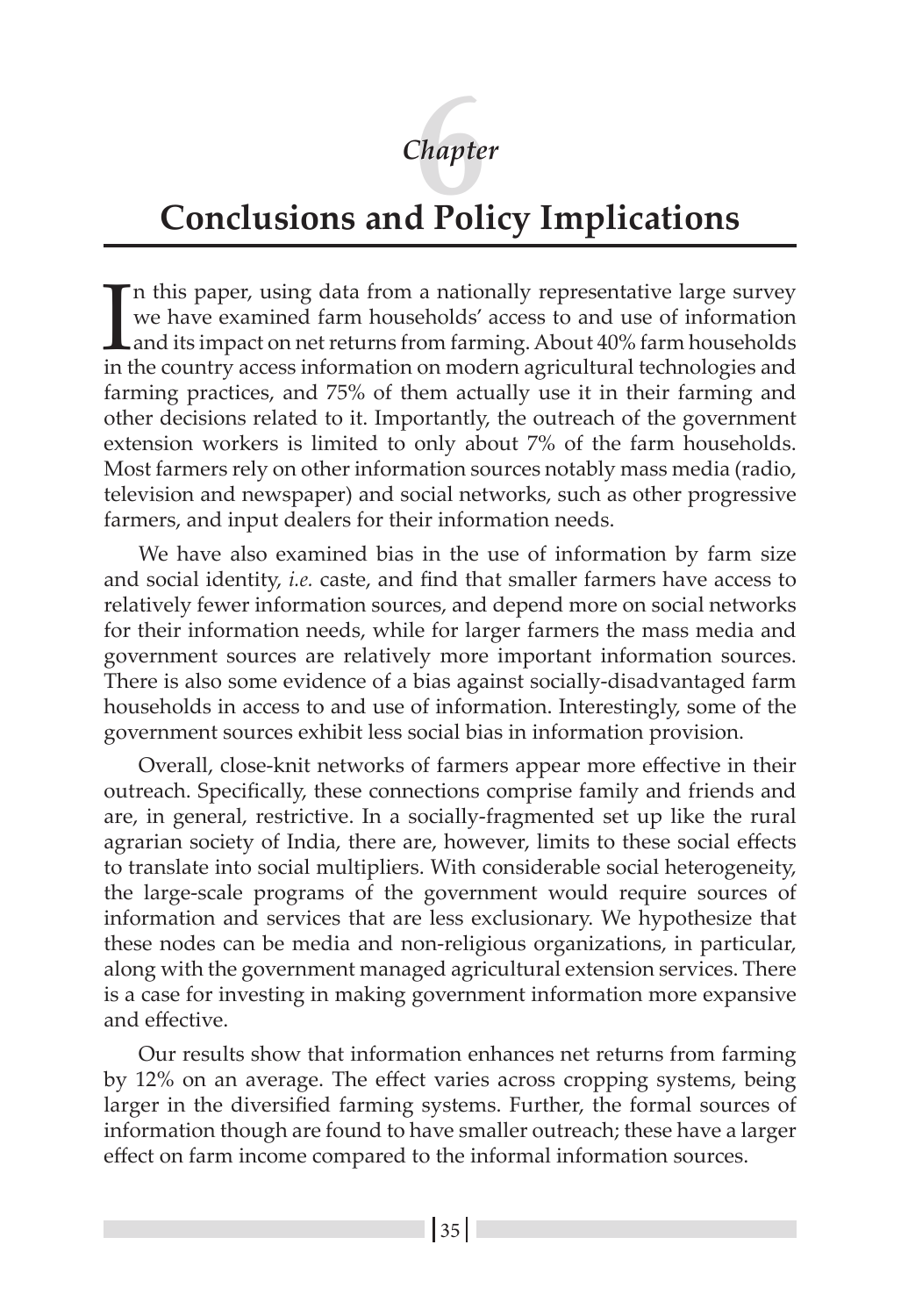*Chapter* 6

# Conclusions and Policy Implications

In this paper, using data from a nationally representative large survey we have examined farm households' access to and use of information and its impact on net returns from farming. About 40% farm households in the country access information on modern agricultural technologies and farming practices, and 75% of them actually use it in their farming and other decisions related to it. Importantly, the outreach of the government extension workers is limited to only about 7% of the farm households. Most farmers rely on other information sources notably mass media (radio, television and newspaper) and social networks, such as other progressive farmers, and input dealers for their information needs.

We have also examined bias in the use of information by farm size and social identity, *i.e.* caste, and find that smaller farmers have access to relatively fewer information sources, and depend more on social networks for their information needs, while for larger farmers the mass media and government sources are relatively more important information sources. There is also some evidence of a bias against socially-disadvantaged farm households in access to and use of information. Interestingly, some of the government sources exhibit less social bias in information provision.

Overall, close-knit networks of farmers appear more effective in their outreach. Specifically, these connections comprise family and friends and are, in general, restrictive. In a socially-fragmented set up like the rural agrarian society of India, there are, however, limits to these social effects to translate into social multipliers. With considerable social heterogeneity, the large-scale programs of the government would require sources of information and services that are less exclusionary. We hypothesize that these nodes can be media and non-religious organizations, in particular, along with the government managed agricultural extension services. There is a case for investing in making government information more expansive and effective.

Our results show that information enhances net returns from farming by 12% on an average. The effect varies across cropping systems, being larger in the diversified farming systems. Further, the formal sources of information though are found to have smaller outreach; these have a larger effect on farm income compared to the informal information sources.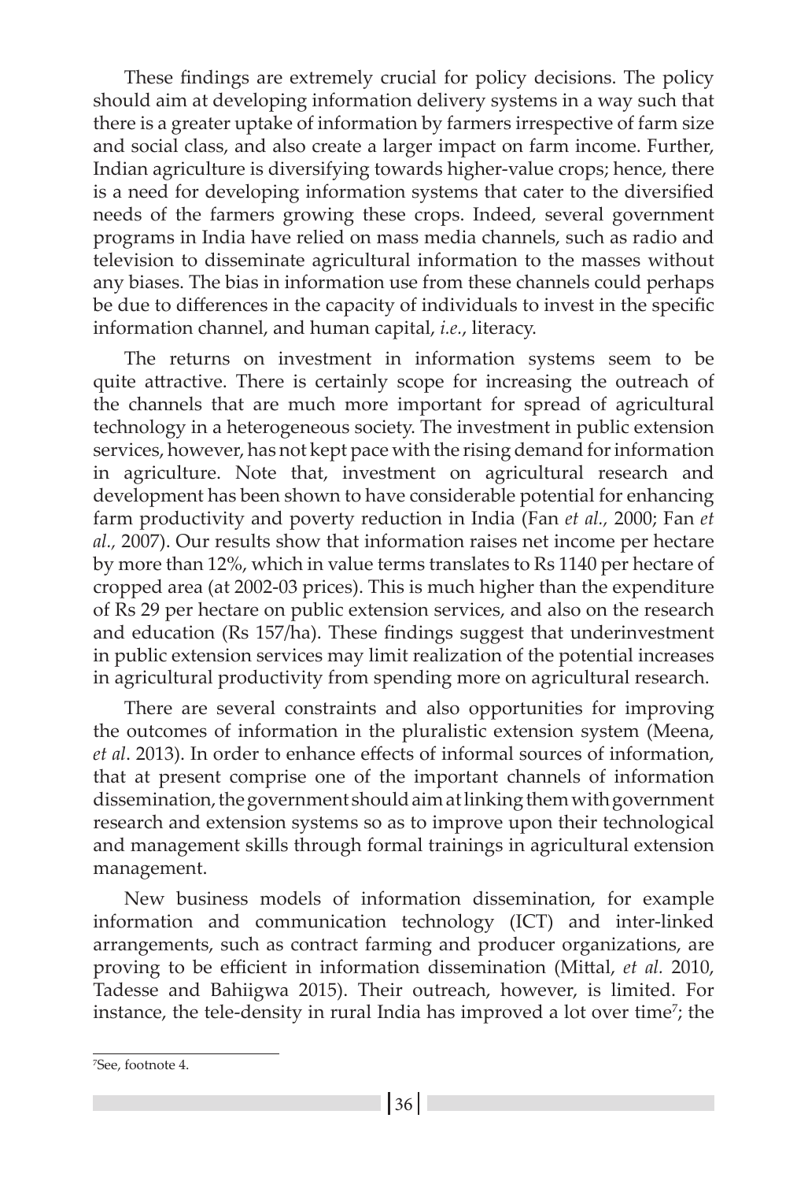These findings are extremely crucial for policy decisions. The policy should aim at developing information delivery systems in a way such that there is a greater uptake of information by farmers irrespective of farm size and social class, and also create a larger impact on farm income. Further, Indian agriculture is diversifying towards higher-value crops; hence, there is a need for developing information systems that cater to the diversified needs of the farmers growing these crops. Indeed, several government programs in India have relied on mass media channels, such as radio and television to disseminate agricultural information to the masses without any biases. The bias in information use from these channels could perhaps be due to differences in the capacity of individuals to invest in the specific information channel, and human capital, *i.e.*, literacy.

The returns on investment in information systems seem to be quite attractive. There is certainly scope for increasing the outreach of the channels that are much more important for spread of agricultural technology in a heterogeneous society. The investment in public extension services, however, has not kept pace with the rising demand for information in agriculture. Note that, investment on agricultural research and development has been shown to have considerable potential for enhancing farm productivity and poverty reduction in India (Fan *et al.,* 2000; Fan *et al.,* 2007). Our results show that information raises net income per hectare by more than 12%, which in value terms translates to Rs 1140 per hectare of cropped area (at 2002-03 prices). This is much higher than the expenditure of Rs 29 per hectare on public extension services, and also on the research and education (Rs 157/ha). These findings suggest that underinvestment in public extension services may limit realization of the potential increases in agricultural productivity from spending more on agricultural research.

There are several constraints and also opportunities for improving the outcomes of information in the pluralistic extension system (Meena, *et al*. 2013). In order to enhance effects of informal sources of information, that at present comprise one of the important channels of information dissemination, the government should aim at linking them with government research and extension systems so as to improve upon their technological and management skills through formal trainings in agricultural extension management.

New business models of information dissemination, for example information and communication technology (ICT) and inter-linked arrangements, such as contract farming and producer organizations, are proving to be efficient in information dissemination (Mittal, *et al.* 2010, Tadesse and Bahiigwa 2015). Their outreach, however, is limited. For instance, the tele-density in rural India has improved a lot over time[7]; the

---

[7]See, footnote 4.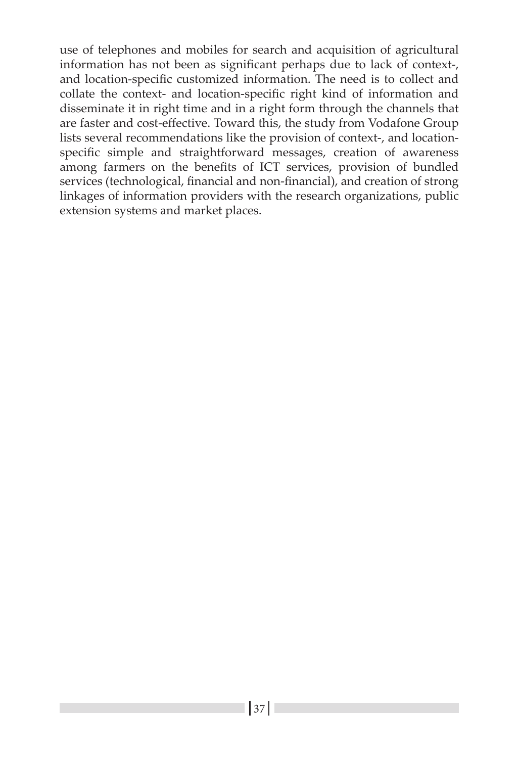use of telephones and mobiles for search and acquisition of agricultural information has not been as significant perhaps due to lack of context-, and location-specific customized information. The need is to collect and collate the context- and location-specific right kind of information and disseminate it in right time and in a right form through the channels that are faster and cost-effective. Toward this, the study from Vodafone Group lists several recommendations like the provision of context-, and location-specific simple and straightforward messages, creation of awareness among farmers on the benefits of ICT services, provision of bundled services (technological, financial and non-financial), and creation of strong linkages of information providers with the research organizations, public extension systems and market places.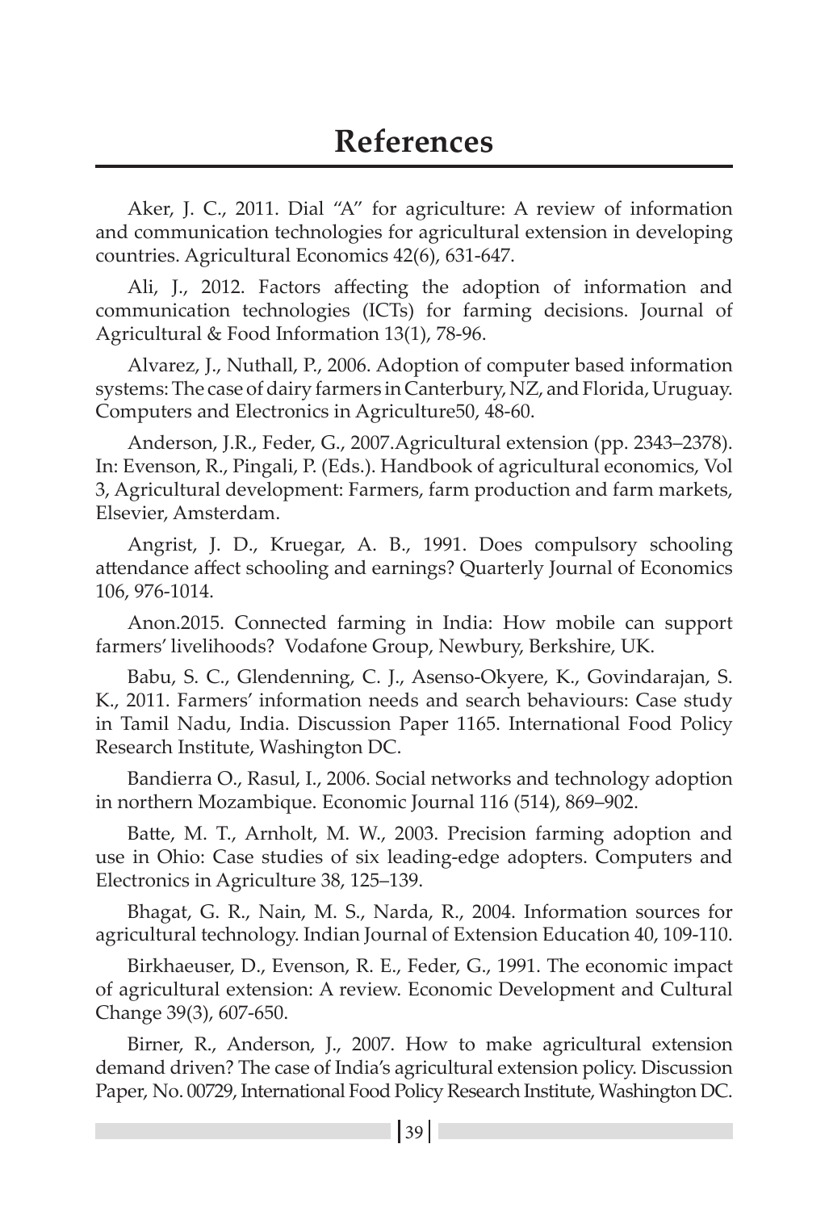# References

Aker, J. C., 2011. Dial "A" for agriculture: A review of information and communication technologies for agricultural extension in developing countries. Agricultural Economics 42(6), 631-647.

Ali, J., 2012. Factors affecting the adoption of information and communication technologies (ICTs) for farming decisions. Journal of Agricultural & Food Information 13(1), 78-96.

Alvarez, J., Nuthall, P., 2006. Adoption of computer based information systems: The case of dairy farmers in Canterbury, NZ, and Florida, Uruguay. Computers and Electronics in Agriculture50, 48-60.

Anderson, J.R., Feder, G., 2007.Agricultural extension (pp. 2343–2378). In: Evenson, R., Pingali, P. (Eds.). Handbook of agricultural economics, Vol 3, Agricultural development: Farmers, farm production and farm markets, Elsevier, Amsterdam.

Angrist, J. D., Kruegar, A. B., 1991. Does compulsory schooling attendance affect schooling and earnings? Quarterly Journal of Economics 106, 976-1014.

Anon.2015. Connected farming in India: How mobile can support farmers' livelihoods? Vodafone Group, Newbury, Berkshire, UK.

Babu, S. C., Glendenning, C. J., Asenso-Okyere, K., Govindarajan, S. K., 2011. Farmers' information needs and search behaviours: Case study in Tamil Nadu, India. Discussion Paper 1165. International Food Policy Research Institute, Washington DC.

Bandierra O., Rasul, I., 2006. Social networks and technology adoption in northern Mozambique. Economic Journal 116 (514), 869–902.

Batte, M. T., Arnholt, M. W., 2003. Precision farming adoption and use in Ohio: Case studies of six leading-edge adopters. Computers and Electronics in Agriculture 38, 125–139.

Bhagat, G. R., Nain, M. S., Narda, R., 2004. Information sources for agricultural technology. Indian Journal of Extension Education 40, 109-110.

Birkhaeuser, D., Evenson, R. E., Feder, G., 1991. The economic impact of agricultural extension: A review. Economic Development and Cultural Change 39(3), 607-650.

Birner, R., Anderson, J., 2007. How to make agricultural extension demand driven? The case of India's agricultural extension policy. Discussion Paper, No. 00729, International Food Policy Research Institute, Washington DC.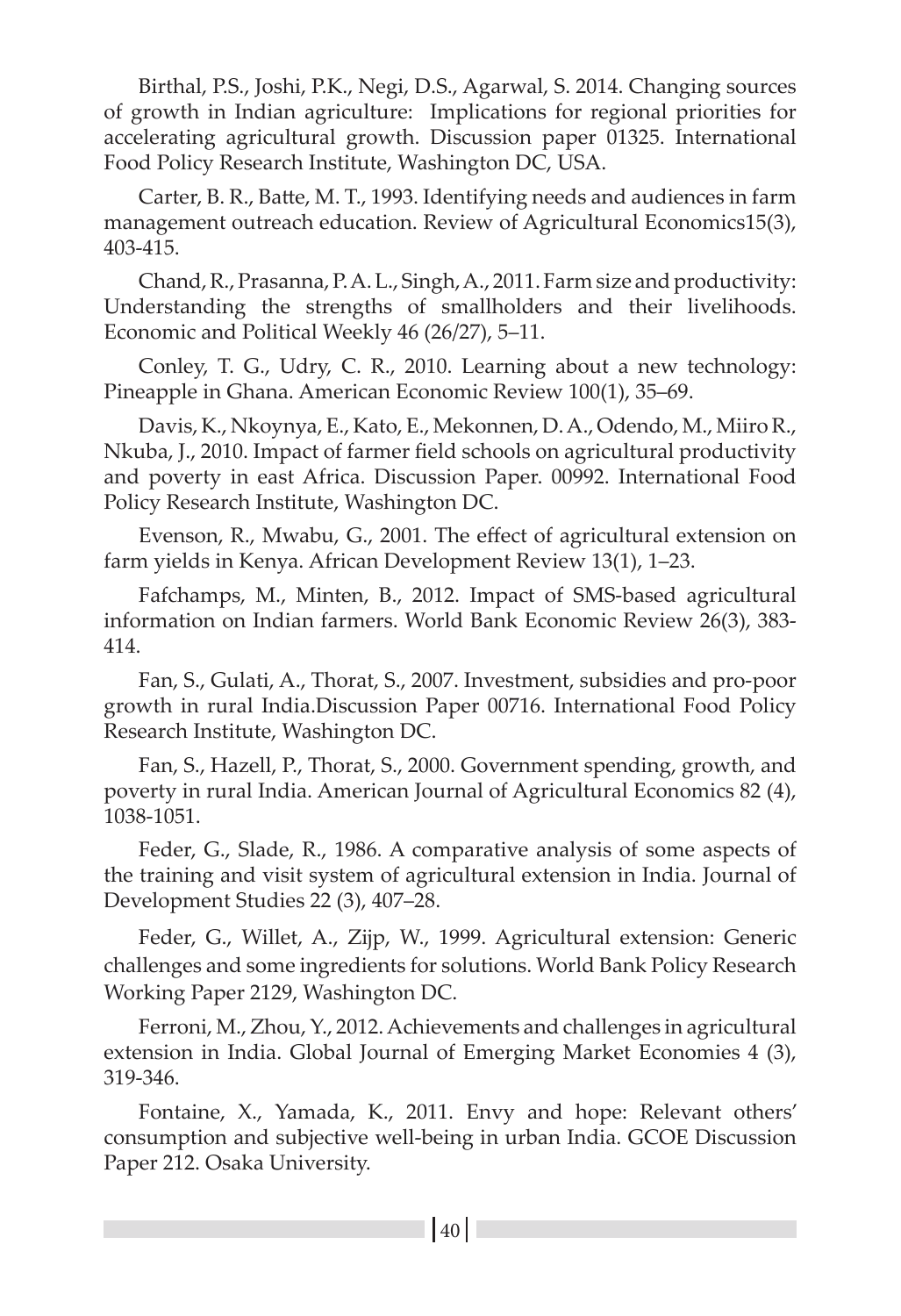Birthal, P.S., Joshi, P.K., Negi, D.S., Agarwal, S. 2014. Changing sources of growth in Indian agriculture: Implications for regional priorities for accelerating agricultural growth. Discussion paper 01325. International Food Policy Research Institute, Washington DC, USA.

Carter, B. R., Batte, M. T., 1993. Identifying needs and audiences in farm management outreach education. Review of Agricultural Economics15(3), 403-415.

Chand, R., Prasanna, P. A. L., Singh, A., 2011. Farm size and productivity: Understanding the strengths of smallholders and their livelihoods. Economic and Political Weekly 46 (26/27), 5–11.

Conley, T. G., Udry, C. R., 2010. Learning about a new technology: Pineapple in Ghana. American Economic Review 100(1), 35–69.

Davis, K., Nkoynya, E., Kato, E., Mekonnen, D. A., Odendo, M., Miiro R., Nkuba, J., 2010. Impact of farmer field schools on agricultural productivity and poverty in east Africa. Discussion Paper. 00992. International Food Policy Research Institute, Washington DC.

Evenson, R., Mwabu, G., 2001. The effect of agricultural extension on farm yields in Kenya. African Development Review 13(1), 1–23.

Fafchamps, M., Minten, B., 2012. Impact of SMS-based agricultural information on Indian farmers. World Bank Economic Review 26(3), 383-414.

Fan, S., Gulati, A., Thorat, S., 2007. Investment, subsidies and pro-poor growth in rural India.Discussion Paper 00716. International Food Policy Research Institute, Washington DC.

Fan, S., Hazell, P., Thorat, S., 2000. Government spending, growth, and poverty in rural India. American Journal of Agricultural Economics 82 (4), 1038-1051.

Feder, G., Slade, R., 1986. A comparative analysis of some aspects of the training and visit system of agricultural extension in India. Journal of Development Studies 22 (3), 407–28.

Feder, G., Willet, A., Zijp, W., 1999. Agricultural extension: Generic challenges and some ingredients for solutions. World Bank Policy Research Working Paper 2129, Washington DC.

Ferroni, M., Zhou, Y., 2012. Achievements and challenges in agricultural extension in India. Global Journal of Emerging Market Economies 4 (3), 319-346.

Fontaine, X., Yamada, K., 2011. Envy and hope: Relevant others' consumption and subjective well-being in urban India. GCOE Discussion Paper 212. Osaka University.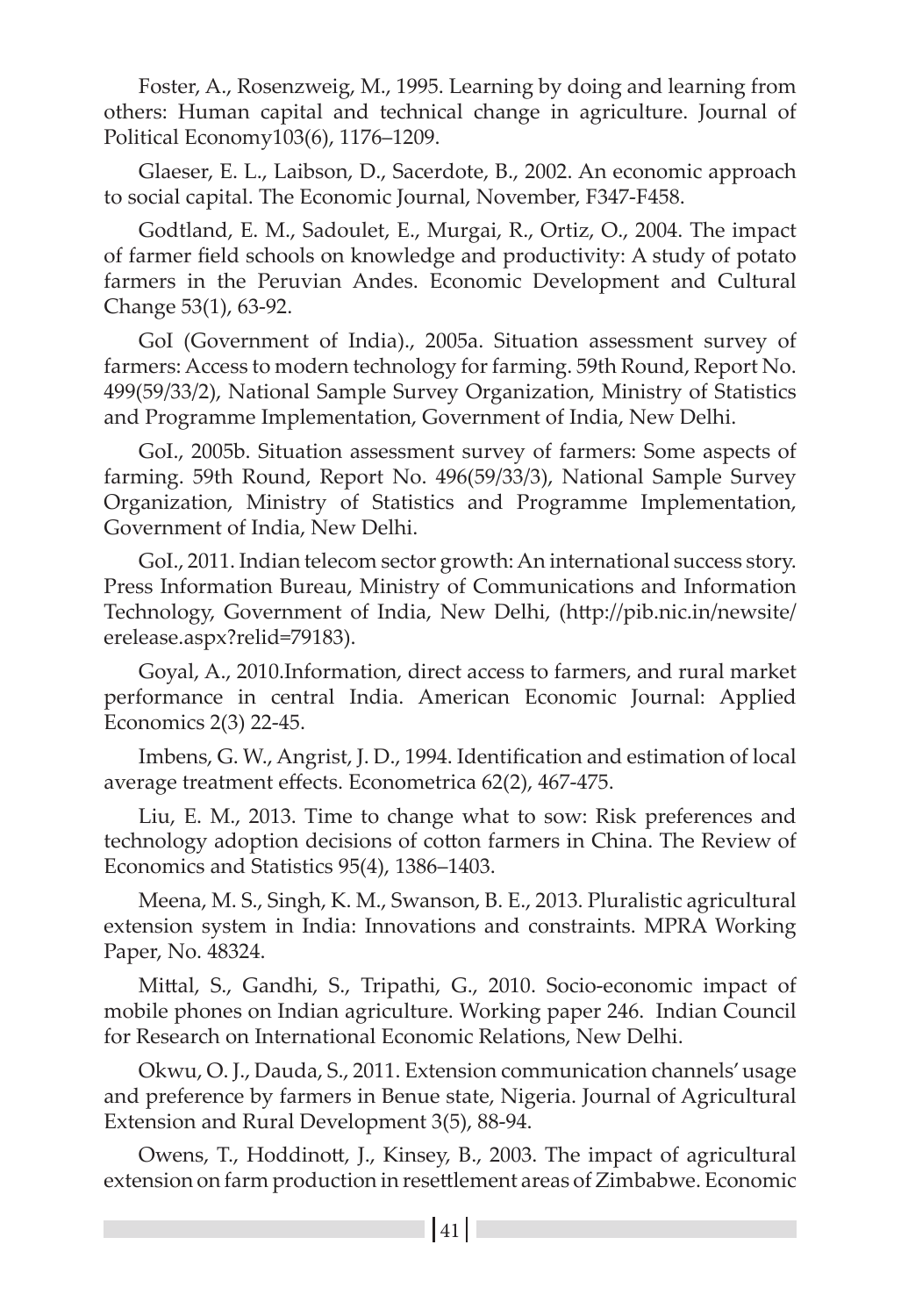Foster, A., Rosenzweig, M., 1995. Learning by doing and learning from others: Human capital and technical change in agriculture. Journal of Political Economy103(6), 1176–1209.

Glaeser, E. L., Laibson, D., Sacerdote, B., 2002. An economic approach to social capital. The Economic Journal, November, F347-F458.

Godtland, E. M., Sadoulet, E., Murgai, R., Ortiz, O., 2004. The impact of farmer field schools on knowledge and productivity: A study of potato farmers in the Peruvian Andes. Economic Development and Cultural Change 53(1), 63-92.

GoI (Government of India)., 2005a. Situation assessment survey of farmers: Access to modern technology for farming. 59th Round, Report No. 499(59/33/2), National Sample Survey Organization, Ministry of Statistics and Programme Implementation, Government of India, New Delhi.

GoI., 2005b. Situation assessment survey of farmers: Some aspects of farming. 59th Round, Report No. 496(59/33/3), National Sample Survey Organization, Ministry of Statistics and Programme Implementation, Government of India, New Delhi.

GoI., 2011. Indian telecom sector growth: An international success story. Press Information Bureau, Ministry of Communications and Information Technology, Government of India, New Delhi, (http://pib.nic.in/newsite/erelease.aspx?relid=79183).

Goyal, A., 2010.Information, direct access to farmers, and rural market performance in central India. American Economic Journal: Applied Economics 2(3) 22-45.

Imbens, G. W., Angrist, J. D., 1994. Identification and estimation of local average treatment effects. Econometrica 62(2), 467-475.

Liu, E. M., 2013. Time to change what to sow: Risk preferences and technology adoption decisions of cotton farmers in China. The Review of Economics and Statistics 95(4), 1386–1403.

Meena, M. S., Singh, K. M., Swanson, B. E., 2013. Pluralistic agricultural extension system in India: Innovations and constraints. MPRA Working Paper, No. 48324.

Mittal, S., Gandhi, S., Tripathi, G., 2010. Socio-economic impact of mobile phones on Indian agriculture. Working paper 246. Indian Council for Research on International Economic Relations, New Delhi.

Okwu, O. J., Dauda, S., 2011. Extension communication channels' usage and preference by farmers in Benue state, Nigeria. Journal of Agricultural Extension and Rural Development 3(5), 88-94.

Owens, T., Hoddinott, J., Kinsey, B., 2003. The impact of agricultural extension on farm production in resettlement areas of Zimbabwe. Economic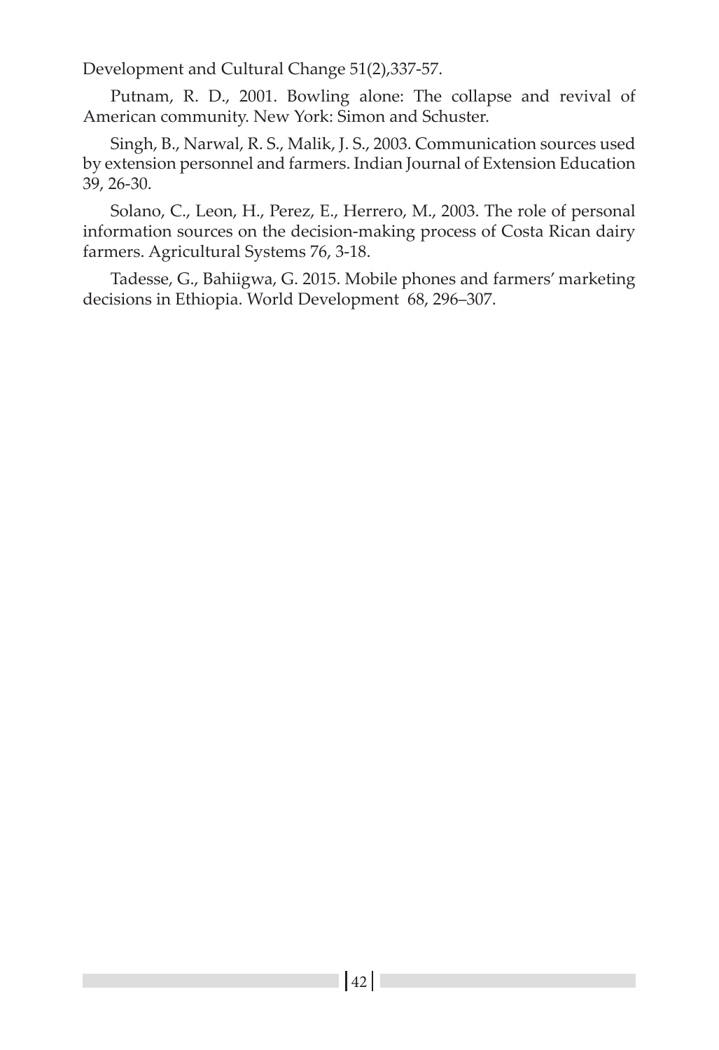Development and Cultural Change 51(2),337-57.

Putnam, R. D., 2001. Bowling alone: The collapse and revival of American community. New York: Simon and Schuster.

Singh, B., Narwal, R. S., Malik, J. S., 2003. Communication sources used by extension personnel and farmers. Indian Journal of Extension Education 39, 26-30.

Solano, C., Leon, H., Perez, E., Herrero, M., 2003. The role of personal information sources on the decision-making process of Costa Rican dairy farmers. Agricultural Systems 76, 3-18.

Tadesse, G., Bahiigwa, G. 2015. Mobile phones and farmers' marketing decisions in Ethiopia. World Development 68, 296–307.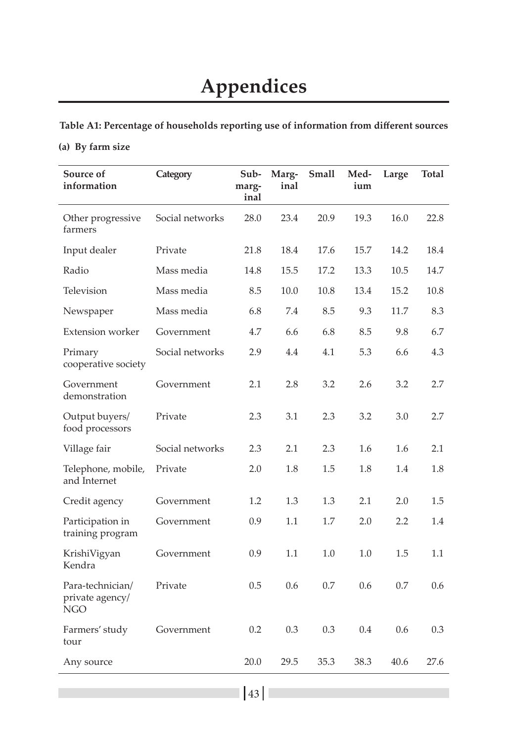# Appendices

**Table A1: Percentage of households reporting use of information from different sources**

**(a) By farm size**

| Source of information | Category | Sub-marginal | Marginal | Small | Medium | Large | Total |
|---|---|---|---|---|---|---|---|
| Other progressive farmers | Social networks | 28.0 | 23.4 | 20.9 | 19.3 | 16.0 | 22.8 |
| Input dealer | Private | 21.8 | 18.4 | 17.6 | 15.7 | 14.2 | 18.4 |
| Radio | Mass media | 14.8 | 15.5 | 17.2 | 13.3 | 10.5 | 14.7 |
| Television | Mass media | 8.5 | 10.0 | 10.8 | 13.4 | 15.2 | 10.8 |
| Newspaper | Mass media | 6.8 | 7.4 | 8.5 | 9.3 | 11.7 | 8.3 |
| Extension worker | Government | 4.7 | 6.6 | 6.8 | 8.5 | 9.8 | 6.7 |
| Primary cooperative society | Social networks | 2.9 | 4.4 | 4.1 | 5.3 | 6.6 | 4.3 |
| Government demonstration | Government | 2.1 | 2.8 | 3.2 | 2.6 | 3.2 | 2.7 |
| Output buyers/ food processors | Private | 2.3 | 3.1 | 2.3 | 3.2 | 3.0 | 2.7 |
| Village fair | Social networks | 2.3 | 2.1 | 2.3 | 1.6 | 1.6 | 2.1 |
| Telephone, mobile, and Internet | Private | 2.0 | 1.8 | 1.5 | 1.8 | 1.4 | 1.8 |
| Credit agency | Government | 1.2 | 1.3 | 1.3 | 2.1 | 2.0 | 1.5 |
| Participation in training program | Government | 0.9 | 1.1 | 1.7 | 2.0 | 2.2 | 1.4 |
| KrishiVigyan Kendra | Government | 0.9 | 1.1 | 1.0 | 1.0 | 1.5 | 1.1 |
| Para-technician/ private agency/ NGO | Private | 0.5 | 0.6 | 0.7 | 0.6 | 0.7 | 0.6 |
| Farmers' study tour | Government | 0.2 | 0.3 | 0.3 | 0.4 | 0.6 | 0.3 |
| Any source | | 20.0 | 29.5 | 35.3 | 38.3 | 40.6 | 27.6 |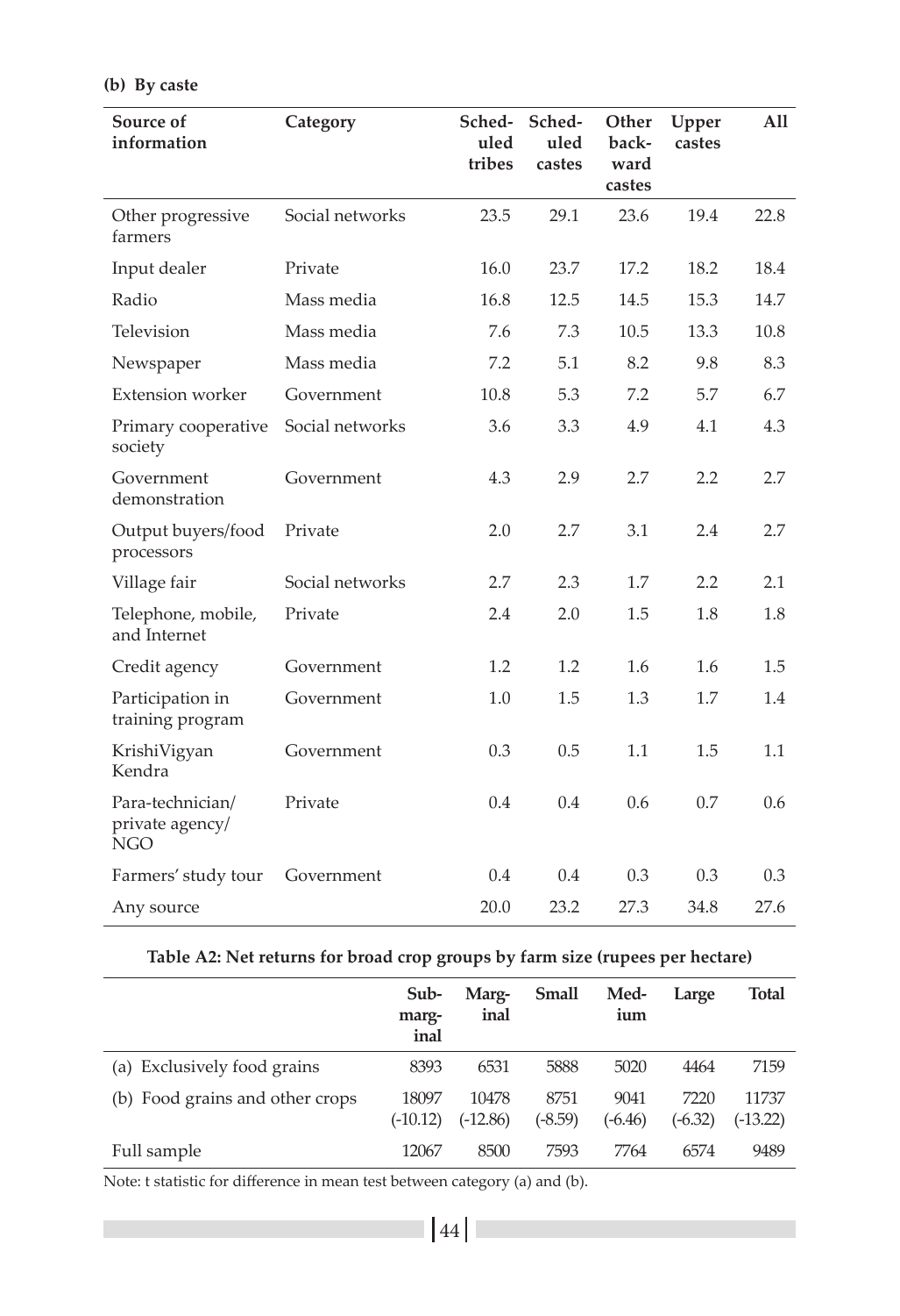**(b) By caste**

| Source of information | Category | Scheduled tribes | Scheduled castes | Other backward castes | Upper castes | All |
|---|---|---|---|---|---|---|
| Other progressive farmers | Social networks | 23.5 | 29.1 | 23.6 | 19.4 | 22.8 |
| Input dealer | Private | 16.0 | 23.7 | 17.2 | 18.2 | 18.4 |
| Radio | Mass media | 16.8 | 12.5 | 14.5 | 15.3 | 14.7 |
| Television | Mass media | 7.6 | 7.3 | 10.5 | 13.3 | 10.8 |
| Newspaper | Mass media | 7.2 | 5.1 | 8.2 | 9.8 | 8.3 |
| Extension worker | Government | 10.8 | 5.3 | 7.2 | 5.7 | 6.7 |
| Primary cooperative society | Social networks | 3.6 | 3.3 | 4.9 | 4.1 | 4.3 |
| Government demonstration | Government | 4.3 | 2.9 | 2.7 | 2.2 | 2.7 |
| Output buyers/food processors | Private | 2.0 | 2.7 | 3.1 | 2.4 | 2.7 |
| Village fair | Social networks | 2.7 | 2.3 | 1.7 | 2.2 | 2.1 |
| Telephone, mobile, and Internet | Private | 2.4 | 2.0 | 1.5 | 1.8 | 1.8 |
| Credit agency | Government | 1.2 | 1.2 | 1.6 | 1.6 | 1.5 |
| Participation in training program | Government | 1.0 | 1.5 | 1.3 | 1.7 | 1.4 |
| KrishiVigyan Kendra | Government | 0.3 | 0.5 | 1.1 | 1.5 | 1.1 |
| Para-technician/ private agency/ NGO | Private | 0.4 | 0.4 | 0.6 | 0.7 | 0.6 |
| Farmers' study tour | Government | 0.4 | 0.4 | 0.3 | 0.3 | 0.3 |
| Any source | | 20.0 | 23.2 | 27.3 | 34.8 | 27.6 |

**Table A2: Net returns for broad crop groups by farm size (rupees per hectare)**

| | Sub-marginal | Marginal | Small | Medium | Large | Total |
|---|---|---|---|---|---|---|
| (a) Exclusively food grains | 8393 | 6531 | 5888 | 5020 | 4464 | 7159 |
| (b) Food grains and other crops | 18097 (-10.12) | 10478 (-12.86) | 8751 (-8.59) | 9041 (-6.46) | 7220 (-6.32) | 11737 (-13.22) |
| Full sample | 12067 | 8500 | 7593 | 7764 | 6574 | 9489 |

Note: t statistic for difference in mean test between category (a) and (b).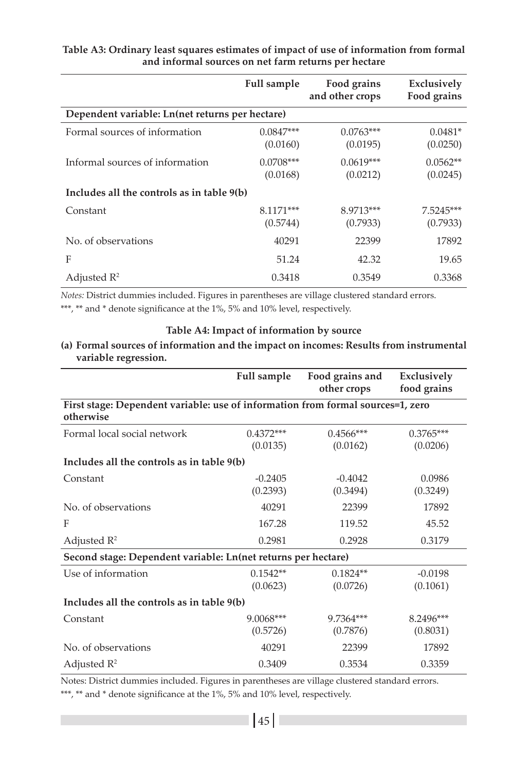**Table A3: Ordinary least squares estimates of impact of use of information from formal and informal sources on net farm returns per hectare**

| | Full sample | Food grains and other crops | Exclusively Food grains |
|---|---|---|---|
| **Dependent variable: Ln(net returns per hectare)** | | | |
| Formal sources of information | 0.0847*** | 0.0763*** | 0.0481* |
| | (0.0160) | (0.0195) | (0.0250) |
| Informal sources of information | 0.0708*** | 0.0619*** | 0.0562** |
| | (0.0168) | (0.0212) | (0.0245) |
| **Includes all the controls as in table 9(b)** | | | |
| Constant | 8.1171*** | 8.9713*** | 7.5245*** |
| | (0.5744) | (0.7933) | (0.7933) |
| No. of observations | 40291 | 22399 | 17892 |
| F | 51.24 | 42.32 | 19.65 |
| Adjusted $R^2$ | 0.3418 | 0.3549 | 0.3368 |

*Notes:* District dummies included. Figures in parentheses are village clustered standard errors.
***, ** and * denote significance at the 1%, 5% and 10% level, respectively.

**Table A4: Impact of information by source**

**(a) Formal sources of information and the impact on incomes: Results from instrumental variable regression.**

| | Full sample | Food grains and other crops | Exclusively food grains |
|---|---|---|---|
| **First stage: Dependent variable: use of information from formal sources=1, zero otherwise** | | | |
| Formal local social network | 0.4372*** | 0.4566*** | 0.3765*** |
| | (0.0135) | (0.0162) | (0.0206) |
| **Includes all the controls as in table 9(b)** | | | |
| Constant | -0.2405 | -0.4042 | 0.0986 |
| | (0.2393) | (0.3494) | (0.3249) |
| No. of observations | 40291 | 22399 | 17892 |
| F | 167.28 | 119.52 | 45.52 |
| Adjusted $R^2$ | 0.2981 | 0.2928 | 0.3179 |
| **Second stage: Dependent variable: Ln(net returns per hectare)** | | | |
| Use of information | 0.1542** | 0.1824** | -0.0198 |
| | (0.0623) | (0.0726) | (0.1061) |
| **Includes all the controls as in table 9(b)** | | | |
| Constant | 9.0068*** | 9.7364*** | 8.2496*** |
| | (0.5726) | (0.7876) | (0.8031) |
| No. of observations | 40291 | 22399 | 17892 |
| Adjusted $R^2$ | 0.3409 | 0.3534 | 0.3359 |

Notes: District dummies included. Figures in parentheses are village clustered standard errors.
***, ** and * denote significance at the 1%, 5% and 10% level, respectively.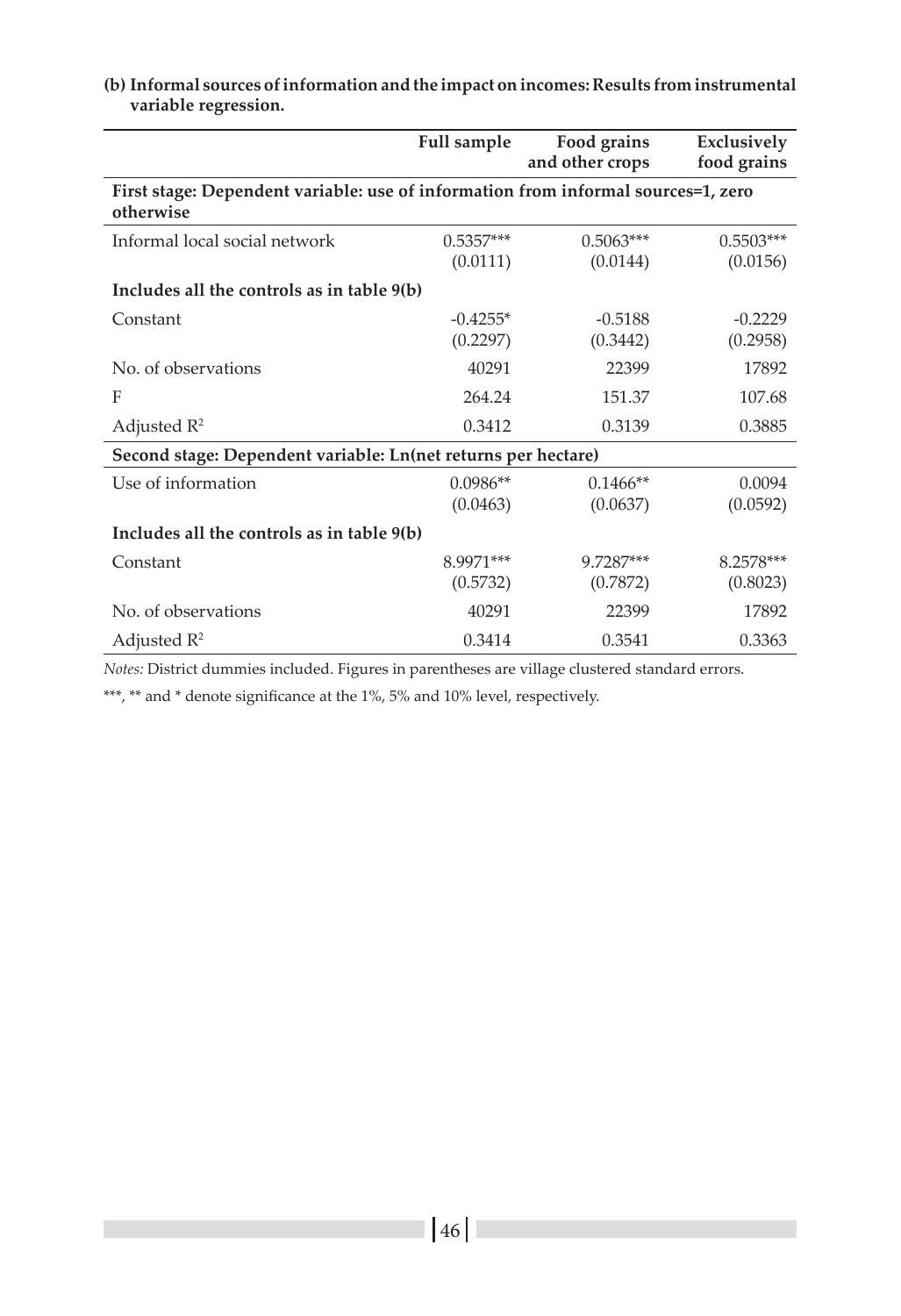**(b) Informal sources of information and the impact on incomes: Results from instrumental variable regression.**

| | Full sample | Food grains and other crops | Exclusively food grains |
|---|---|---|---|
| **First stage: Dependent variable: use of information from informal sources=1, zero otherwise** | | | |
| Informal local social network | 0.5357*** | 0.5063*** | 0.5503*** |
| | (0.0111) | (0.0144) | (0.0156) |
| **Includes all the controls as in table 9(b)** | | | |
| Constant | -0.4255* | -0.5188 | -0.2229 |
| | (0.2297) | (0.3442) | (0.2958) |
| No. of observations | 40291 | 22399 | 17892 |
| F | 264.24 | 151.37 | 107.68 |
| Adjusted $R^2$ | 0.3412 | 0.3139 | 0.3885 |
| **Second stage: Dependent variable: Ln(net returns per hectare)** | | | |
| Use of information | 0.0986** | 0.1466** | 0.0094 |
| | (0.0463) | (0.0637) | (0.0592) |
| **Includes all the controls as in table 9(b)** | | | |
| Constant | 8.9971*** | 9.7287*** | 8.2578*** |
| | (0.5732) | (0.7872) | (0.8023) |
| No. of observations | 40291 | 22399 | 17892 |
| Adjusted $R^2$ | 0.3414 | 0.3541 | 0.3363 |

*Notes:* District dummies included. Figures in parentheses are village clustered standard errors.

***, ** and * denote significance at the 1%, 5% and 10% level, respectively.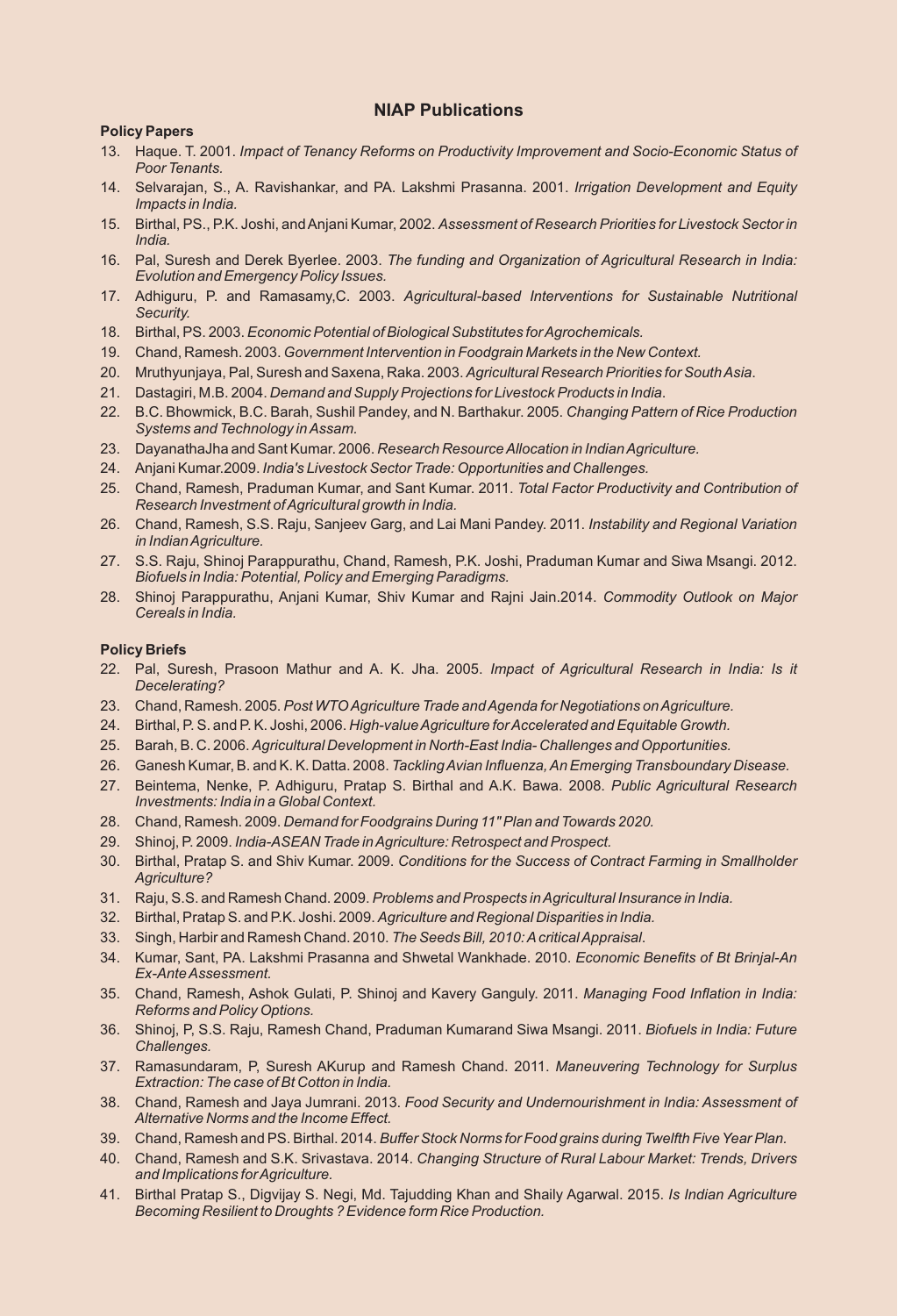## NIAP Publications

**Policy Papers**

13. Haque. T. 2001. *Impact of Tenancy Reforms on Productivity Improvement and Socio-Economic Status of Poor Tenants.*
14. Selvarajan, S., A. Ravishankar, and PA. Lakshmi Prasanna. 2001. *Irrigation Development and Equity Impacts in India.*
15. Birthal, PS., P.K. Joshi, and Anjani Kumar, 2002. *Assessment of Research Priorities for Livestock Sector in India.*
16. Pal, Suresh and Derek Byerlee. 2003. *The funding and Organization of Agricultural Research in India: Evolution and Emergency Policy Issues.*
17. Adhiguru, P. and Ramasamy,C. 2003. *Agricultural-based Interventions for Sustainable Nutritional Security.*
18. Birthal, PS. 2003. *Economic Potential of Biological Substitutes for Agrochemicals.*
19. Chand, Ramesh. 2003. *Government Intervention in Foodgrain Markets in the New Context.*
20. Mruthyunjaya, Pal, Suresh and Saxena, Raka. 2003. *Agricultural Research Priorities for South Asia*.
21. Dastagiri, M.B. 2004. *Demand and Supply Projections for Livestock Products in India*.
22. B.C. Bhowmick, B.C. Barah, Sushil Pandey, and N. Barthakur. 2005. *Changing Pattern of Rice Production Systems and Technology in Assam.*
23. DayanathaJha and Sant Kumar. 2006. *Research Resource Allocation in Indian Agriculture.*
24. Anjani Kumar.2009. *India's Livestock Sector Trade: Opportunities and Challenges.*
25. Chand, Ramesh, Praduman Kumar, and Sant Kumar. 2011. *Total Factor Productivity and Contribution of Research Investment of Agricultural growth in India.*
26. Chand, Ramesh, S.S. Raju, Sanjeev Garg, and Lai Mani Pandey. 2011. *Instability and Regional Variation in Indian Agriculture.*
27. S.S. Raju, Shinoj Parappurathu, Chand, Ramesh, P.K. Joshi, Praduman Kumar and Siwa Msangi. 2012. *Biofuels in India: Potential, Policy and Emerging Paradigms.*
28. Shinoj Parappurathu, Anjani Kumar, Shiv Kumar and Rajni Jain.2014. *Commodity Outlook on Major Cereals in India.*

**Policy Briefs**

22. Pal, Suresh, Prasoon Mathur and A. K. Jha. 2005. *Impact of Agricultural Research in India: Is it Decelerating?*
23. Chand, Ramesh. 2005. *Post WTO Agriculture Trade and Agenda for Negotiations on Agriculture.*
24. Birthal, P. S. and P. K. Joshi, 2006. *High-value Agriculture for Accelerated and Equitable Growth.*
25. Barah, B. C. 2006. *Agricultural Development in North-East India- Challenges and Opportunities.*
26. Ganesh Kumar, B. and K. K. Datta. 2008. *Tackling Avian Influenza, An Emerging Transboundary Disease.*
27. Beintema, Nenke, P. Adhiguru, Pratap S. Birthal and A.K. Bawa. 2008. *Public Agricultural Research Investments: India in a Global Context.*
28. Chand, Ramesh. 2009. *Demand for Foodgrains During 11" Plan and Towards 2020.*
29. Shinoj, P. 2009. *India-ASEAN Trade in Agriculture: Retrospect and Prospect.*
30. Birthal, Pratap S. and Shiv Kumar. 2009. *Conditions for the Success of Contract Farming in Smallholder Agriculture?*
31. Raju, S.S. and Ramesh Chand. 2009. *Problems and Prospects in Agricultural Insurance in India.*
32. Birthal, Pratap S. and P.K. Joshi. 2009. *Agriculture and Regional Disparities in India.*
33. Singh, Harbir and Ramesh Chand. 2010. *The Seeds Bill, 2010: A critical Appraisal*.
34. Kumar, Sant, PA. Lakshmi Prasanna and Shwetal Wankhade. 2010. *Economic Benefits of Bt Brinjal-An Ex-Ante Assessment.*
35. Chand, Ramesh, Ashok Gulati, P. Shinoj and Kavery Ganguly. 2011. *Managing Food Inflation in India: Reforms and Policy Options.*
36. Shinoj, P, S.S. Raju, Ramesh Chand, Praduman Kumarand Siwa Msangi. 2011. *Biofuels in India: Future Challenges.*
37. Ramasundaram, P, Suresh AKurup and Ramesh Chand. 2011. *Maneuvering Technology for Surplus Extraction: The case of Bt Cotton in India.*
38. Chand, Ramesh and Jaya Jumrani. 2013. *Food Security and Undernourishment in India: Assessment of Alternative Norms and the Income Effect.*
39. Chand, Ramesh and PS. Birthal. 2014. *Buffer Stock Norms for Food grains during Twelfth Five Year Plan.*
40. Chand, Ramesh and S.K. Srivastava. 2014. *Changing Structure of Rural Labour Market: Trends, Drivers and Implications for Agriculture.*
41. Birthal Pratap S., Digvijay S. Negi, Md. Tajudding Khan and Shaily Agarwal. 2015. *Is Indian Agriculture Becoming Resilient to Droughts ? Evidence form Rice Production.*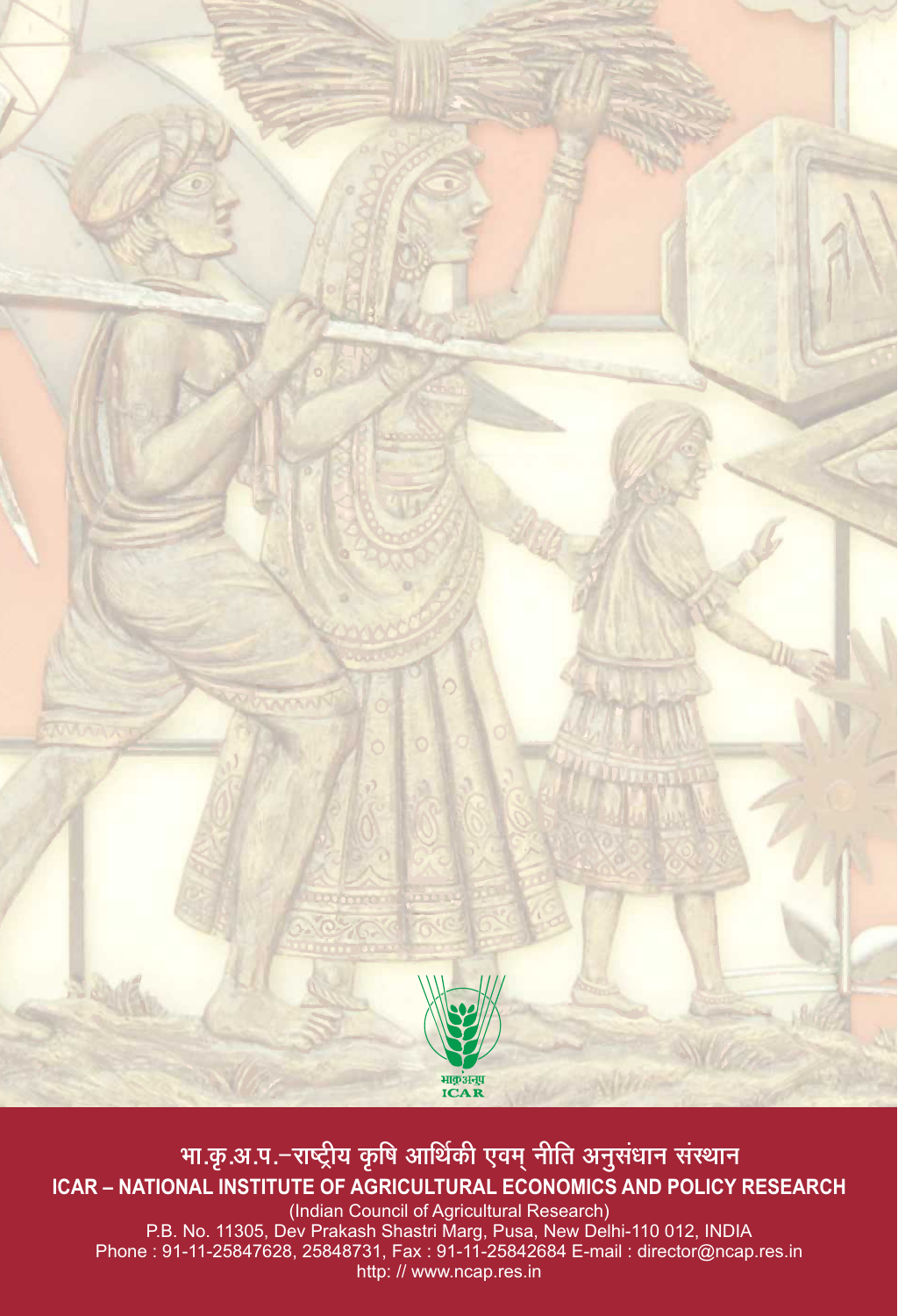भाकृअनुप
ICAR

भा.कृ.अ.प.–राष्ट्रीय कृषि आर्थिकी एवम् नीति अनुसंधान संस्थान

**ICAR – NATIONAL INSTITUTE OF AGRICULTURAL ECONOMICS AND POLICY RESEARCH**

(Indian Council of Agricultural Research)

P.B. No. 11305, Dev Prakash Shastri Marg, Pusa, New Delhi-110 012, INDIA

Phone : 91-11-25847628, 25848731, Fax : 91-11-25842684 E-mail : director@ncap.res.in

http: // www.ncap.res.in